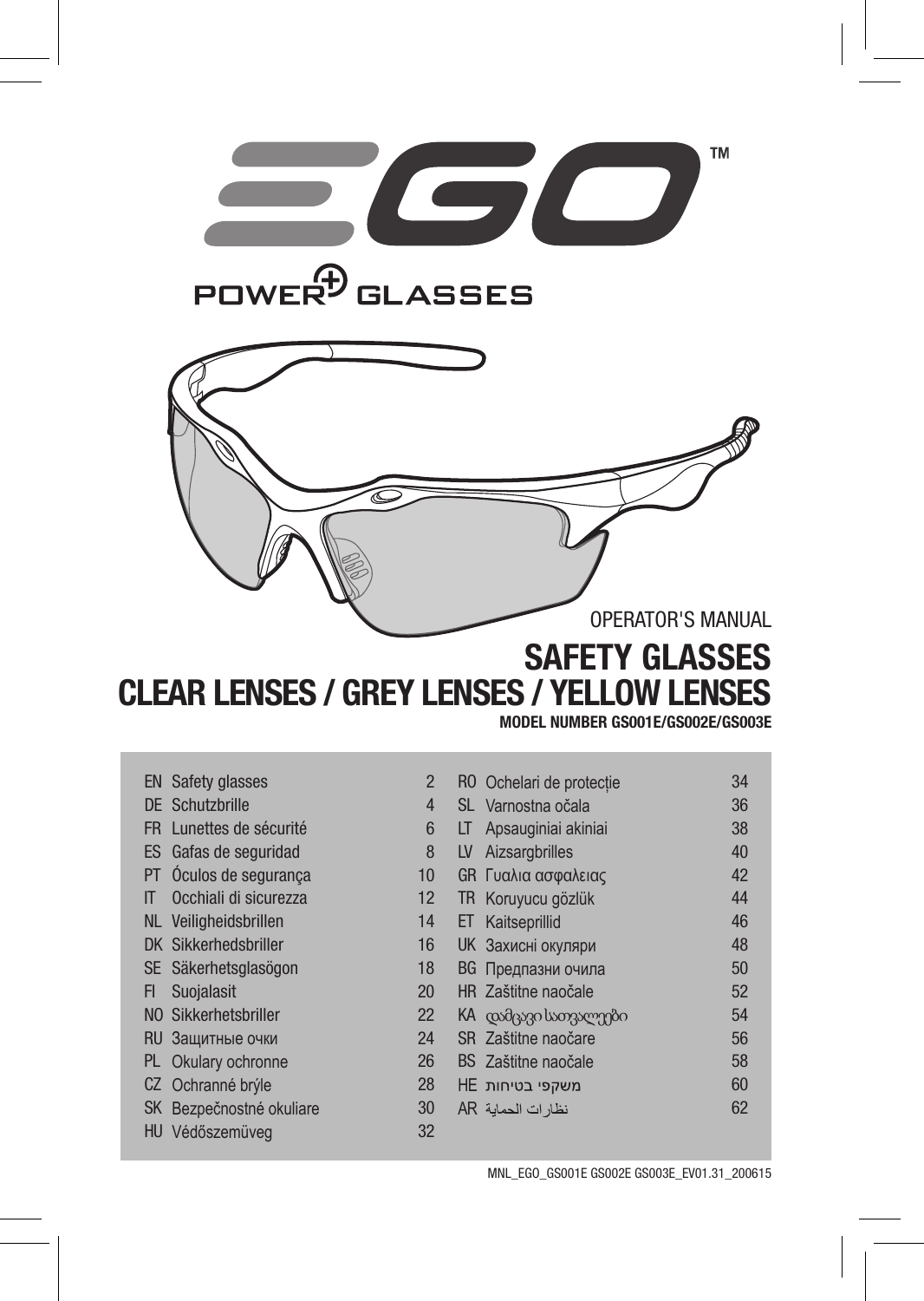EGO™

POWER+ GLASSES

OPERATOR'S MANUAL

# SAFETY GLASSES
# CLEAR LENSES / GREY LENSES / YELLOW LENSES

**MODEL NUMBER GS001E/GS002E/GS003E**

| | | |
|---|---|---|
| EN | Safety glasses | 2 |
| DE | Schutzbrille | 4 |
| FR | Lunettes de sécurité | 6 |
| ES | Gafas de seguridad | 8 |
| PT | Óculos de segurança | 10 |
| IT | Occhiali di sicurezza | 12 |
| NL | Veiligheidsbrillen | 14 |
| DK | Sikkerhedsbriller | 16 |
| SE | Säkerhetsglasögon | 18 |
| FI | Suojalasit | 20 |
| NO | Sikkerhetsbriller | 22 |
| RU | Защитные очки | 24 |
| PL | Okulary ochronne | 26 |
| CZ | Ochranné brýle | 28 |
| SK | Bezpečnostné okuliare | 30 |
| HU | Védőszemüveg | 32 |
| RO | Ochelari de protecție | 34 |
| SL | Varnostna očala | 36 |
| LT | Apsauginiai akiniai | 38 |
| LV | Aizsargbrilles | 40 |
| GR | Γυαλια ασφαλειας | 42 |
| TR | Koruyucu gözlük | 44 |
| ET | Kaitseprillid | 46 |
| UK | Захисні окуляри | 48 |
| BG | Предпазни очила | 50 |
| HR | Zaštitne naočale | 52 |
| KA | დამცავი სათვალეები | 54 |
| SR | Zaštitne naočare | 56 |
| BS | Zaštitne naočale | 58 |
| HE | משקפי בטיחות | 60 |
| AR | نظارات الحماية | 62 |

MNL_EGO_GS001E GS002E GS003E_EV01.31_200615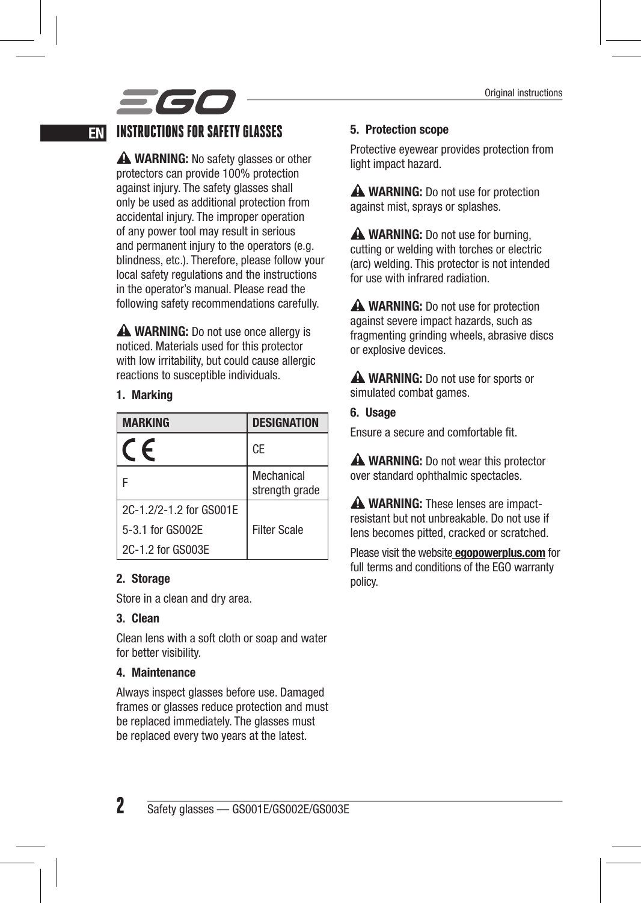# INSTRUCTIONS FOR SAFETY GLASSES

⚠ **WARNING:** No safety glasses or other protectors can provide 100% protection against injury. The safety glasses shall only be used as additional protection from accidental injury. The improper operation of any power tool may result in serious and permanent injury to the operators (e.g. blindness, etc.). Therefore, please follow your local safety regulations and the instructions in the operator's manual. Please read the following safety recommendations carefully.

⚠ **WARNING:** Do not use once allergy is noticed. Materials used for this protector with low irritability, but could cause allergic reactions to susceptible individuals.

## 1. Marking

| MARKING | DESIGNATION |
|---|---|
| CE | CE |
| F | Mechanical strength grade |
| 2C-1.2/2-1.2 for GS001E<br>5-3.1 for GS002E<br>2C-1.2 for GS003E | Filter Scale |

## 2. Storage

Store in a clean and dry area.

## 3. Clean

Clean lens with a soft cloth or soap and water for better visibility.

## 4. Maintenance

Always inspect glasses before use. Damaged frames or glasses reduce protection and must be replaced immediately. The glasses must be replaced every two years at the latest.

## 5. Protection scope

Protective eyewear provides protection from light impact hazard.

⚠ **WARNING:** Do not use for protection against mist, sprays or splashes.

⚠ **WARNING:** Do not use for burning, cutting or welding with torches or electric (arc) welding. This protector is not intended for use with infrared radiation.

⚠ **WARNING:** Do not use for protection against severe impact hazards, such as fragmenting grinding wheels, abrasive discs or explosive devices.

⚠ **WARNING:** Do not use for sports or simulated combat games.

## 6. Usage

Ensure a secure and comfortable fit.

⚠ **WARNING:** Do not wear this protector over standard ophthalmic spectacles.

⚠ **WARNING:** These lenses are impact-resistant but not unbreakable. Do not use if lens becomes pitted, cracked or scratched.

Please visit the website **egopowerplus.com** for full terms and conditions of the EGO warranty policy.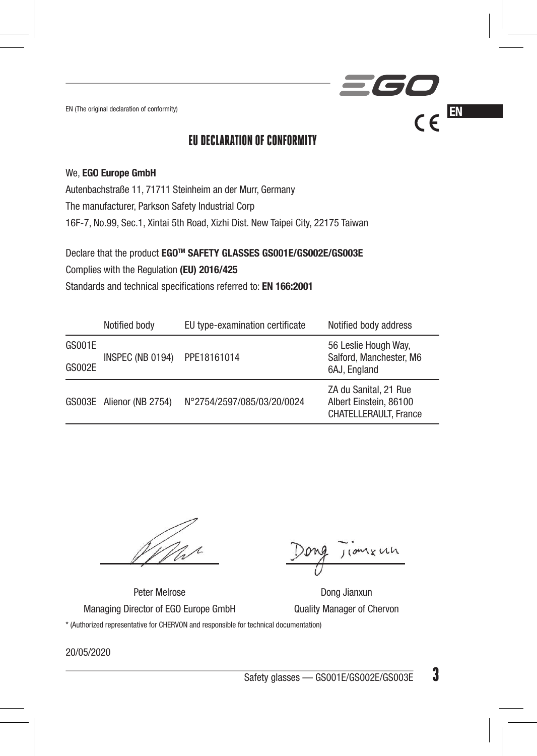EN (The original declaration of conformity)

# EU DECLARATION OF CONFORMITY

We, **EGO Europe GmbH**

Autenbachstraße 11, 71711 Steinheim an der Murr, Germany

The manufacturer, Parkson Safety Industrial Corp

16F-7, No.99, Sec.1, Xintai 5th Road, Xizhi Dist. New Taipei City, 22175 Taiwan

Declare that the product **EGO™ SAFETY GLASSES GS001E/GS002E/GS003E**

Complies with the Regulation **(EU) 2016/425**

Standards and technical specifications referred to: **EN 166:2001**

| | Notified body | EU type-examination certificate | Notified body address |
|---|---|---|---|
| GS001E<br>GS002E | INSPEC (NB 0194) | PPE18161014 | 56 Leslie Hough Way, Salford, Manchester, M6 6AJ, England |
| GS003E | Alienor (NB 2754) | N°2754/2597/085/03/20/0024 | ZA du Sanital, 21 Rue Albert Einstein, 86100 CHATELLERAULT, France |

Peter Melrose
Managing Director of EGO Europe GmbH

Dong Jianxun
Quality Manager of Chervon

\* (Authorized representative for CHERVON and responsible for technical documentation)

20/05/2020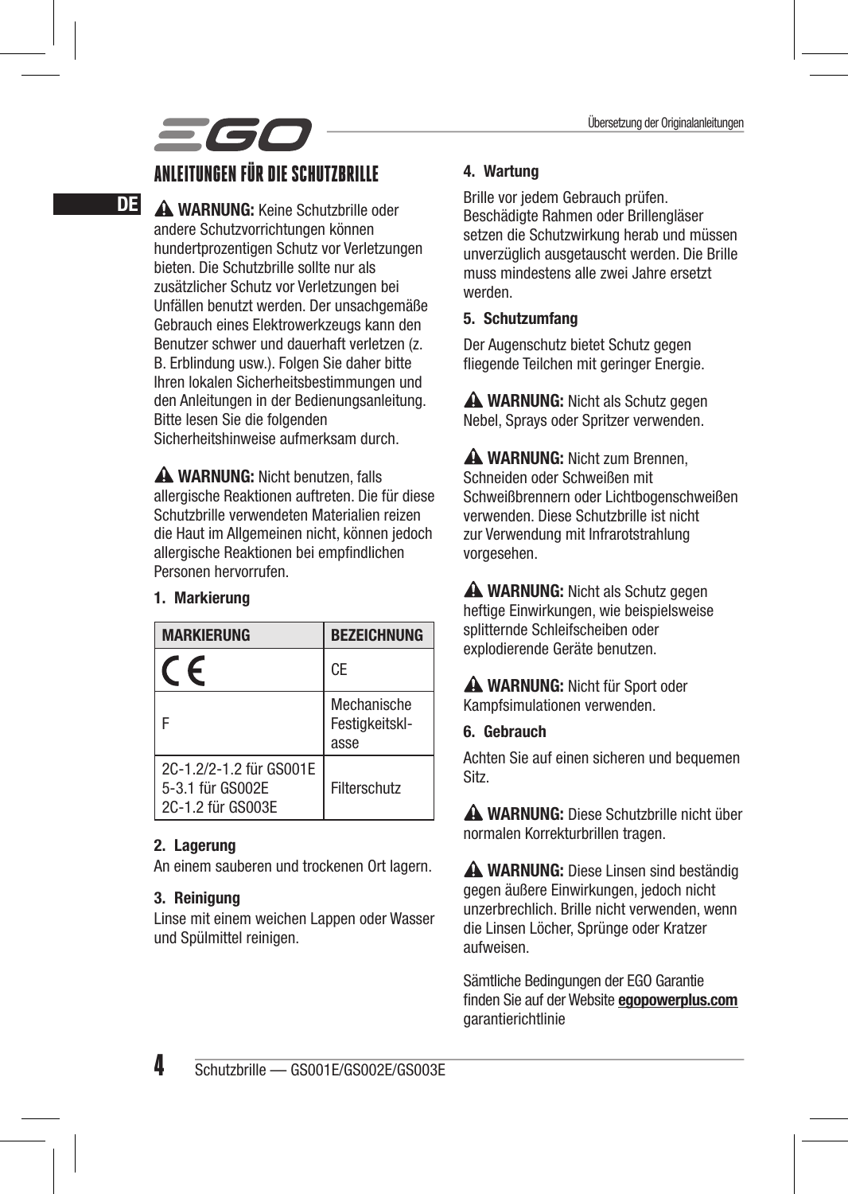# ANLEITUNGEN FÜR DIE SCHUTZBRILLE

⚠ **WARNUNG:** Keine Schutzbrille oder andere Schutzvorrichtungen können hundertprozentigen Schutz vor Verletzungen bieten. Die Schutzbrille sollte nur als zusätzlicher Schutz vor Verletzungen bei Unfällen benutzt werden. Der unsachgemäße Gebrauch eines Elektrowerkzeugs kann den Benutzer schwer und dauerhaft verletzen (z. B. Erblindung usw.). Folgen Sie daher bitte Ihren lokalen Sicherheitsbestimmungen und den Anleitungen in der Bedienungsanleitung. Bitte lesen Sie die folgenden Sicherheitshinweise aufmerksam durch.

⚠ **WARNUNG:** Nicht benutzen, falls allergische Reaktionen auftreten. Die für diese Schutzbrille verwendeten Materialien reizen die Haut im Allgemeinen nicht, können jedoch allergische Reaktionen bei empfindlichen Personen hervorrufen.

### 1. Markierung

| MARKIERUNG | BEZEICHNUNG |
|---|---|
| CE | CE |
| F | Mechanische Festigkeitsklasse |
| 2C-1.2/2-1.2 für GS001E<br>5-3.1 für GS002E<br>2C-1.2 für GS003E | Filterschutz |

### 2. Lagerung

An einem sauberen und trockenen Ort lagern.

### 3. Reinigung

Linse mit einem weichen Lappen oder Wasser und Spülmittel reinigen.

### 4. Wartung

Brille vor jedem Gebrauch prüfen. Beschädigte Rahmen oder Brillengläser setzen die Schutzwirkung herab und müssen unverzüglich ausgetauscht werden. Die Brille muss mindestens alle zwei Jahre ersetzt werden.

### 5. Schutzumfang

Der Augenschutz bietet Schutz gegen fliegende Teilchen mit geringer Energie.

⚠ **WARNUNG:** Nicht als Schutz gegen Nebel, Sprays oder Spritzer verwenden.

⚠ **WARNUNG:** Nicht zum Brennen, Schneiden oder Schweißen mit Schweißbrennern oder Lichtbogenschweißen verwenden. Diese Schutzbrille ist nicht zur Verwendung mit Infrarotstrahlung vorgesehen.

⚠ **WARNUNG:** Nicht als Schutz gegen heftige Einwirkungen, wie beispielsweise splitternde Schleifscheiben oder explodierende Geräte benutzen.

⚠ **WARNUNG:** Nicht für Sport oder Kampfsimulationen verwenden.

### 6. Gebrauch

Achten Sie auf einen sicheren und bequemen Sitz.

⚠ **WARNUNG:** Diese Schutzbrille nicht über normalen Korrekturbrillen tragen.

⚠ **WARNUNG:** Diese Linsen sind beständig gegen äußere Einwirkungen, jedoch nicht unzerbrechlich. Brille nicht verwenden, wenn die Linsen Löcher, Sprünge oder Kratzer aufweisen.

Sämtliche Bedingungen der EGO Garantie finden Sie auf der Website **egopowerplus.com** garantierichtlinie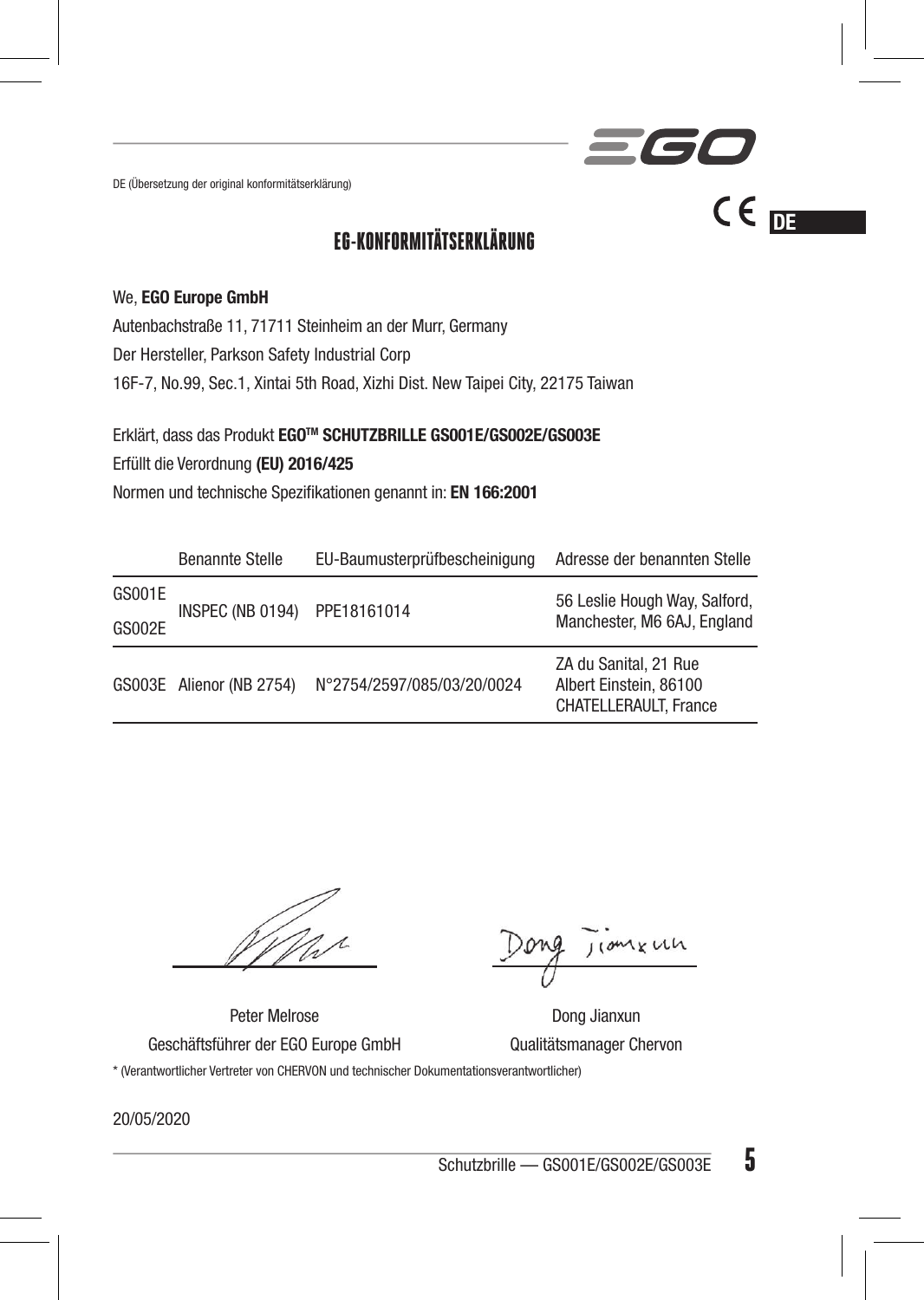DE (Übersetzung der original konformitätserklärung)

# EG-KONFORMITÄTSERKLÄRUNG

We, **EGO Europe GmbH**

Autenbachstraße 11, 71711 Steinheim an der Murr, Germany

Der Hersteller, Parkson Safety Industrial Corp

16F-7, No.99, Sec.1, Xintai 5th Road, Xizhi Dist. New Taipei City, 22175 Taiwan

Erklärt, dass das Produkt **EGO™ SCHUTZBRILLE GS001E/GS002E/GS003E**

Erfüllt die Verordnung **(EU) 2016/425**

Normen und technische Spezifikationen genannt in: **EN 166:2001**

| | Benannte Stelle | EU-Baumusterprüfbescheinigung | Adresse der benannten Stelle |
|---|---|---|---|
| GS001E GS002E | INSPEC (NB 0194) | PPE18161014 | 56 Leslie Hough Way, Salford, Manchester, M6 6AJ, England |
| GS003E | Alienor (NB 2754) | N°2754/2597/085/03/20/0024 | ZA du Sanital, 21 Rue Albert Einstein, 86100 CHATELLERAULT, France |

Peter Melrose
Geschäftsführer der EGO Europe GmbH

Dong Jianxun
Qualitätsmanager Chervon

\* (Verantwortlicher Vertreter von CHERVON und technischer Dokumentationsverantwortlicher)

20/05/2020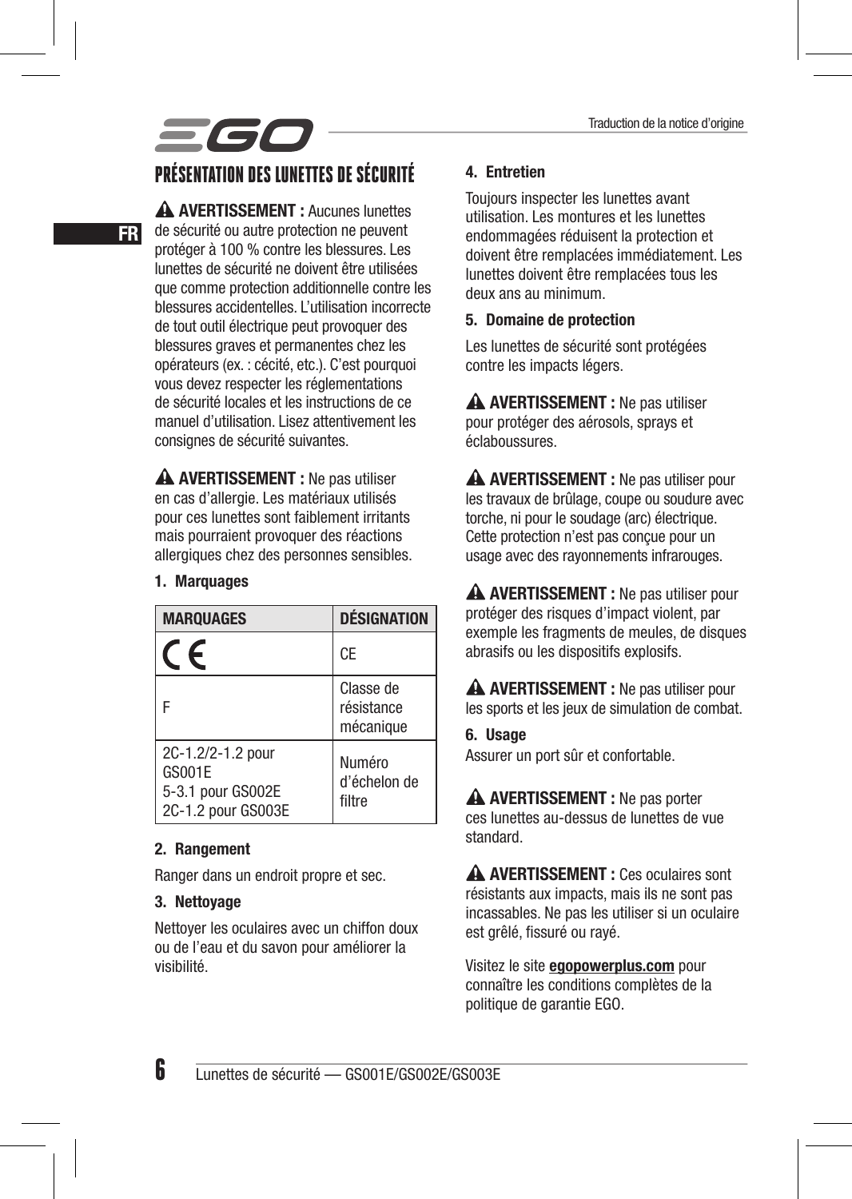Traduction de la notice d'origine

# PRÉSENTATION DES LUNETTES DE SÉCURITÉ

⚠ **AVERTISSEMENT :** Aucunes lunettes de sécurité ou autre protection ne peuvent protéger à 100 % contre les blessures. Les lunettes de sécurité ne doivent être utilisées que comme protection additionnelle contre les blessures accidentelles. L'utilisation incorrecte de tout outil électrique peut provoquer des blessures graves et permanentes chez les opérateurs (ex. : cécité, etc.). C'est pourquoi vous devez respecter les réglementations de sécurité locales et les instructions de ce manuel d'utilisation. Lisez attentivement les consignes de sécurité suivantes.

⚠ **AVERTISSEMENT :** Ne pas utiliser en cas d'allergie. Les matériaux utilisés pour ces lunettes sont faiblement irritants mais pourraient provoquer des réactions allergiques chez des personnes sensibles.

## 1. Marquages

| MARQUAGES | DÉSIGNATION |
|---|---|
| CE | CE |
| F | Classe de résistance mécanique |
| 2C-1.2/2-1.2 pour GS001E<br>5-3.1 pour GS002E<br>2C-1.2 pour GS003E | Numéro d'échelon de filtre |

## 2. Rangement

Ranger dans un endroit propre et sec.

## 3. Nettoyage

Nettoyer les oculaires avec un chiffon doux ou de l'eau et du savon pour améliorer la visibilité.

## 4. Entretien

Toujours inspecter les lunettes avant utilisation. Les montures et les lunettes endommagées réduisent la protection et doivent être remplacées immédiatement. Les lunettes doivent être remplacées tous les deux ans au minimum.

## 5. Domaine de protection

Les lunettes de sécurité sont protégées contre les impacts légers.

⚠ **AVERTISSEMENT :** Ne pas utiliser pour protéger des aérosols, sprays et éclaboussures.

⚠ **AVERTISSEMENT :** Ne pas utiliser pour les travaux de brûlage, coupe ou soudure avec torche, ni pour le soudage (arc) électrique. Cette protection n'est pas conçue pour un usage avec des rayonnements infrarouges.

⚠ **AVERTISSEMENT :** Ne pas utiliser pour protéger des risques d'impact violent, par exemple les fragments de meules, de disques abrasifs ou les dispositifs explosifs.

⚠ **AVERTISSEMENT :** Ne pas utiliser pour les sports et les jeux de simulation de combat.

## 6. Usage

Assurer un port sûr et confortable.

⚠ **AVERTISSEMENT :** Ne pas porter ces lunettes au-dessus de lunettes de vue standard.

⚠ **AVERTISSEMENT :** Ces oculaires sont résistants aux impacts, mais ils ne sont pas incassables. Ne pas les utiliser si un oculaire est grêlé, fissuré ou rayé.

Visitez le site **egopowerplus.com** pour connaître les conditions complètes de la politique de garantie EGO.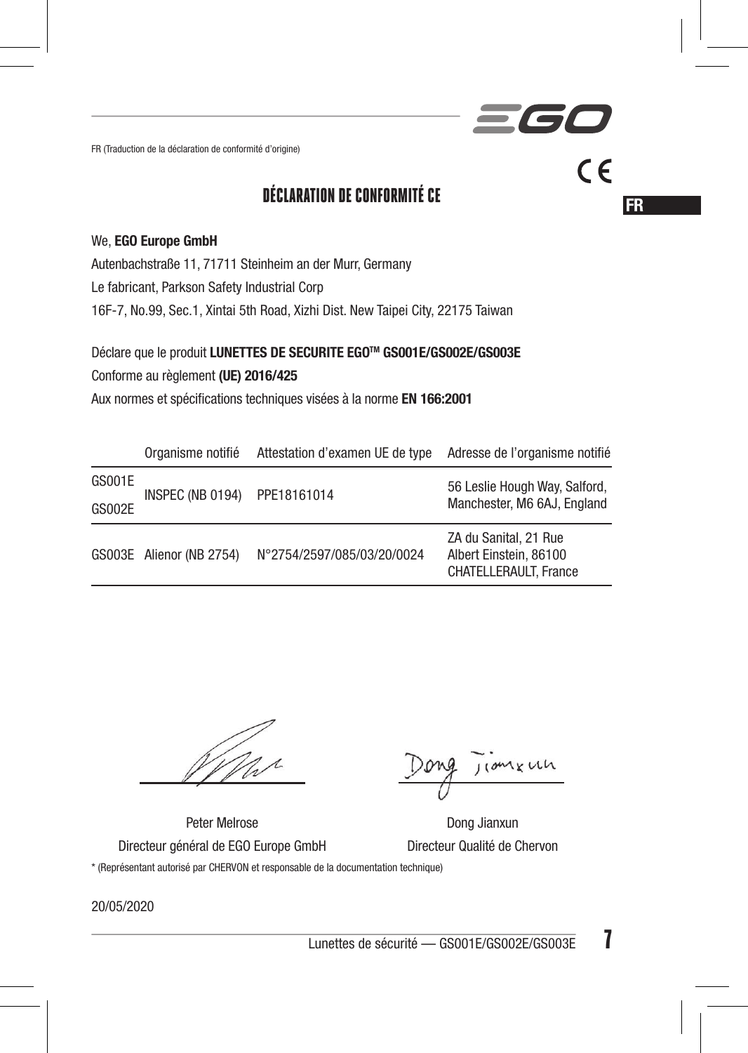FR (Traduction de la déclaration de conformité d'origine)

# DÉCLARATION DE CONFORMITÉ CE

We, **EGO Europe GmbH**

Autenbachstraße 11, 71711 Steinheim an der Murr, Germany

Le fabricant, Parkson Safety Industrial Corp

16F-7, No.99, Sec.1, Xintai 5th Road, Xizhi Dist. New Taipei City, 22175 Taiwan

Déclare que le produit **LUNETTES DE SECURITE EGO™ GS001E/GS002E/GS003E**

Conforme au règlement **(UE) 2016/425**

Aux normes et spécifications techniques visées à la norme **EN 166:2001**

| | Organisme notifié | Attestation d'examen UE de type | Adresse de l'organisme notifié |
|---|---|---|---|
| GS001E<br>GS002E | INSPEC (NB 0194) | PPE18161014 | 56 Leslie Hough Way, Salford, Manchester, M6 6AJ, England |
| GS003E | Alienor (NB 2754) | N°2754/2597/085/03/20/0024 | ZA du Sanital, 21 Rue Albert Einstein, 86100 CHATELLERAULT, France |

Peter Melrose
Directeur général de EGO Europe GmbH

Dong Jianxun
Directeur Qualité de Chervon

\* (Représentant autorisé par CHERVON et responsable de la documentation technique)

20/05/2020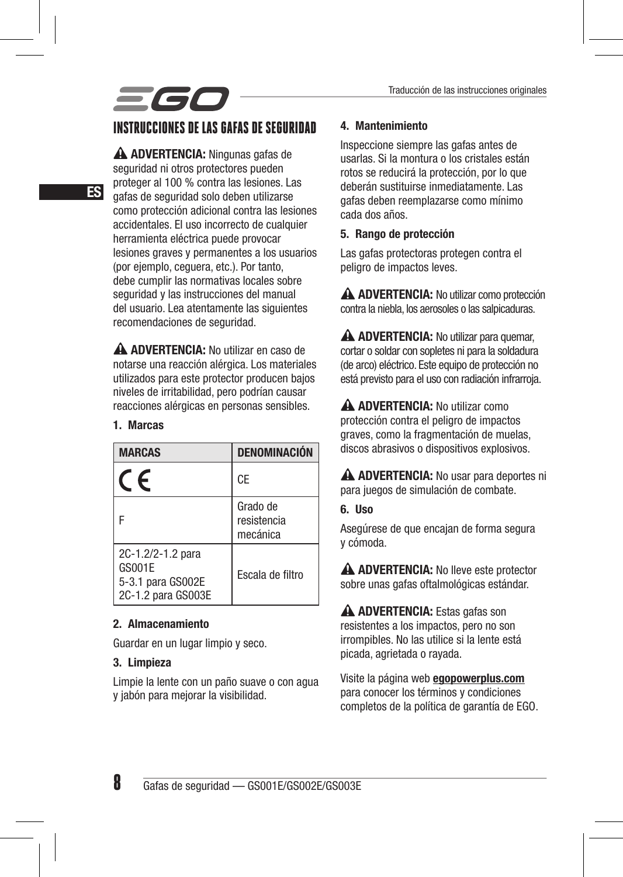# INSTRUCCIONES DE LAS GAFAS DE SEGURIDAD

⚠ **ADVERTENCIA:** Ningunas gafas de seguridad ni otros protectores pueden proteger al 100 % contra las lesiones. Las gafas de seguridad solo deben utilizarse como protección adicional contra las lesiones accidentales. El uso incorrecto de cualquier herramienta eléctrica puede provocar lesiones graves y permanentes a los usuarios (por ejemplo, ceguera, etc.). Por tanto, debe cumplir las normativas locales sobre seguridad y las instrucciones del manual del usuario. Lea atentamente las siguientes recomendaciones de seguridad.

⚠ **ADVERTENCIA:** No utilizar en caso de notarse una reacción alérgica. Los materiales utilizados para este protector producen bajos niveles de irritabilidad, pero podrían causar reacciones alérgicas en personas sensibles.

**1. Marcas**

| MARCAS | DENOMINACIÓN |
|---|---|
| CE | CE |
| F | Grado de resistencia mecánica |
| 2C-1.2/2-1.2 para GS001E<br>5-3.1 para GS002E<br>2C-1.2 para GS003E | Escala de filtro |

**2. Almacenamiento**

Guardar en un lugar limpio y seco.

**3. Limpieza**

Limpie la lente con un paño suave o con agua y jabón para mejorar la visibilidad.

**4. Mantenimiento**

Inspeccione siempre las gafas antes de usarlas. Si la montura o los cristales están rotos se reducirá la protección, por lo que deberán sustituirse inmediatamente. Las gafas deben reemplazarse como mínimo cada dos años.

**5. Rango de protección**

Las gafas protectoras protegen contra el peligro de impactos leves.

⚠ **ADVERTENCIA:** No utilizar como protección contra la niebla, los aerosoles o las salpicaduras.

⚠ **ADVERTENCIA:** No utilizar para quemar, cortar o soldar con sopletes ni para la soldadura (de arco) eléctrico. Este equipo de protección no está previsto para el uso con radiación infrarroja.

⚠ **ADVERTENCIA:** No utilizar como protección contra el peligro de impactos graves, como la fragmentación de muelas, discos abrasivos o dispositivos explosivos.

⚠ **ADVERTENCIA:** No usar para deportes ni para juegos de simulación de combate.

**6. Uso**

Asegúrese de que encajan de forma segura y cómoda.

⚠ **ADVERTENCIA:** No lleve este protector sobre unas gafas oftalmológicas estándar.

⚠ **ADVERTENCIA:** Estas gafas son resistentes a los impactos, pero no son irrompibles. No las utilice si la lente está picada, agrietada o rayada.

Visite la página web **egopowerplus.com** para conocer los términos y condiciones completos de la política de garantía de EGO.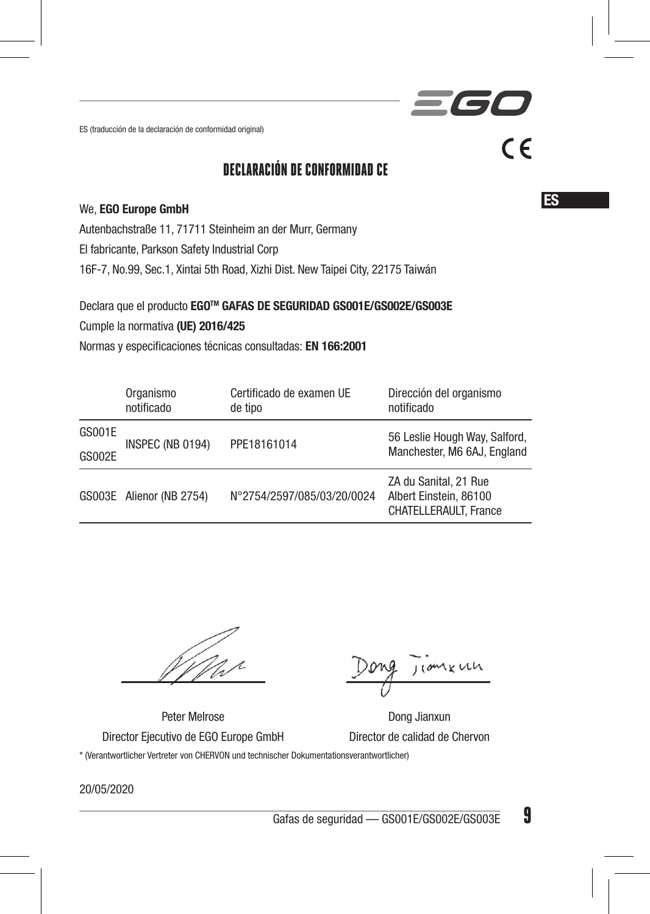ES (traducción de la declaración de conformidad original)

# DECLARACIÓN DE CONFORMIDAD CE

We, **EGO Europe GmbH**

Autenbachstraße 11, 71711 Steinheim an der Murr, Germany

El fabricante, Parkson Safety Industrial Corp

16F-7, No.99, Sec.1, Xintai 5th Road, Xizhi Dist. New Taipei City, 22175 Taiwán

Declara que el producto **EGO™ GAFAS DE SEGURIDAD GS001E/GS002E/GS003E**

Cumple la normativa **(UE) 2016/425**

Normas y especificaciones técnicas consultadas: **EN 166:2001**

| | Organismo notificado | Certificado de examen UE de tipo | Dirección del organismo notificado |
|---|---|---|---|
| GS001E<br>GS002E | INSPEC (NB 0194) | PPE18161014 | 56 Leslie Hough Way, Salford, Manchester, M6 6AJ, England |
| GS003E | Alienor (NB 2754) | N°2754/2597/085/03/20/0024 | ZA du Sanital, 21 Rue Albert Einstein, 86100 CHATELLERAULT, France |

Peter Melrose
Director Ejecutivo de EGO Europe GmbH

Dong Jianxun
Director de calidad de Chervon

\* (Verantwortlicher Vertreter von CHERVON und technischer Dokumentationsverantwortlicher)

20/05/2020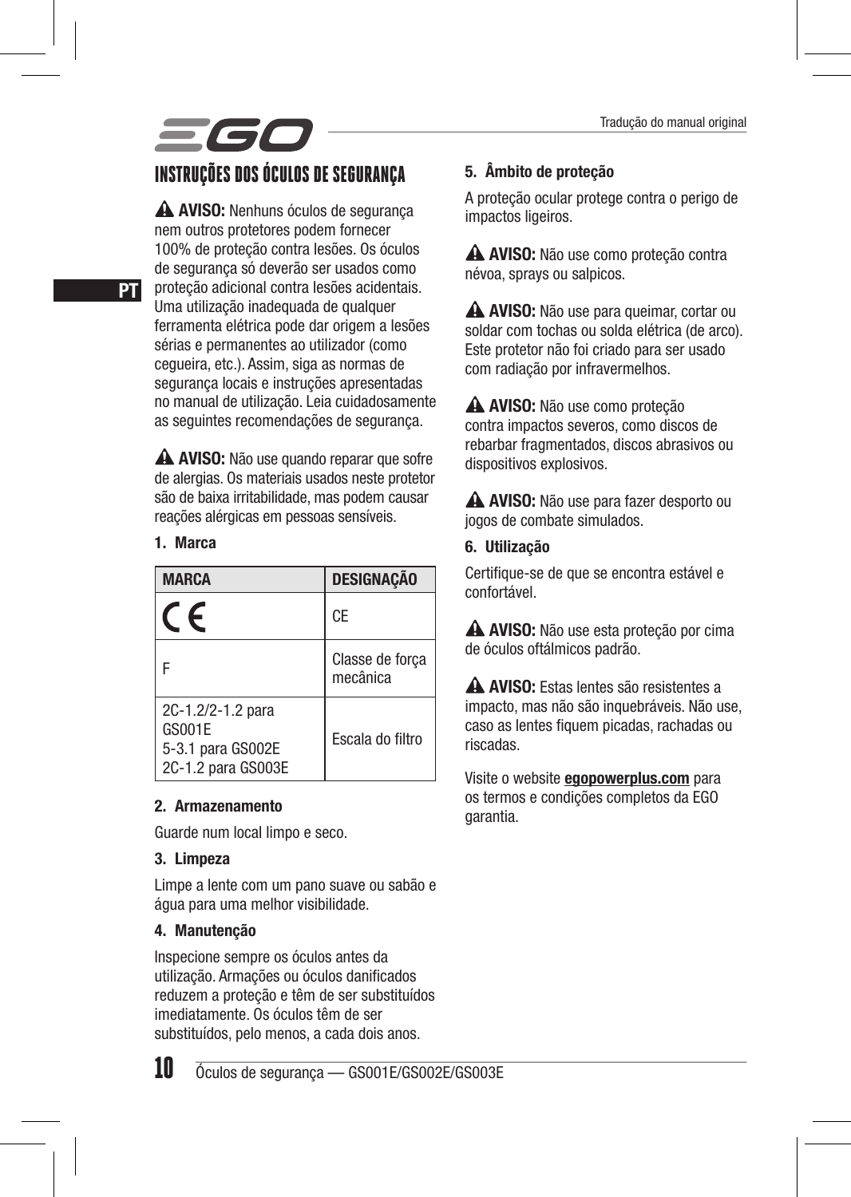# INSTRUÇÕES DOS ÓCULOS DE SEGURANÇA

⚠ **AVISO:** Nenhuns óculos de segurança nem outros protetores podem fornecer 100% de proteção contra lesões. Os óculos de segurança só deverão ser usados como proteção adicional contra lesões acidentais. Uma utilização inadequada de qualquer ferramenta elétrica pode dar origem a lesões sérias e permanentes ao utilizador (como cegueira, etc.). Assim, siga as normas de segurança locais e instruções apresentadas no manual de utilização. Leia cuidadosamente as seguintes recomendações de segurança.

⚠ **AVISO:** Não use quando reparar que sofre de alergias. Os materiais usados neste protetor são de baixa irritabilidade, mas podem causar reações alérgicas em pessoas sensíveis.

### 1. Marca

| MARCA | DESIGNAÇÃO |
|---|---|
| CE | CE |
| F | Classe de força mecânica |
| 2C-1.2/2-1.2 para GS001E<br>5-3.1 para GS002E<br>2C-1.2 para GS003E | Escala do filtro |

### 2. Armazenamento

Guarde num local limpo e seco.

### 3. Limpeza

Limpe a lente com um pano suave ou sabão e água para uma melhor visibilidade.

### 4. Manutenção

Inspecione sempre os óculos antes da utilização. Armações ou óculos danificados reduzem a proteção e têm de ser substituídos imediatamente. Os óculos têm de ser substituídos, pelo menos, a cada dois anos.

### 5. Âmbito de proteção

A proteção ocular protege contra o perigo de impactos ligeiros.

⚠ **AVISO:** Não use como proteção contra névoa, sprays ou salpicos.

⚠ **AVISO:** Não use para queimar, cortar ou soldar com tochas ou solda elétrica (de arco). Este protetor não foi criado para ser usado com radiação por infravermelhos.

⚠ **AVISO:** Não use como proteção contra impactos severos, como discos de rebarbar fragmentados, discos abrasivos ou dispositivos explosivos.

⚠ **AVISO:** Não use para fazer desporto ou jogos de combate simulados.

### 6. Utilização

Certifique-se de que se encontra estável e confortável.

⚠ **AVISO:** Não use esta proteção por cima de óculos oftálmicos padrão.

⚠ **AVISO:** Estas lentes são resistentes a impacto, mas não são inquebráveis. Não use, caso as lentes fiquem picadas, rachadas ou riscadas.

Visite o website **egopowerplus.com** para os termos e condições completos da EGO garantia.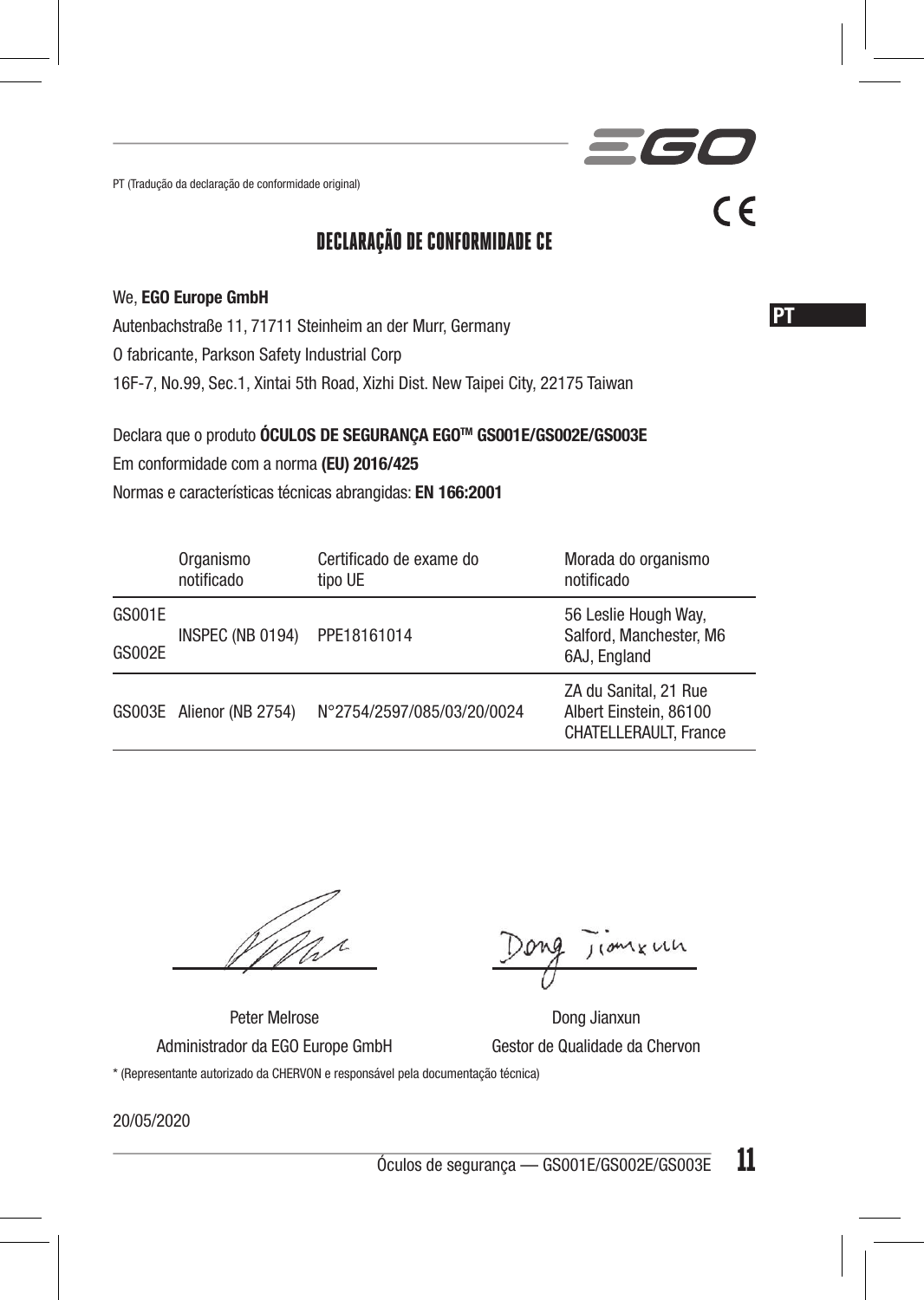PT (Tradução da declaração de conformidade original)

# DECLARAÇÃO DE CONFORMIDADE CE

We, **EGO Europe GmbH**

Autenbachstraße 11, 71711 Steinheim an der Murr, Germany

O fabricante, Parkson Safety Industrial Corp

16F-7, No.99, Sec.1, Xintai 5th Road, Xizhi Dist. New Taipei City, 22175 Taiwan

Declara que o produto **ÓCULOS DE SEGURANÇA EGO™ GS001E/GS002E/GS003E**

Em conformidade com a norma **(EU) 2016/425**

Normas e características técnicas abrangidas: **EN 166:2001**

| | Organismo notificado | Certificado de exame do tipo UE | Morada do organismo notificado |
|---|---|---|---|
| GS001E<br>GS002E | INSPEC (NB 0194) | PPE18161014 | 56 Leslie Hough Way, Salford, Manchester, M6 6AJ, England |
| GS003E | Alienor (NB 2754) | N°2754/2597/085/03/20/0024 | ZA du Sanital, 21 Rue Albert Einstein, 86100 CHATELLERAULT, France |

Peter Melrose
Administrador da EGO Europe GmbH

Dong Jianxun
Gestor de Qualidade da Chervon

* (Representante autorizado da CHERVON e responsável pela documentação técnica)

20/05/2020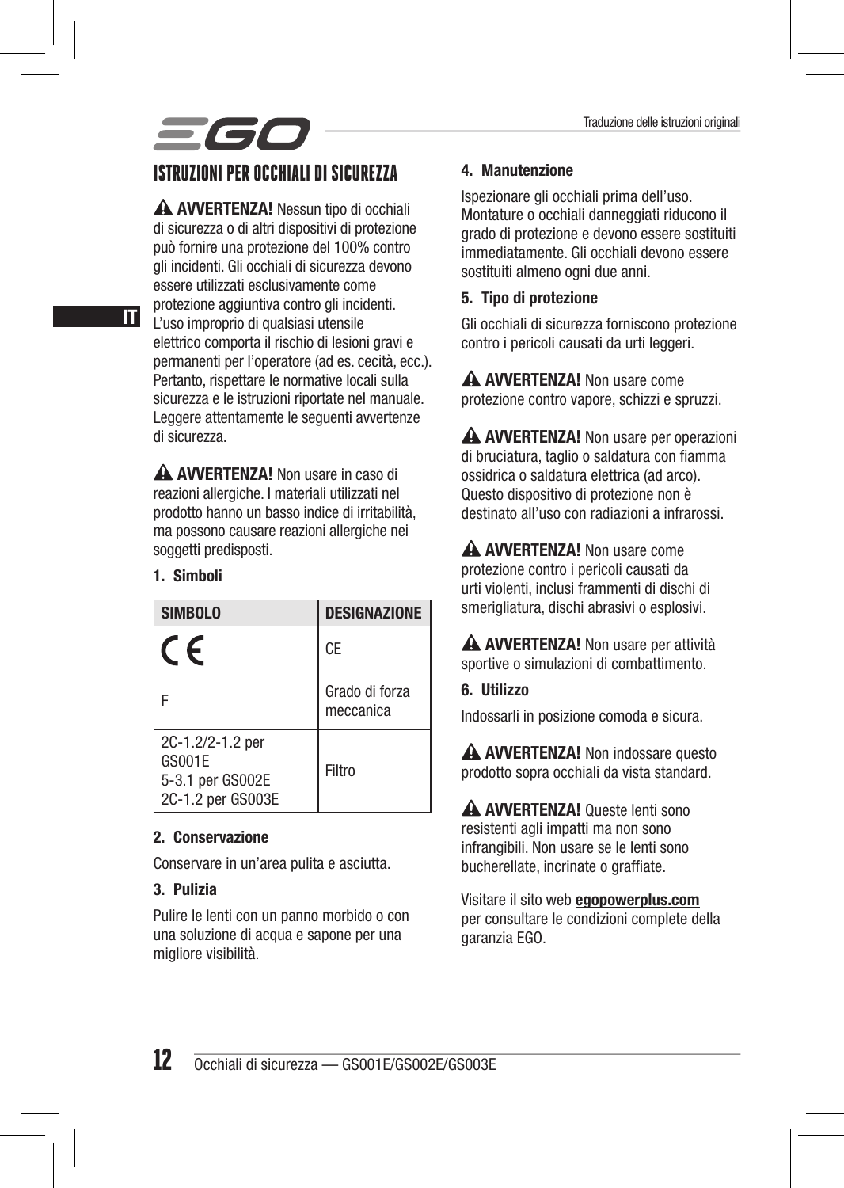# ISTRUZIONI PER OCCHIALI DI SICUREZZA

⚠ **AVVERTENZA!** Nessun tipo di occhiali di sicurezza o di altri dispositivi di protezione può fornire una protezione del 100% contro gli incidenti. Gli occhiali di sicurezza devono essere utilizzati esclusivamente come protezione aggiuntiva contro gli incidenti. L'uso improprio di qualsiasi utensile elettrico comporta il rischio di lesioni gravi e permanenti per l'operatore (ad es. cecità, ecc.). Pertanto, rispettare le normative locali sulla sicurezza e le istruzioni riportate nel manuale. Leggere attentamente le seguenti avvertenze di sicurezza.

⚠ **AVVERTENZA!** Non usare in caso di reazioni allergiche. I materiali utilizzati nel prodotto hanno un basso indice di irritabilità, ma possono causare reazioni allergiche nei soggetti predisposti.

### 1. Simboli

| SIMBOLO | DESIGNAZIONE |
|---|---|
| CE | CE |
| F | Grado di forza meccanica |
| 2C-1.2/2-1.2 per GS001E<br>5-3.1 per GS002E<br>2C-1.2 per GS003E | Filtro |

### 2. Conservazione

Conservare in un'area pulita e asciutta.

### 3. Pulizia

Pulire le lenti con un panno morbido o con una soluzione di acqua e sapone per una migliore visibilità.

### 4. Manutenzione

Ispezionare gli occhiali prima dell'uso. Montature o occhiali danneggiati riducono il grado di protezione e devono essere sostituiti immediatamente. Gli occhiali devono essere sostituiti almeno ogni due anni.

### 5. Tipo di protezione

Gli occhiali di sicurezza forniscono protezione contro i pericoli causati da urti leggeri.

⚠ **AVVERTENZA!** Non usare come protezione contro vapore, schizzi e spruzzi.

⚠ **AVVERTENZA!** Non usare per operazioni di bruciatura, taglio o saldatura con fiamma ossidrica o saldatura elettrica (ad arco). Questo dispositivo di protezione non è destinato all'uso con radiazioni a infrarossi.

⚠ **AVVERTENZA!** Non usare come protezione contro i pericoli causati da urti violenti, inclusi frammenti di dischi di smerigliatura, dischi abrasivi o esplosivi.

⚠ **AVVERTENZA!** Non usare per attività sportive o simulazioni di combattimento.

### 6. Utilizzo

Indossarli in posizione comoda e sicura.

⚠ **AVVERTENZA!** Non indossare questo prodotto sopra occhiali da vista standard.

⚠ **AVVERTENZA!** Queste lenti sono resistenti agli impatti ma non sono infrangibili. Non usare se le lenti sono bucherellate, incrinate o graffiate.

Visitare il sito web **egopowerplus.com** per consultare le condizioni complete della garanzia EGO.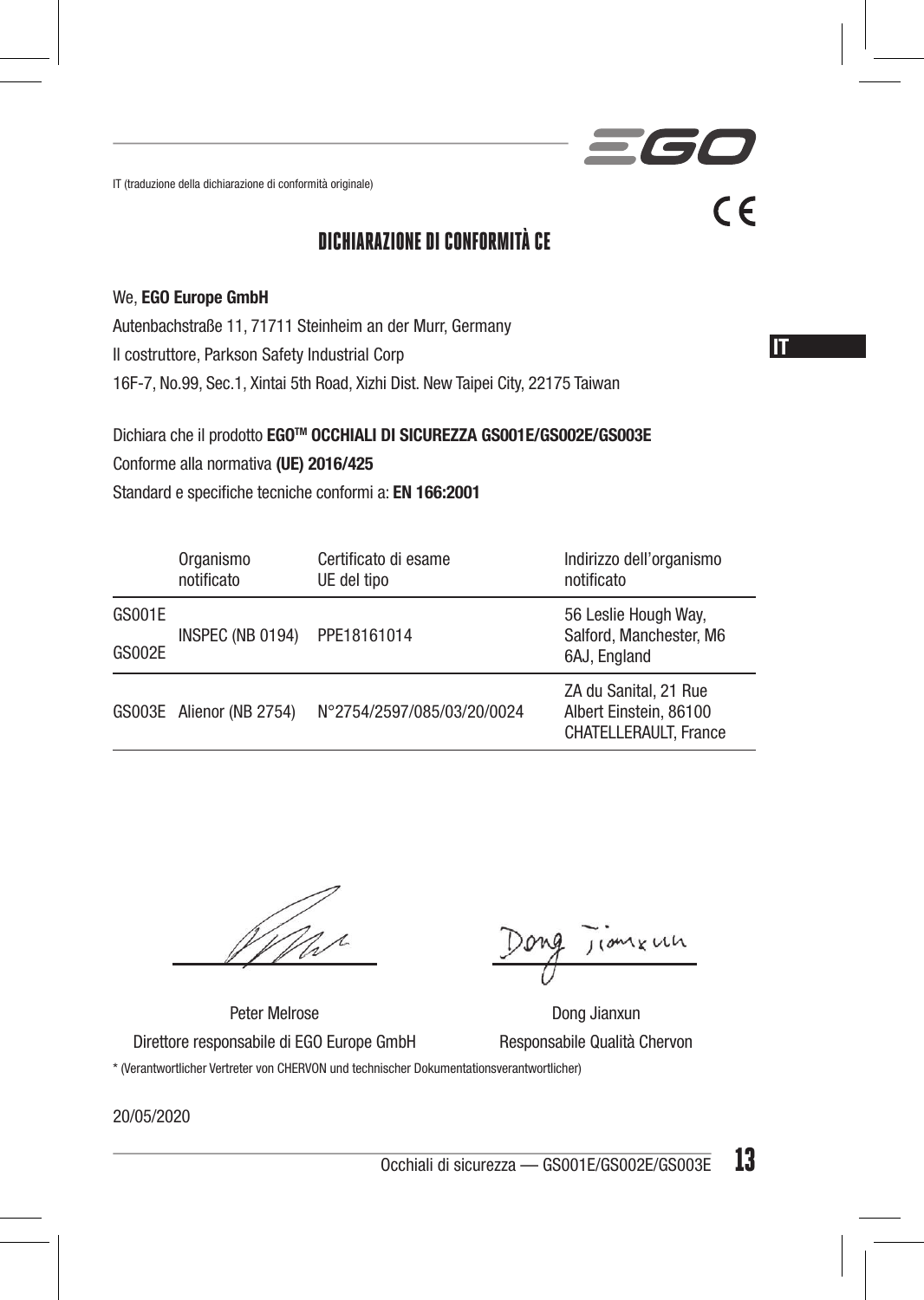IT (traduzione della dichiarazione di conformità originale)

# DICHIARAZIONE DI CONFORMITÀ CE

We, **EGO Europe GmbH**

Autenbachstraße 11, 71711 Steinheim an der Murr, Germany

Il costruttore, Parkson Safety Industrial Corp

16F-7, No.99, Sec.1, Xintai 5th Road, Xizhi Dist. New Taipei City, 22175 Taiwan

Dichiara che il prodotto **EGO™ OCCHIALI DI SICUREZZA GS001E/GS002E/GS003E**

Conforme alla normativa **(UE) 2016/425**

Standard e specifiche tecniche conformi a: **EN 166:2001**

| | Organismo notificato | Certificato di esame UE del tipo | Indirizzo dell'organismo notificato |
|---|---|---|---|
| GS001E<br>GS002E | INSPEC (NB 0194) | PPE18161014 | 56 Leslie Hough Way, Salford, Manchester, M6 6AJ, England |
| GS003E | Alienor (NB 2754) | N°2754/2597/085/03/20/0024 | ZA du Sanital, 21 Rue Albert Einstein, 86100 CHATELLERAULT, France |

Peter Melrose
Direttore responsabile di EGO Europe GmbH

Dong Jianxun
Responsabile Qualità Chervon

* (Verantwortlicher Vertreter von CHERVON und technischer Dokumentationsverantwortlicher)

20/05/2020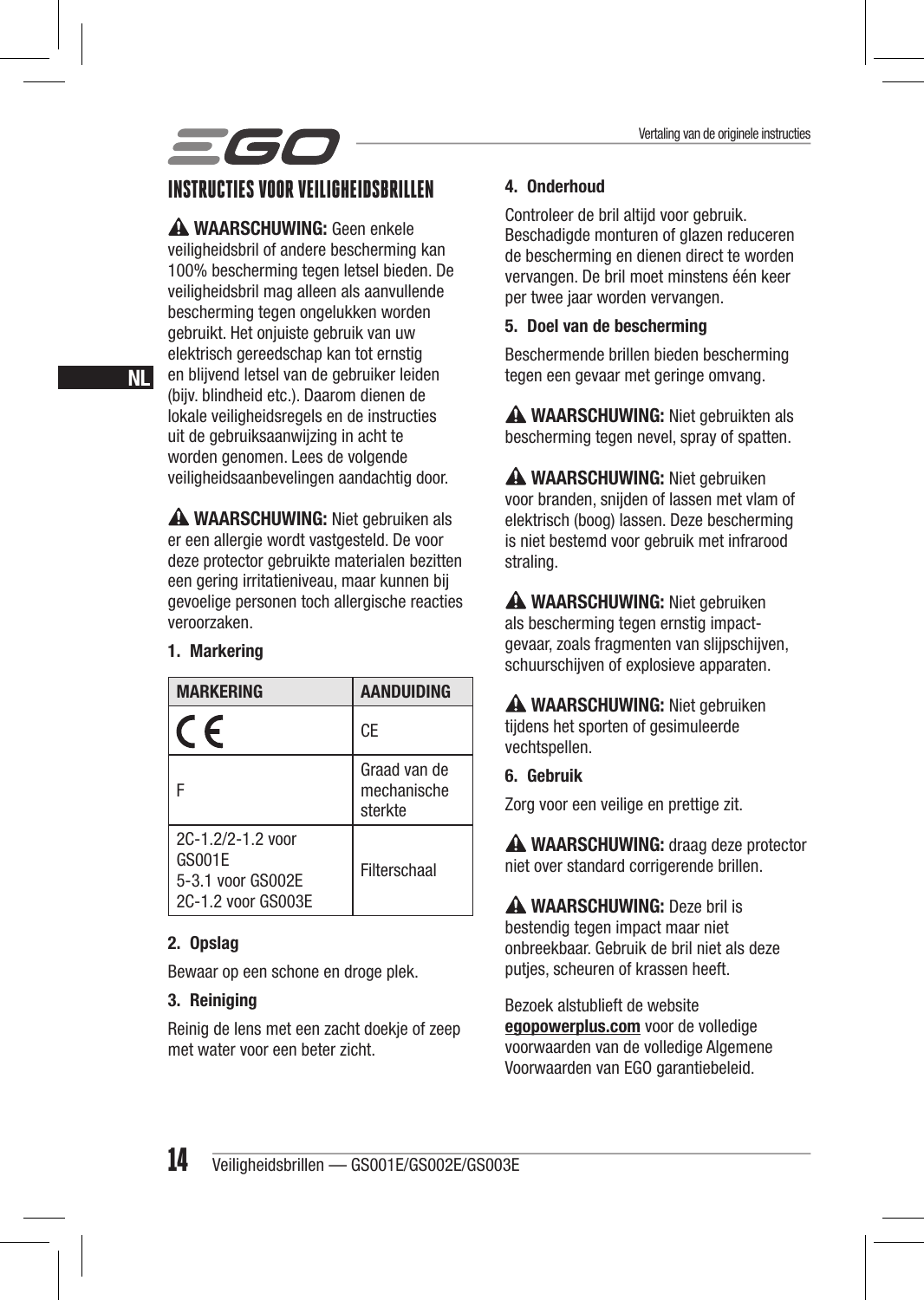# INSTRUCTIES VOOR VEILIGHEIDSBRILLEN

⚠ **WAARSCHUWING:** Geen enkele veiligheidsbril of andere bescherming kan 100% bescherming tegen letsel bieden. De veiligheidsbril mag alleen als aanvullende bescherming tegen ongelukken worden gebruikt. Het onjuiste gebruik van uw elektrisch gereedschap kan tot ernstig en blijvend letsel van de gebruiker leiden (bijv. blindheid etc.). Daarom dienen de lokale veiligheidsregels en de instructies uit de gebruiksaanwijzing in acht te worden genomen. Lees de volgende veiligheidsaanbevelingen aandachtig door.

⚠ **WAARSCHUWING:** Niet gebruiken als er een allergie wordt vastgesteld. De voor deze protector gebruikte materialen bezitten een gering irritatieniveau, maar kunnen bij gevoelige personen toch allergische reacties veroorzaken.

### 1. Markering

| MARKERING | AANDUIDING |
|---|---|
| CE | CE |
| F | Graad van de mechanische sterkte |
| 2C-1.2/2-1.2 voor GS001E<br>5-3.1 voor GS002E<br>2C-1.2 voor GS003E | Filterschaal |

### 2. Opslag

Bewaar op een schone en droge plek.

### 3. Reiniging

Reinig de lens met een zacht doekje of zeep met water voor een beter zicht.

### 4. Onderhoud

Controleer de bril altijd voor gebruik. Beschadigde monturen of glazen reduceren de bescherming en dienen direct te worden vervangen. De bril moet minstens één keer per twee jaar worden vervangen.

### 5. Doel van de bescherming

Beschermende brillen bieden bescherming tegen een gevaar met geringe omvang.

⚠ **WAARSCHUWING:** Niet gebruikten als bescherming tegen nevel, spray of spatten.

⚠ **WAARSCHUWING:** Niet gebruiken voor branden, snijden of lassen met vlam of elektrisch (boog) lassen. Deze bescherming is niet bestemd voor gebruik met infrarood straling.

⚠ **WAARSCHUWING:** Niet gebruiken als bescherming tegen ernstig impact-gevaar, zoals fragmenten van slijpschijven, schuurschijven of explosieve apparaten.

⚠ **WAARSCHUWING:** Niet gebruiken tijdens het sporten of gesimuleerde vechtspellen.

### 6. Gebruik

Zorg voor een veilige en prettige zit.

⚠ **WAARSCHUWING:** draag deze protector niet over standard corrigerende brillen.

⚠ **WAARSCHUWING:** Deze bril is bestendig tegen impact maar niet onbreekbaar. Gebruik de bril niet als deze putjes, scheuren of krassen heeft.

Bezoek alstublieft de website **egopowerplus.com** voor de volledige voorwaarden van de volledige Algemene Voorwaarden van EGO garantiebeleid.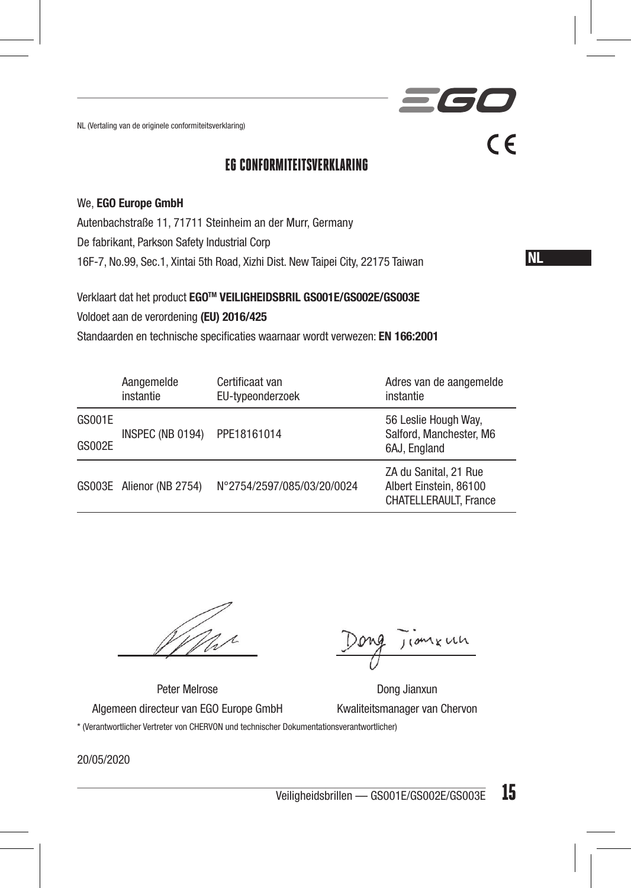NL (Vertaling van de originele conformiteitsverklaring)

CE

## EG CONFORMITEITSVERKLARING

We, **EGO Europe GmbH**

Autenbachstraße 11, 71711 Steinheim an der Murr, Germany

De fabrikant, Parkson Safety Industrial Corp

16F-7, No.99, Sec.1, Xintai 5th Road, Xizhi Dist. New Taipei City, 22175 Taiwan

Verklaart dat het product **EGO™ VEILIGHEIDSBRIL GS001E/GS002E/GS003E**

Voldoet aan de verordening **(EU) 2016/425**

Standaarden en technische specificaties waarnaar wordt verwezen: **EN 166:2001**

| | Aangemelde instantie | Certificaat van EU-typeonderzoek | Adres van de aangemelde instantie |
|---|---|---|---|
| GS001E GS002E | INSPEC (NB 0194) | PPE18161014 | 56 Leslie Hough Way, Salford, Manchester, M6 6AJ, England |
| GS003E | Alienor (NB 2754) | N°2754/2597/085/03/20/0024 | ZA du Sanital, 21 Rue Albert Einstein, 86100 CHATELLERAULT, France |

Peter Melrose
Algemeen directeur van EGO Europe GmbH

Dong Jianxun
Kwaliteitsmanager van Chervon

\* (Verantwortlicher Vertreter von CHERVON und technischer Dokumentationsverantwortlicher)

20/05/2020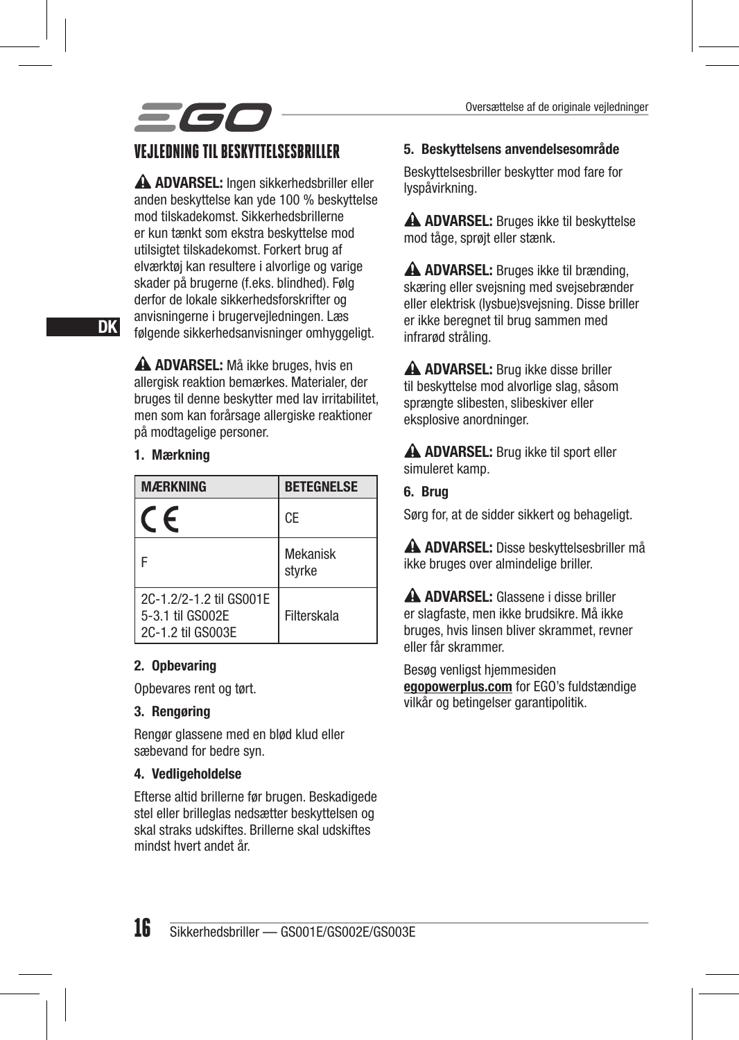# VEJLEDNING TIL BESKYTTELSESBRILLER

⚠ **ADVARSEL:** Ingen sikkerhedsbriller eller anden beskyttelse kan yde 100 % beskyttelse mod tilskadekomst. Sikkerhedsbrillerne er kun tænkt som ekstra beskyttelse mod utilsigtet tilskadekomst. Forkert brug af elværktøj kan resultere i alvorlige og varige skader på brugerne (f.eks. blindhed). Følg derfor de lokale sikkerhedsforskrifter og anvisningerne i brugervejledningen. Læs følgende sikkerhedsanvisninger omhyggeligt.

⚠ **ADVARSEL:** Må ikke bruges, hvis en allergisk reaktion bemærkes. Materialer, der bruges til denne beskytter med lav irritabilitet, men som kan forårsage allergiske reaktioner på modtagelige personer.

### 1. Mærkning

| MÆRKNING | BETEGNELSE |
| --- | --- |
| CE | CE |
| F | Mekanisk styrke |
| 2C-1.2/2-1.2 til GS001E<br>5-3.1 til GS002E<br>2C-1.2 til GS003E | Filterskala |

### 2. Opbevaring

Opbevares rent og tørt.

### 3. Rengøring

Rengør glassene med en blød klud eller sæbevand for bedre syn.

### 4. Vedligeholdelse

Efterse altid brillerne før brugen. Beskadigede stel eller brilleglas nedsætter beskyttelsen og skal straks udskiftes. Brillerne skal udskiftes mindst hvert andet år.

### 5. Beskyttelsens anvendelsesområde

Beskyttelsesbriller beskytter mod fare for lyspåvirkning.

⚠ **ADVARSEL:** Bruges ikke til beskyttelse mod tåge, sprøjt eller stænk.

⚠ **ADVARSEL:** Bruges ikke til brænding, skæring eller svejsning med svejsebrænder eller elektrisk (lysbue)svejsning. Disse briller er ikke beregnet til brug sammen med infrarød stråling.

⚠ **ADVARSEL:** Brug ikke disse briller til beskyttelse mod alvorlige slag, såsom sprængte slibesten, slibeskiver eller eksplosive anordninger.

⚠ **ADVARSEL:** Brug ikke til sport eller simuleret kamp.

### 6. Brug

Sørg for, at de sidder sikkert og behageligt.

⚠ **ADVARSEL:** Disse beskyttelsesbriller må ikke bruges over almindelige briller.

⚠ **ADVARSEL:** Glassene i disse briller er slagfaste, men ikke brudsikre. Må ikke bruges, hvis linsen bliver skrammet, revner eller får skrammer.

Besøg venligst hjemmesiden **egopowerplus.com** for EGO's fuldstændige vilkår og betingelser garantipolitik.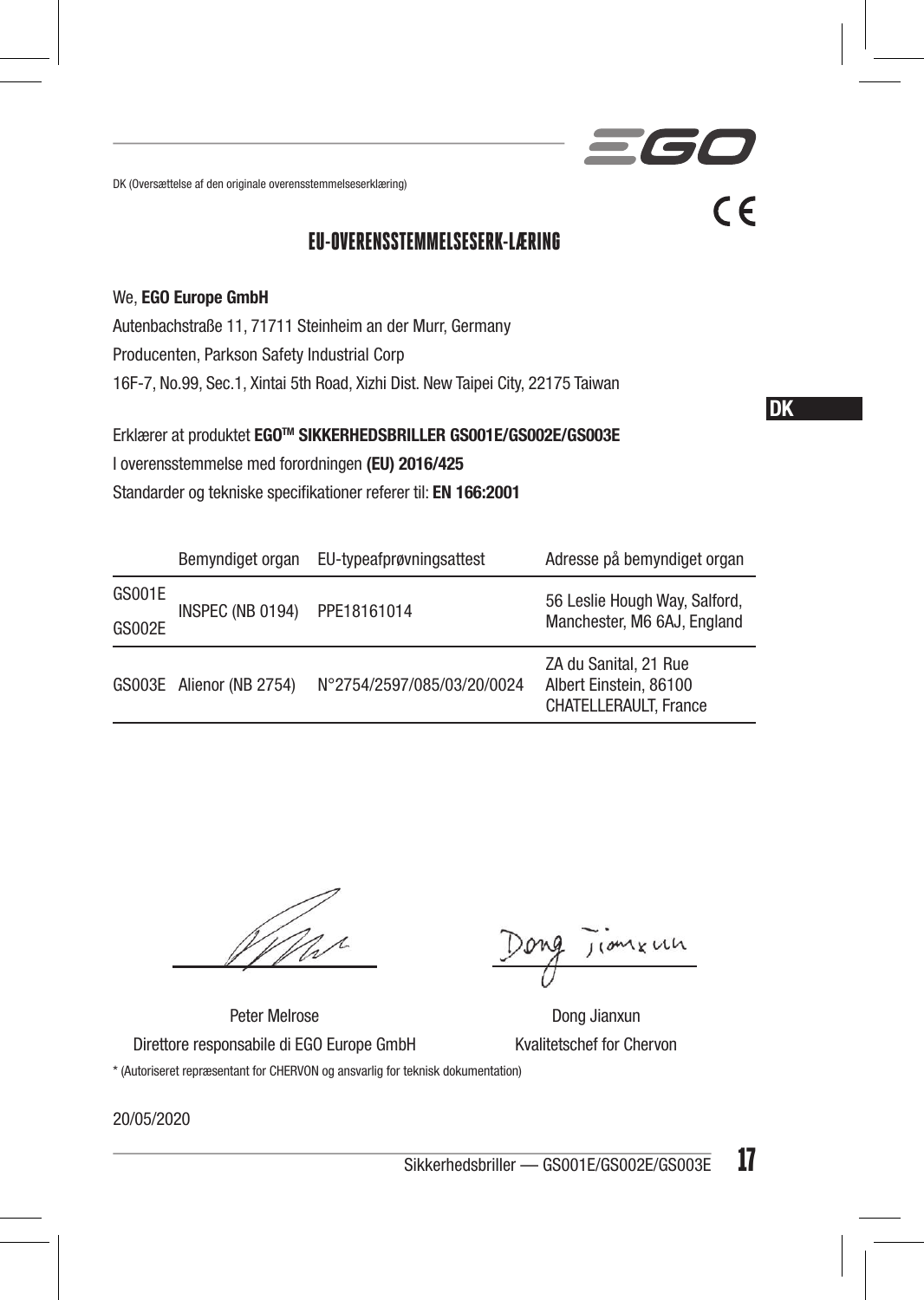DK (Oversættelse af den originale overensstemmelseserklæring)

# EU-OVERENSSTEMMELSESERK-LÆRING

We, **EGO Europe GmbH**

Autenbachstraße 11, 71711 Steinheim an der Murr, Germany

Producenten, Parkson Safety Industrial Corp

16F-7, No.99, Sec.1, Xintai 5th Road, Xizhi Dist. New Taipei City, 22175 Taiwan

Erklærer at produktet **EGO™ SIKKERHEDSBRILLER GS001E/GS002E/GS003E**

I overensstemmelse med forordningen **(EU) 2016/425**

Standarder og tekniske specifikationer referer til: **EN 166:2001**

| | Bemyndiget organ | EU-typeafprøvningsattest | Adresse på bemyndiget organ |
|---|---|---|---|
| GS001E<br>GS002E | INSPEC (NB 0194) | PPE18161014 | 56 Leslie Hough Way, Salford, Manchester, M6 6AJ, England |
| GS003E | Alienor (NB 2754) | N°2754/2597/085/03/20/0024 | ZA du Sanital, 21 Rue Albert Einstein, 86100 CHATELLERAULT, France |

Peter Melrose
Direttore responsabile di EGO Europe GmbH

Dong Jianxun
Kvalitetschef for Chervon

\* (Autoriseret repræsentant for CHERVON og ansvarlig for teknisk dokumentation)

20/05/2020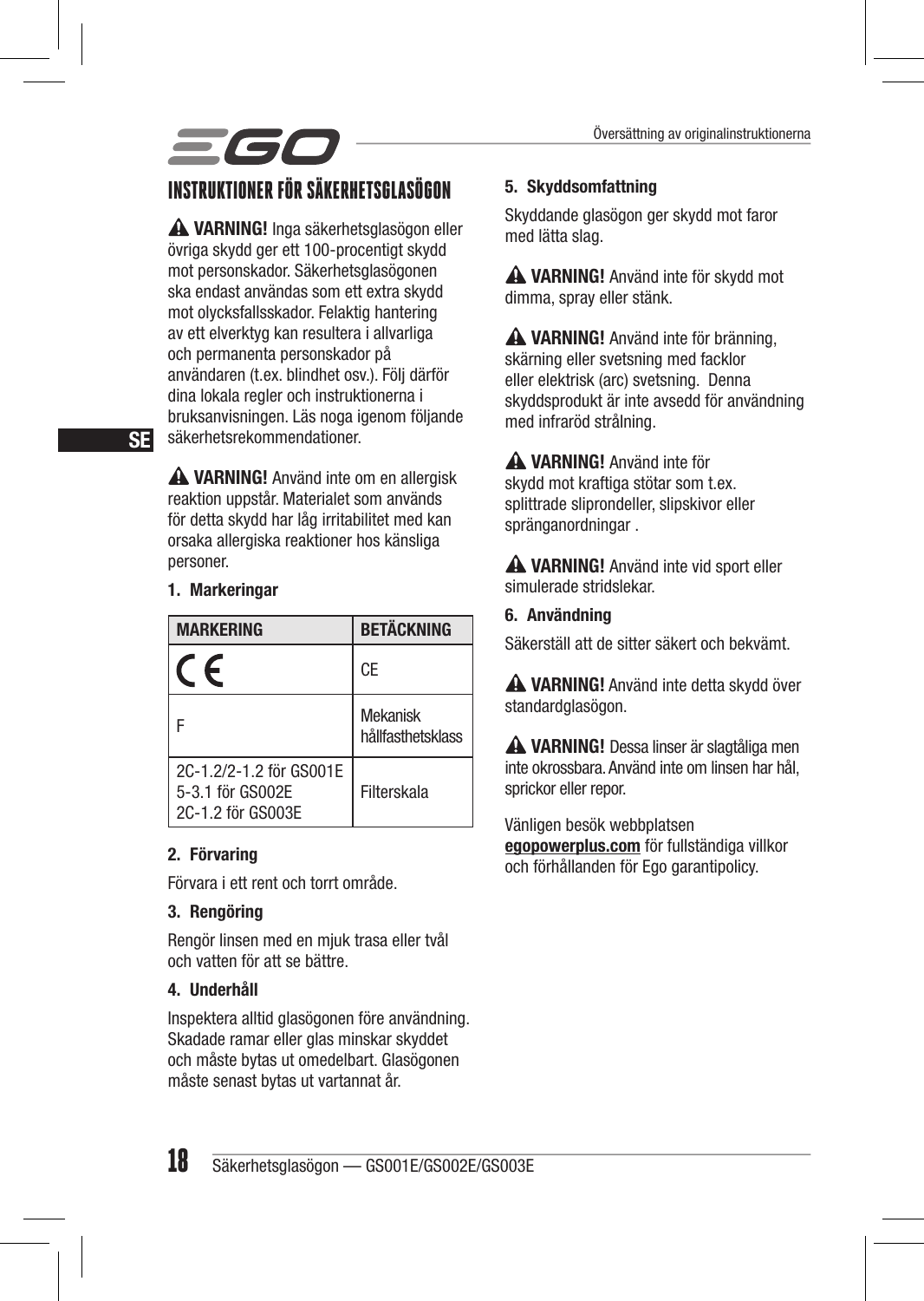# INSTRUKTIONER FÖR SÄKERHETSGLASÖGON

⚠ **VARNING!** Inga säkerhetsglasögon eller övriga skydd ger ett 100-procentigt skydd mot personskador. Säkerhetsglasögonen ska endast användas som ett extra skydd mot olycksfallsskador. Felaktig hantering av ett elverktyg kan resultera i allvarliga och permanenta personskador på användaren (t.ex. blindhet osv.). Följ därför dina lokala regler och instruktionerna i bruksanvisningen. Läs noga igenom följande säkerhetsrekommendationer.

⚠ **VARNING!** Använd inte om en allergisk reaktion uppstår. Materialet som används för detta skydd har låg irritabilitet med kan orsaka allergiska reaktioner hos känsliga personer.

### 1. Markeringar

| MARKERING | BETÄCKNING |
|---|---|
| CE | CE |
| F | Mekanisk hållfasthetsklass |
| 2C-1.2/2-1.2 för GS001E<br>5-3.1 för GS002E<br>2C-1.2 för GS003E | Filterskala |

### 2. Förvaring

Förvara i ett rent och torrt område.

### 3. Rengöring

Rengör linsen med en mjuk trasa eller tvål och vatten för att se bättre.

### 4. Underhåll

Inspektera alltid glasögonen före användning. Skadade ramar eller glas minskar skyddet och måste bytas ut omedelbart. Glasögonen måste senast bytas ut vartannat år.

### 5. Skyddsomfattning

Skyddande glasögon ger skydd mot faror med lätta slag.

⚠ **VARNING!** Använd inte för skydd mot dimma, spray eller stänk.

⚠ **VARNING!** Använd inte för bränning, skärning eller svetsning med facklor eller elektrisk (arc) svetsning. Denna skyddsprodukt är inte avsedd för användning med infraröd strålning.

⚠ **VARNING!** Använd inte för skydd mot kraftiga stötar som t.ex. splittrade sliprondeller, slipskivor eller spränganordningar .

⚠ **VARNING!** Använd inte vid sport eller simulerade stridslekar.

### 6. Användning

Säkerställ att de sitter säkert och bekvämt.

⚠ **VARNING!** Använd inte detta skydd över standardglasögon.

⚠ **VARNING!** Dessa linser är slagtåliga men inte okrossbara. Använd inte om linsen har hål, sprickor eller repor.

Vänligen besök webbplatsen **egopowerplus.com** för fullständiga villkor och förhållanden för Ego garantipolicy.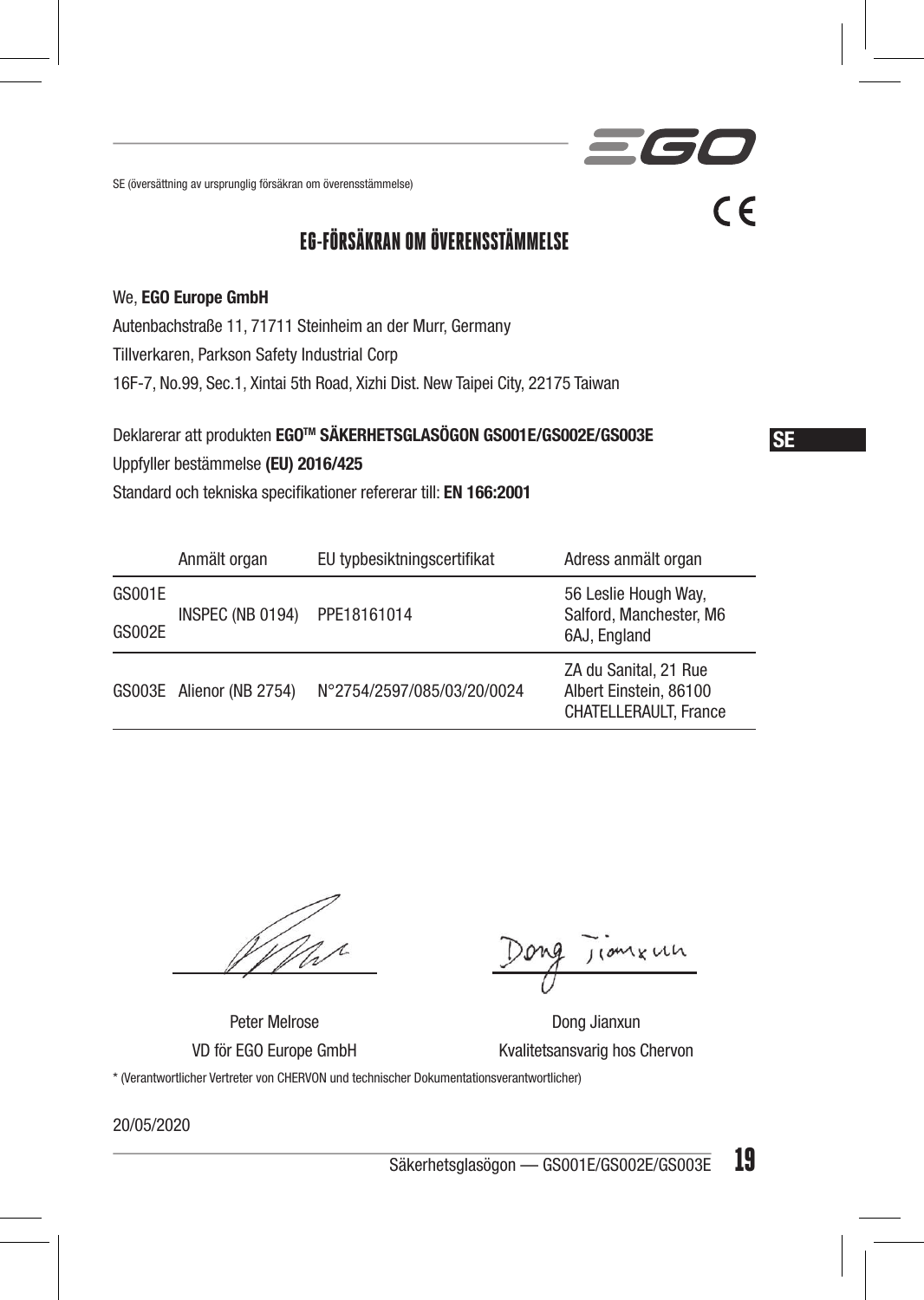SE (översättning av ursprunglig försäkran om överensstämmelse)

# EG-FÖRSÄKRAN OM ÖVERENSSTÄMMELSE

We, **EGO Europe GmbH**

Autenbachstraße 11, 71711 Steinheim an der Murr, Germany

Tillverkaren, Parkson Safety Industrial Corp

16F-7, No.99, Sec.1, Xintai 5th Road, Xizhi Dist. New Taipei City, 22175 Taiwan

Deklarerar att produkten **EGO™ SÄKERHETSGLASÖGON GS001E/GS002E/GS003E**

Uppfyller bestämmelse **(EU) 2016/425**

Standard och tekniska specifikationer refererar till: **EN 166:2001**

| | Anmält organ | EU typbesiktningscertifikat | Adress anmält organ |
|---|---|---|---|
| GS001E<br>GS002E | INSPEC (NB 0194) | PPE18161014 | 56 Leslie Hough Way, Salford, Manchester, M6 6AJ, England |
| GS003E | Alienor (NB 2754) | N°2754/2597/085/03/20/0024 | ZA du Sanital, 21 Rue Albert Einstein, 86100 CHATELLERAULT, France |

Peter Melrose
VD för EGO Europe GmbH

Dong Jianxun
Kvalitetsansvarig hos Chervon

* (Verantwortlicher Vertreter von CHERVON und technischer Dokumentationsverantwortlicher)

20/05/2020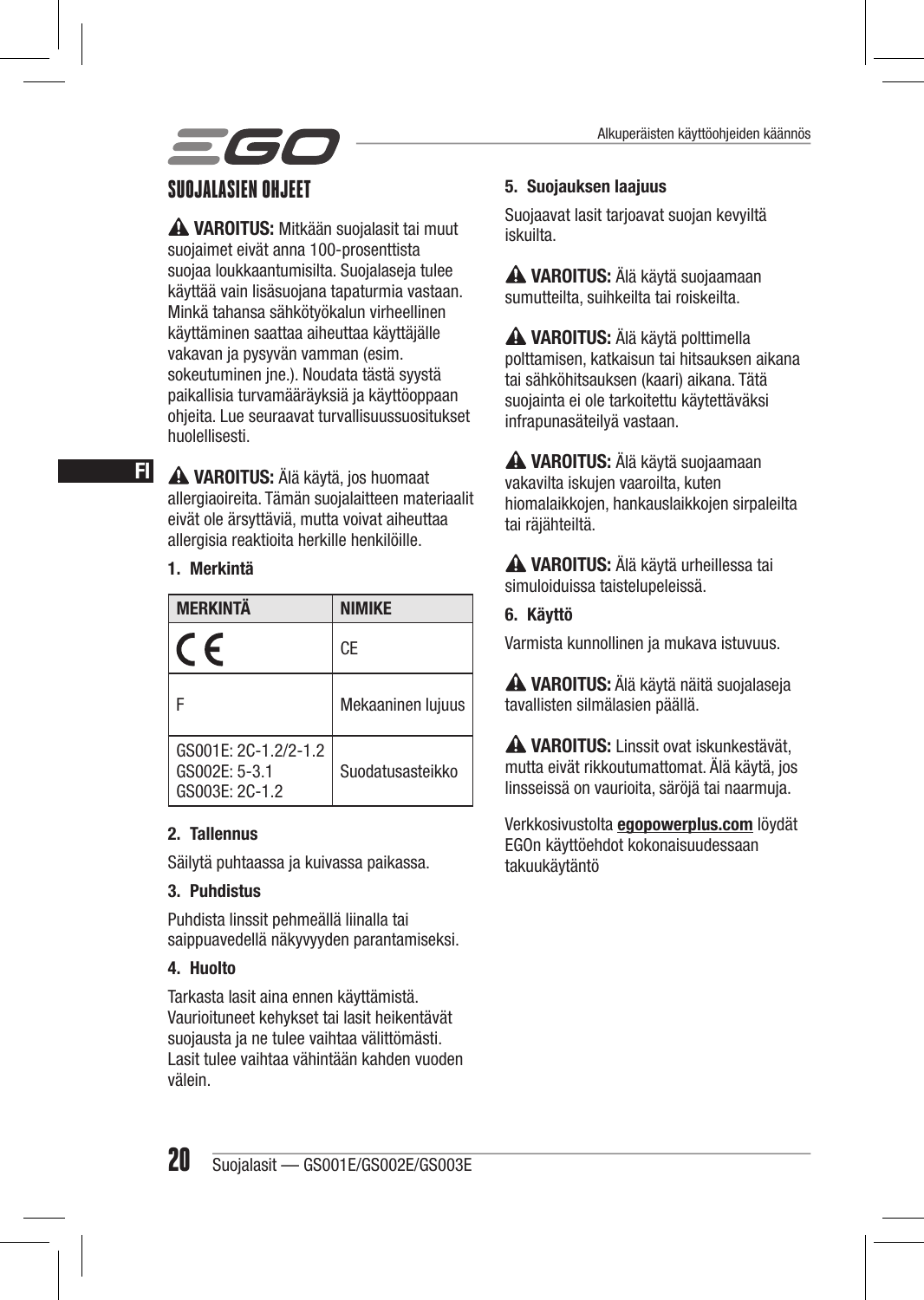# SUOJALASIEN OHJEET

⚠ **VAROITUS:** Mitkään suojalasit tai muut suojaimet eivät anna 100-prosenttista suojaa loukkaantumisilta. Suojalaseja tulee käyttää vain lisäsuojana tapaturmia vastaan. Minkä tahansa sähkötyökalun virheellinen käyttäminen saattaa aiheuttaa käyttäjälle vakavan ja pysyvän vamman (esim. sokeutuminen jne.). Noudata tästä syystä paikallisia turvamääräyksiä ja käyttöoppaan ohjeita. Lue seuraavat turvallisuussuositukset huolellisesti.

⚠ **VAROITUS:** Älä käytä, jos huomaat allergiaoireita. Tämän suojalaitteen materiaalit eivät ole ärsyttäviä, mutta voivat aiheuttaa allergisia reaktioita herkille henkilöille.

**1. Merkintä**

| MERKINTÄ | NIMIKE |
|---|---|
| CE | CE |
| F | Mekaaninen lujuus |
| GS001E: 2C-1.2/2-1.2<br>GS002E: 5-3.1<br>GS003E: 2C-1.2 | Suodatusasteikko |

**2. Tallennus**

Säilytä puhtaassa ja kuivassa paikassa.

**3. Puhdistus**

Puhdista linssit pehmeällä liinalla tai saippuavedellä näkyvyyden parantamiseksi.

**4. Huolto**

Tarkasta lasit aina ennen käyttämistä. Vaurioituneet kehykset tai lasit heikentävät suojausta ja ne tulee vaihtaa välittömästi. Lasit tulee vaihtaa vähintään kahden vuoden välein.

**5. Suojauksen laajuus**

Suojaavat lasit tarjoavat suojan kevyiltä iskuilta.

⚠ **VAROITUS:** Älä käytä suojaamaan sumutteilta, suihkeilta tai roiskeilta.

⚠ **VAROITUS:** Älä käytä polttimella polttamisen, katkaisun tai hitsauksen aikana tai sähköhitsauksen (kaari) aikana. Tätä suojainta ei ole tarkoitettu käytettäväksi infrapunasäteilyä vastaan.

⚠ **VAROITUS:** Älä käytä suojaamaan vakavilta iskujen vaaroilta, kuten hiomalaikkojen, hankauslaikkojen sirpaleilta tai räjähteiltä.

⚠ **VAROITUS:** Älä käytä urheillessa tai simuloiduissa taistelupeleissä.

**6. Käyttö**

Varmista kunnollinen ja mukava istuvuus.

⚠ **VAROITUS:** Älä käytä näitä suojalaseja tavallisten silmälasien päällä.

⚠ **VAROITUS:** Linssit ovat iskunkestävät, mutta eivät rikkoutumattomat. Älä käytä, jos linsseissä on vaurioita, säröjä tai naarmuja.

Verkkosivustolta **egopowerplus.com** löydät EGOn käyttöehdot kokonaisuudessaan takuukäytäntö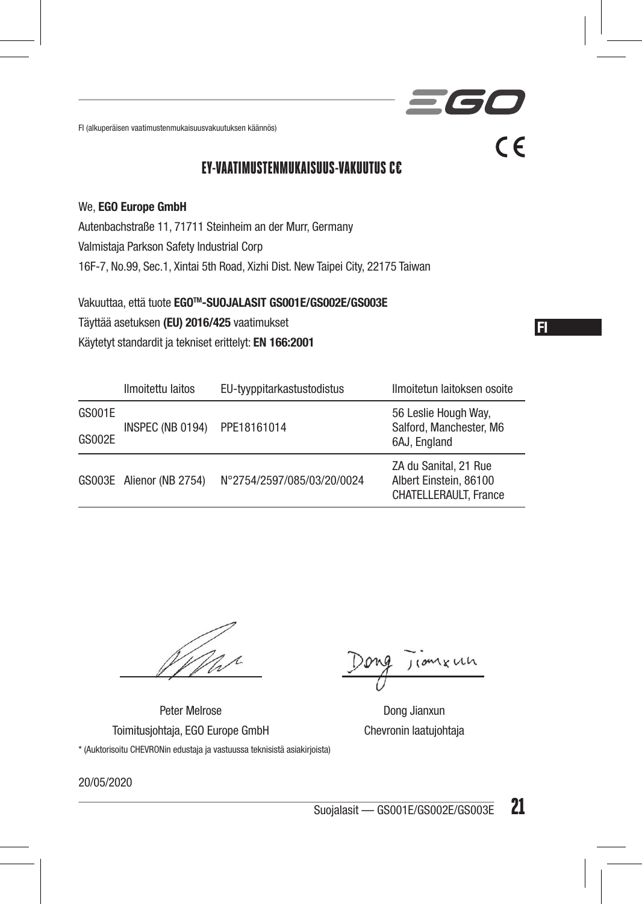FI (alkuperäisen vaatimustenmukaisuusvakuutuksen käännös)

# EY-VAATIMUSTENMUKAISUUS-VAKUUTUS CE

We, **EGO Europe GmbH**

Autenbachstraße 11, 71711 Steinheim an der Murr, Germany

Valmistaja Parkson Safety Industrial Corp

16F-7, No.99, Sec.1, Xintai 5th Road, Xizhi Dist. New Taipei City, 22175 Taiwan

Vakuuttaa, että tuote **EGO™-SUOJALASIT GS001E/GS002E/GS003E**

Täyttää asetuksen **(EU) 2016/425** vaatimukset

Käytetyt standardit ja tekniset erittelyt: **EN 166:2001**

| | Ilmoitettu laitos | EU-tyyppitarkastustodistus | Ilmoitetun laitoksen osoite |
|---|---|---|---|
| GS001E<br>GS002E | INSPEC (NB 0194) | PPE18161014 | 56 Leslie Hough Way, Salford, Manchester, M6 6AJ, England |
| GS003E | Alienor (NB 2754) | N°2754/2597/085/03/20/0024 | ZA du Sanital, 21 Rue Albert Einstein, 86100 CHATELLERAULT, France |

Peter Melrose
Toimitusjohtaja, EGO Europe GmbH

Dong Jianxun
Chevronin laatujohtaja

\* (Auktorisoitu CHEVRONin edustaja ja vastuussa teknisistä asiakirjoista)

20/05/2020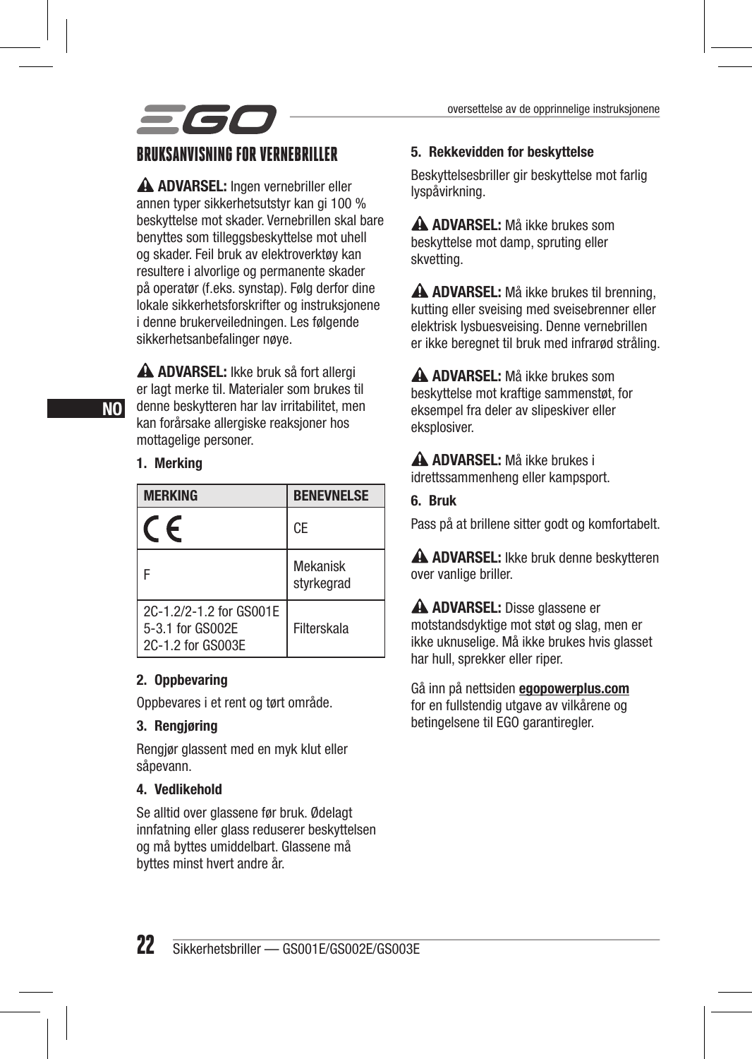# BRUKSANVISNING FOR VERNEBRILLER

⚠ **ADVARSEL:** Ingen vernebriller eller annen typer sikkerhetsutstyr kan gi 100 % beskyttelse mot skader. Vernebrillen skal bare benyttes som tilleggsbeskyttelse mot uhell og skader. Feil bruk av elektroverktøy kan resultere i alvorlige og permanente skader på operatør (f.eks. synstap). Følg derfor dine lokale sikkerhetsforskrifter og instruksjonene i denne brukerveiledningen. Les følgende sikkerhetsanbefalinger nøye.

⚠ **ADVARSEL:** Ikke bruk så fort allergi er lagt merke til. Materialer som brukes til denne beskytteren har lav irritabilitet, men kan forårsake allergiske reaksjoner hos mottagelige personer.

### 1. Merking

| MERKING | BENEVNELSE |
|---|---|
| CE | CE |
| F | Mekanisk styrkegrad |
| 2C-1.2/2-1.2 for GS001E<br>5-3.1 for GS002E<br>2C-1.2 for GS003E | Filterskala |

### 2. Oppbevaring

Oppbevares i et rent og tørt område.

### 3. Rengjøring

Rengjør glassent med en myk klut eller såpevann.

### 4. Vedlikehold

Se alltid over glassene før bruk. Ødelagt innfatning eller glass reduserer beskyttelsen og må byttes umiddelbart. Glassene må byttes minst hvert andre år.

### 5. Rekkevidden for beskyttelse

Beskyttelsesbriller gir beskyttelse mot farlig lyspåvirkning.

⚠ **ADVARSEL:** Må ikke brukes som beskyttelse mot damp, spruting eller skvetting.

⚠ **ADVARSEL:** Må ikke brukes til brenning, kutting eller sveising med sveisebrenner eller elektrisk lysbuesveising. Denne vernebrillen er ikke beregnet til bruk med infrarød stråling.

⚠ **ADVARSEL:** Må ikke brukes som beskyttelse mot kraftige sammenstøt, for eksempel fra deler av slipeskiver eller eksplosiver.

⚠ **ADVARSEL:** Må ikke brukes i idrettssammenheng eller kampsport.

### 6. Bruk

Pass på at brillene sitter godt og komfortabelt.

⚠ **ADVARSEL:** Ikke bruk denne beskytteren over vanlige briller.

⚠ **ADVARSEL:** Disse glassene er motstandsdyktige mot støt og slag, men er ikke uknuselige. Må ikke brukes hvis glasset har hull, sprekker eller riper.

Gå inn på nettsiden **egopowerplus.com** for en fullstendig utgave av vilkårene og betingelsene til EGO garantiregler.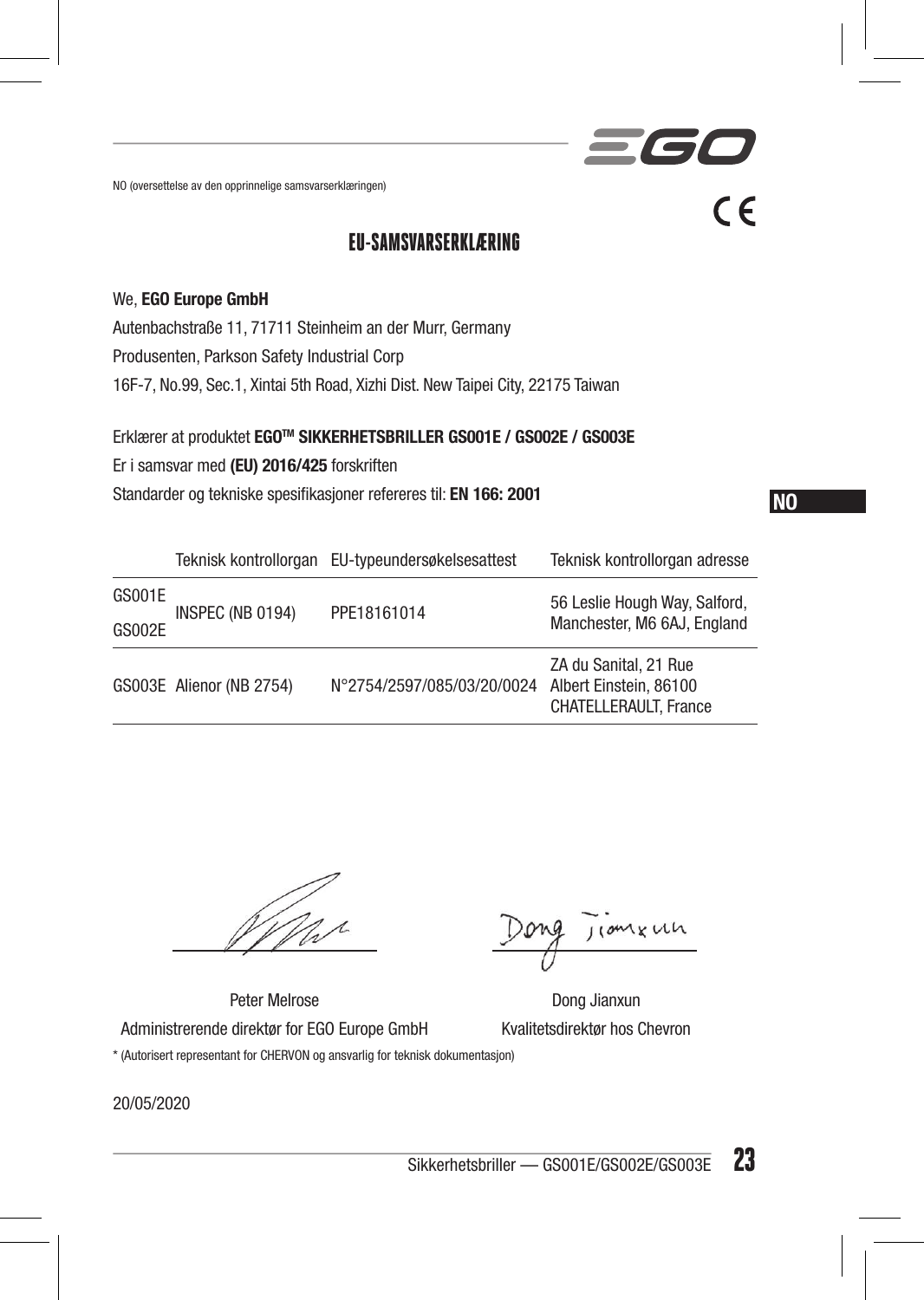NO (oversettelse av den opprinnelige samsvarserklæringen)

# EU-SAMSVARSERKLÆRING

We, **EGO Europe GmbH**

Autenbachstraße 11, 71711 Steinheim an der Murr, Germany

Produsenten, Parkson Safety Industrial Corp

16F-7, No.99, Sec.1, Xintai 5th Road, Xizhi Dist. New Taipei City, 22175 Taiwan

Erklærer at produktet **EGO™ SIKKERHETSBRILLER GS001E / GS002E / GS003E**

Er i samsvar med **(EU) 2016/425** forskriften

Standarder og tekniske spesifikasjoner refereres til: **EN 166: 2001**

| | Teknisk kontrollorgan | EU-typeundersøkelsesattest | Teknisk kontrollorgan adresse |
|---|---|---|---|
| GS001E<br>GS002E | INSPEC (NB 0194) | PPE18161014 | 56 Leslie Hough Way, Salford, Manchester, M6 6AJ, England |
| GS003E | Alienor (NB 2754) | N°2754/2597/085/03/20/0024 | ZA du Sanital, 21 Rue Albert Einstein, 86100 CHATELLERAULT, France |

Peter Melrose
Administrerende direktør for EGO Europe GmbH

Dong Jianxun
Kvalitetsdirektør hos Chevron

\* (Autorisert representant for CHERVON og ansvarlig for teknisk dokumentasjon)

20/05/2020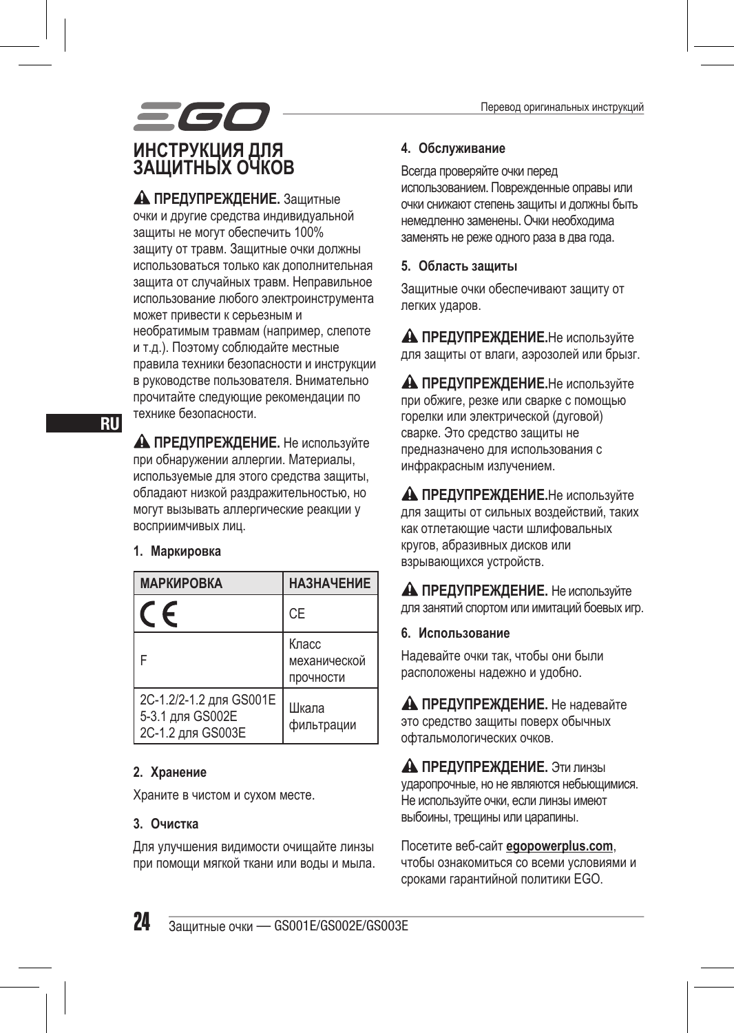# ИНСТРУКЦИЯ ДЛЯ ЗАЩИТНЫХ ОЧКОВ

⚠ **ПРЕДУПРЕЖДЕНИЕ.** Защитные очки и другие средства индивидуальной защиты не могут обеспечить 100% защиту от травм. Защитные очки должны использоваться только как дополнительная защита от случайных травм. Неправильное использование любого электроинструмента может привести к серьезным и необратимым травмам (например, слепоте и т.д.). Поэтому соблюдайте местные правила техники безопасности и инструкции в руководстве пользователя. Внимательно прочитайте следующие рекомендации по технике безопасности.

⚠ **ПРЕДУПРЕЖДЕНИЕ.** Не используйте при обнаружении аллергии. Материалы, используемые для этого средства защиты, обладают низкой раздражительностью, но могут вызывать аллергические реакции у восприимчивых лиц.

### 1. Маркировка

| МАРКИРОВКА | НАЗНАЧЕНИЕ |
|---|---|
| CE | CE |
| F | Класс механической прочности |
| 2C-1.2/2-1.2 для GS001E<br>5-3.1 для GS002E<br>2C-1.2 для GS003E | Шкала фильтрации |

### 2. Хранение

Храните в чистом и сухом месте.

### 3. Очистка

Для улучшения видимости очищайте линзы при помощи мягкой ткани или воды и мыла.

### 4. Обслуживание

Всегда проверяйте очки перед использованием. Поврежденные оправы или очки снижают степень защиты и должны быть немедленно заменены. Очки необходима заменять не реже одного раза в два года.

### 5. Область защиты

Защитные очки обеспечивают защиту от легких ударов.

⚠ **ПРЕДУПРЕЖДЕНИЕ.**Не используйте для защиты от влаги, аэрозолей или брызг.

⚠ **ПРЕДУПРЕЖДЕНИЕ.**Не используйте при обжиге, резке или сварке с помощью горелки или электрической (дуговой) сварке. Это средство защиты не предназначено для использования с инфракрасным излучением.

⚠ **ПРЕДУПРЕЖДЕНИЕ.**Не используйте для защиты от сильных воздействий, таких как отлетающие части шлифовальных кругов, абразивных дисков или взрывающихся устройств.

⚠ **ПРЕДУПРЕЖДЕНИЕ.** Не используйте для занятий спортом или имитаций боевых игр.

### 6. Использование

Надевайте очки так, чтобы они были расположены надежно и удобно.

⚠ **ПРЕДУПРЕЖДЕНИЕ.** Не надевайте это средство защиты поверх обычных офтальмологических очков.

⚠ **ПРЕДУПРЕЖДЕНИЕ.** Эти линзы ударопрочные, но не являются небьющимися. Не используйте очки, если линзы имеют выбоины, трещины или царапины.

Посетите веб-сайт **egopowerplus.com**, чтобы ознакомиться со всеми условиями и сроками гарантийной политики EGO.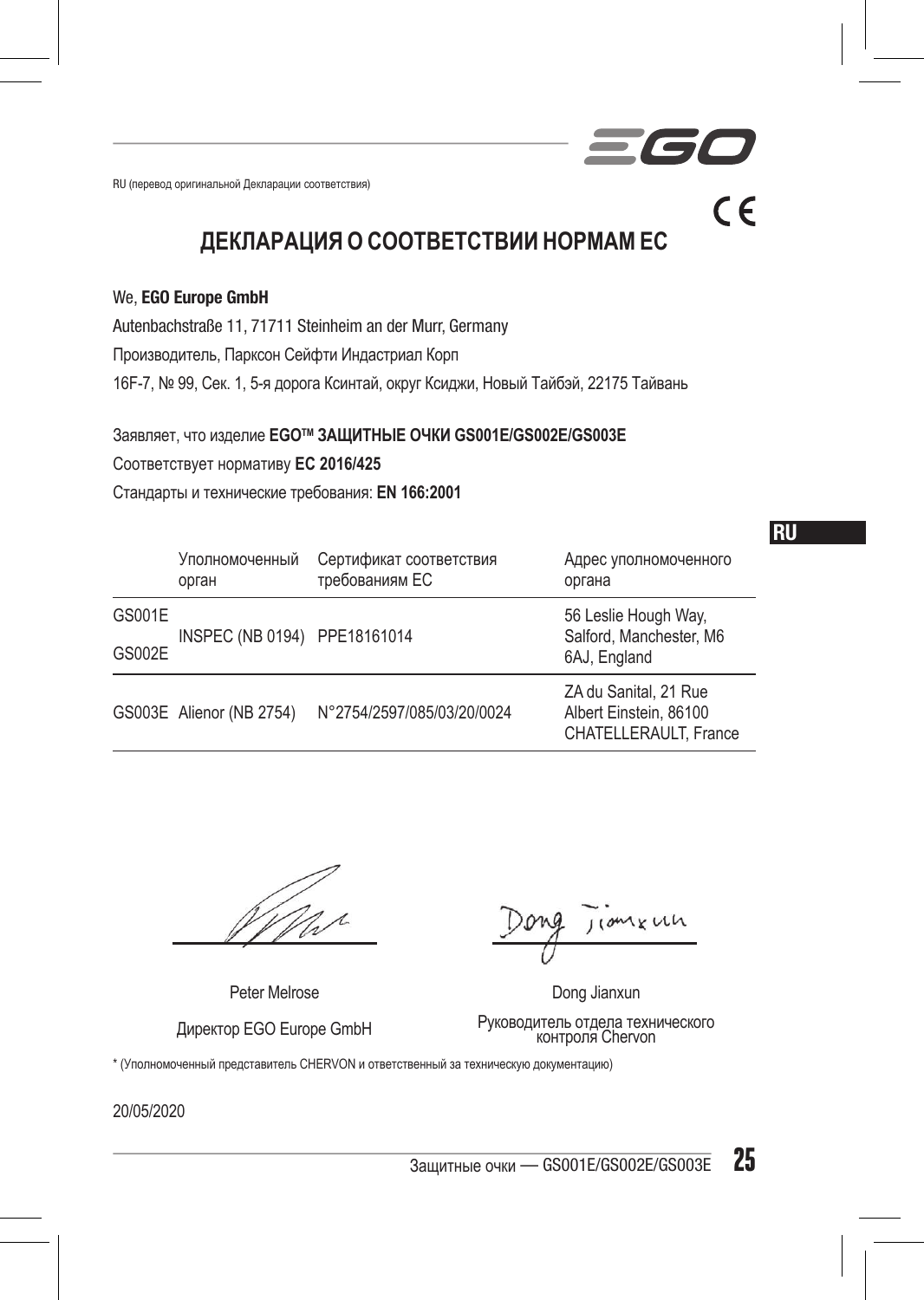RU (перевод оригинальной Декларации соответствия)

CE

# ДЕКЛАРАЦИЯ О СООТВЕТСТВИИ НОРМАМ ЕС

We, **EGO Europe GmbH**

Autenbachstraße 11, 71711 Steinheim an der Murr, Germany

Производитель, Парксон Сейфти Индастриал Корп

16F-7, № 99, Сек. 1, 5-я дорога Ксинтай, округ Ксиджи, Новый Тайбэй, 22175 Тайвань

Заявляет, что изделие **EGO™ ЗАЩИТНЫЕ ОЧКИ GS001E/GS002E/GS003E**

Соответствует нормативу **ЕС 2016/425**

Стандарты и технические требования: **EN 166:2001**

| | Уполномоченный орган | Сертификат соответствия требованиям ЕС | Адрес уполномоченного органа |
|---|---|---|---|
| GS001E<br>GS002E | INSPEC (NB 0194) | PPE18161014 | 56 Leslie Hough Way, Salford, Manchester, M6 6AJ, England |
| GS003E | Alienor (NB 2754) | N°2754/2597/085/03/20/0024 | ZA du Sanital, 21 Rue Albert Einstein, 86100 CHATELLERAULT, France |

Peter Melrose
Директор EGO Europe GmbH

Dong Jianxun
Руководитель отдела технического контроля Chervon

\* (Уполномоченный представитель CHERVON и ответственный за техническую документацию)

20/05/2020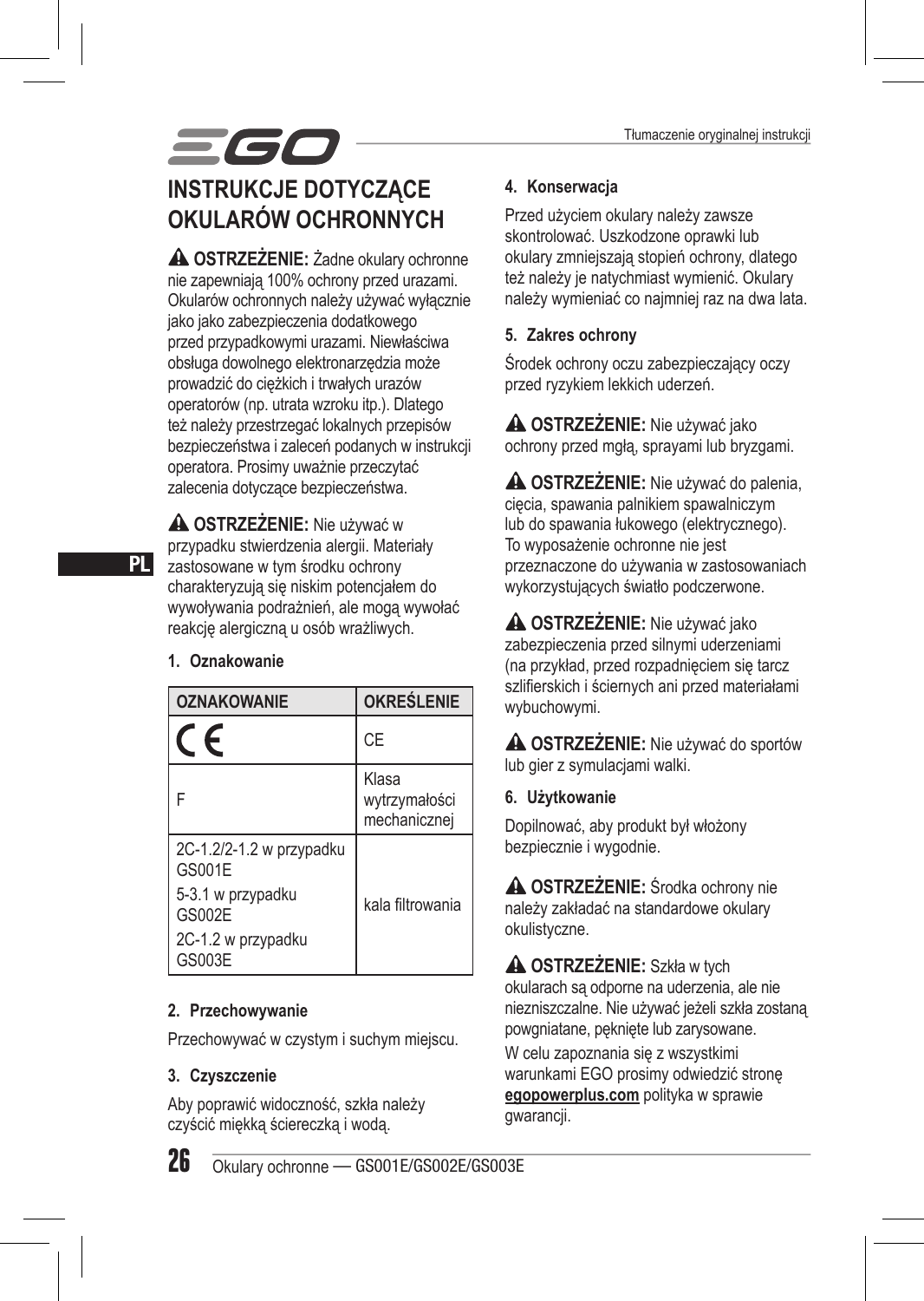# INSTRUKCJE DOTYCZĄCE OKULARÓW OCHRONNYCH

⚠ **OSTRZEŻENIE:** Żadne okulary ochronne nie zapewniają 100% ochrony przed urazami. Okularów ochronnych należy używać wyłącznie jako jako zabezpieczenia dodatkowego przed przypadkowymi urazami. Niewłaściwa obsługa dowolnego elektronarzędzia może prowadzić do ciężkich i trwałych urazów operatorów (np. utrata wzroku itp.). Dlatego też należy przestrzegać lokalnych przepisów bezpieczeństwa i zaleceń podanych w instrukcji operatora. Prosimy uważnie przeczytać zalecenia dotyczące bezpieczeństwa.

⚠ **OSTRZEŻENIE:** Nie używać w przypadku stwierdzenia alergii. Materiały zastosowane w tym środku ochrony charakteryzują się niskim potencjałem do wywoływania podrażnień, ale mogą wywołać reakcję alergiczną u osób wrażliwych.

### 1. Oznakowanie

| OZNAKOWANIE | OKREŚLENIE |
|---|---|
| CE | CE |
| F | Klasa wytrzymałości mechanicznej |
| 2C-1.2/2-1.2 w przypadku GS001E<br>5-3.1 w przypadku GS002E<br>2C-1.2 w przypadku GS003E | kala filtrowania |

### 2. Przechowywanie

Przechowywać w czystym i suchym miejscu.

### 3. Czyszczenie

Aby poprawić widoczność, szkła należy czyścić miękką ściereczką i wodą.

### 4. Konserwacja

Przed użyciem okulary należy zawsze skontrolować. Uszkodzone oprawki lub okulary zmniejszają stopień ochrony, dlatego też należy je natychmiast wymienić. Okulary należy wymieniać co najmniej raz na dwa lata.

### 5. Zakres ochrony

Środek ochrony oczu zabezpieczający oczy przed ryzykiem lekkich uderzeń.

⚠ **OSTRZEŻENIE:** Nie używać jako ochrony przed mgłą, sprayami lub bryzgami.

⚠ **OSTRZEŻENIE:** Nie używać do palenia, cięcia, spawania palnikiem spawalniczym lub do spawania łukowego (elektrycznego). To wyposażenie ochronne nie jest przeznaczone do używania w zastosowaniach wykorzystujących światło podczerwone.

⚠ **OSTRZEŻENIE:** Nie używać jako zabezpieczenia przed silnymi uderzeniami (na przykład, przed rozpadnięciem się tarcz szlifierskich i ściernych ani przed materiałami wybuchowymi.

⚠ **OSTRZEŻENIE:** Nie używać do sportów lub gier z symulacjami walki.

### 6. Użytkowanie

Dopilnować, aby produkt był włożony bezpiecznie i wygodnie.

⚠ **OSTRZEŻENIE:** Środka ochrony nie należy zakładać na standardowe okulary okulistyczne.

⚠ **OSTRZEŻENIE:** Szkła w tych okularach są odporne na uderzenia, ale nie niezniszczalne. Nie używać jeżeli szkła zostaną powgniatane, pęknięte lub zarysowane.

W celu zapoznania się z wszystkimi warunkami EGO prosimy odwiedzić stronę **egopowerplus.com** polityka w sprawie gwarancji.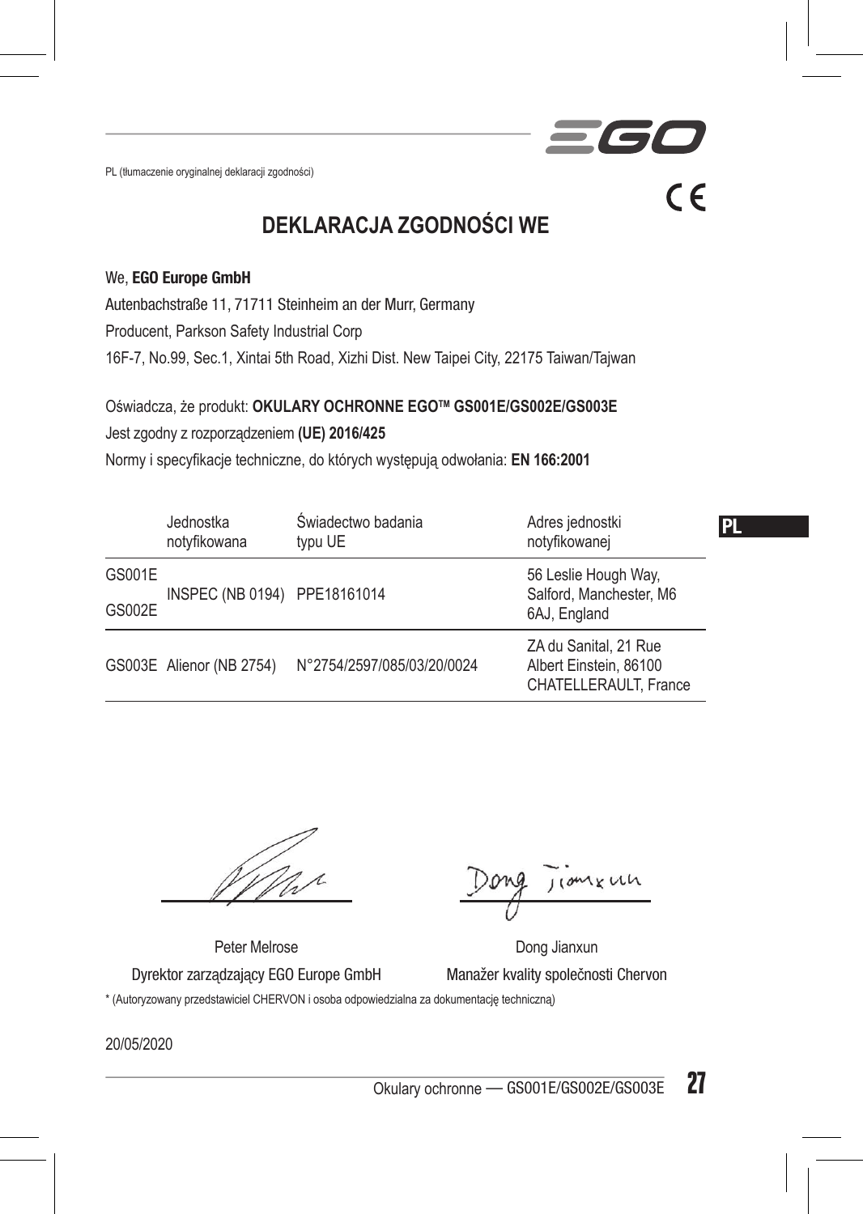PL (tłumaczenie oryginalnej deklaracji zgodności)

# DEKLARACJA ZGODNOŚCI WE

We, **EGO Europe GmbH**

Autenbachstraße 11, 71711 Steinheim an der Murr, Germany

Producent, Parkson Safety Industrial Corp

16F-7, No.99, Sec.1, Xintai 5th Road, Xizhi Dist. New Taipei City, 22175 Taiwan/Tajwan

Oświadcza, że produkt: **OKULARY OCHRONNE EGO™ GS001E/GS002E/GS003E**

Jest zgodny z rozporządzeniem **(UE) 2016/425**

Normy i specyfikacje techniczne, do których występują odwołania: **EN 166:2001**

| | Jednostka notyfikowana | Świadectwo badania typu UE | Adres jednostki notyfikowanej |
|---|---|---|---|
| GS001E<br>GS002E | INSPEC (NB 0194) | PPE18161014 | 56 Leslie Hough Way, Salford, Manchester, M6 6AJ, England |
| GS003E | Alienor (NB 2754) | N°2754/2597/085/03/20/0024 | ZA du Sanital, 21 Rue Albert Einstein, 86100 CHATELLERAULT, France |

Peter Melrose
Dyrektor zarządzający EGO Europe GmbH

Dong Jianxun
Manažer kvality společnosti Chervon

\* (Autoryzowany przedstawiciel CHERVON i osoba odpowiedzialna za dokumentację techniczną)

20/05/2020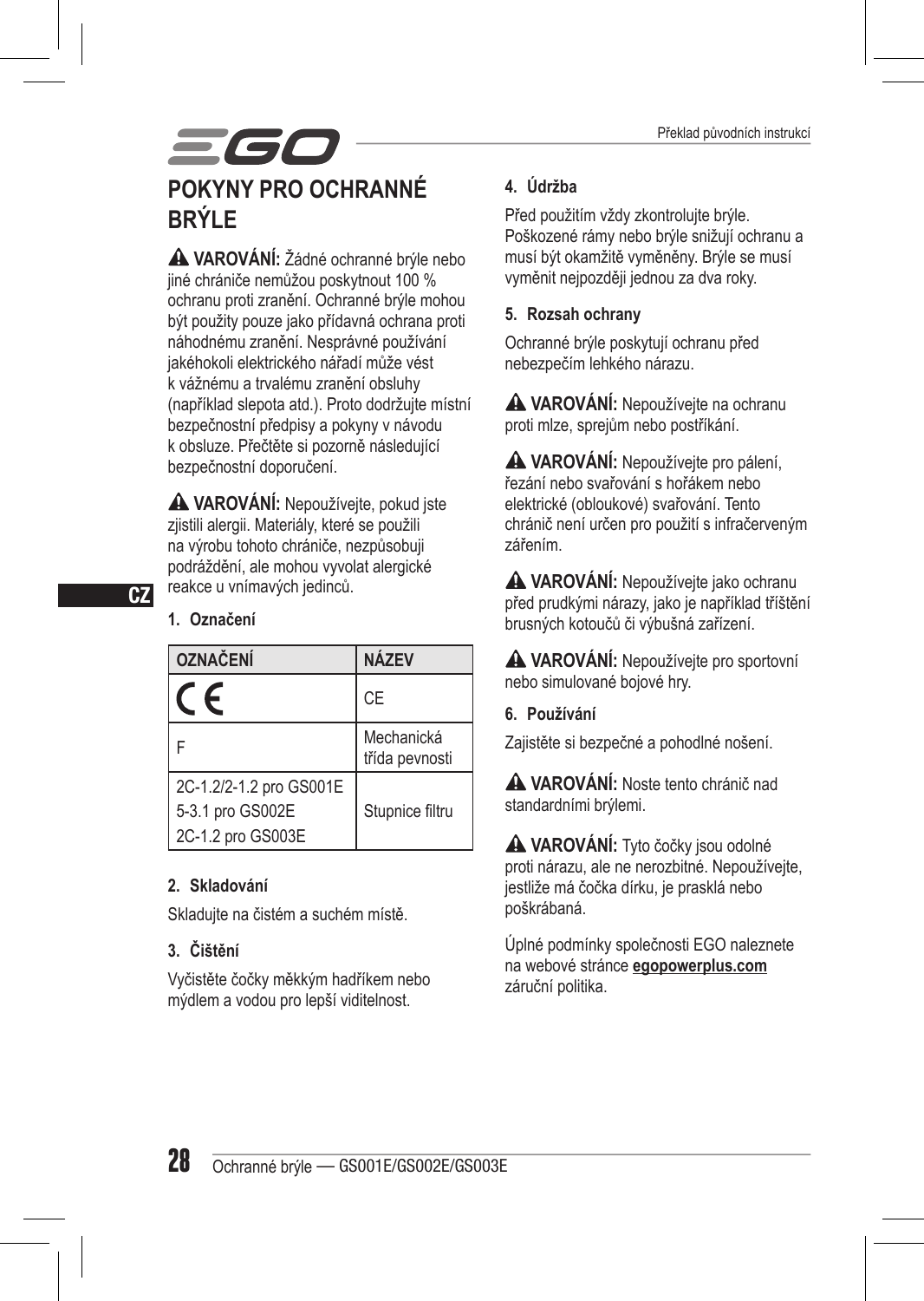# POKYNY PRO OCHRANNÉ BRÝLE

⚠ **VAROVÁNÍ:** Žádné ochranné brýle nebo jiné chrániče nemůžou poskytnout 100 % ochranu proti zranění. Ochranné brýle mohou být použity pouze jako přídavná ochrana proti náhodnému zranění. Nesprávné používání jakéhokoli elektrického nářadí může vést k vážnému a trvalému zranění obsluhy (například slepota atd.). Proto dodržujte místní bezpečnostní předpisy a pokyny v návodu k obsluze. Přečtěte si pozorně následující bezpečnostní doporučení.

⚠ **VAROVÁNÍ:** Nepoužívejte, pokud jste zjistili alergii. Materiály, které se použili na výrobu tohoto chrániče, nezpůsobuji podráždění, ale mohou vyvolat alergické reakce u vnímavých jedinců.

### 1. Označení

| OZNAČENÍ | NÁZEV |
|---|---|
| CE | CE |
| F | Mechanická třída pevnosti |
| 2C-1.2/2-1.2 pro GS001E<br>5-3.1 pro GS002E<br>2C-1.2 pro GS003E | Stupnice filtru |

### 2. Skladování

Skladujte na čistém a suchém místě.

### 3. Čištění

Vyčistěte čočky měkkým hadříkem nebo mýdlem a vodou pro lepší viditelnost.

### 4. Údržba

Před použitím vždy zkontrolujte brýle. Poškozené rámy nebo brýle snižují ochranu a musí být okamžitě vyměněny. Brýle se musí vyměnit nejpozději jednou za dva roky.

### 5. Rozsah ochrany

Ochranné brýle poskytují ochranu před nebezpečím lehkého nárazu.

⚠ **VAROVÁNÍ:** Nepoužívejte na ochranu proti mlze, sprejům nebo postříkání.

⚠ **VAROVÁNÍ:** Nepoužívejte pro pálení, řezání nebo svařování s hořákem nebo elektrické (obloukové) svařování. Tento chránič není určen pro použití s infračerveným zářením.

⚠ **VAROVÁNÍ:** Nepoužívejte jako ochranu před prudkými nárazy, jako je například tříštění brusných kotoučů či výbušná zařízení.

⚠ **VAROVÁNÍ:** Nepoužívejte pro sportovní nebo simulované bojové hry.

### 6. Používání

Zajistěte si bezpečné a pohodlné nošení.

⚠ **VAROVÁNÍ:** Noste tento chránič nad standardními brýlemi.

⚠ **VAROVÁNÍ:** Tyto čočky jsou odolné proti nárazu, ale ne nerozbitné. Nepoužívejte, jestliže má čočka dírku, je prasklá nebo poškrábaná.

Úplné podmínky společnosti EGO naleznete na webové stránce **egopowerplus.com** záruční politika.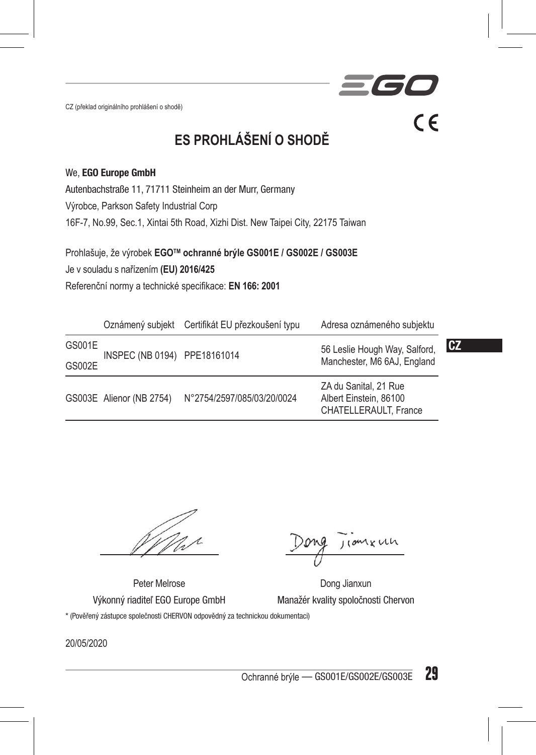CZ (překlad originálního prohlášení o shodě)

# ES PROHLÁŠENÍ O SHODĚ

We, **EGO Europe GmbH**

Autenbachstraße 11, 71711 Steinheim an der Murr, Germany

Výrobce, Parkson Safety Industrial Corp

16F-7, No.99, Sec.1, Xintai 5th Road, Xizhi Dist. New Taipei City, 22175 Taiwan

Prohlašuje, že výrobek **EGO™ ochranné brýle GS001E / GS002E / GS003E**

Je v souladu s nařízením **(EU) 2016/425**

Referenční normy a technické specifikace: **EN 166: 2001**

| | Oznámený subjekt | Certifikát EU přezkoušení typu | Adresa oznámeného subjektu |
|---|---|---|---|
| GS001E<br>GS002E | INSPEC (NB 0194) | PPE18161014 | 56 Leslie Hough Way, Salford, Manchester, M6 6AJ, England |
| GS003E | Alienor (NB 2754) | N°2754/2597/085/03/20/0024 | ZA du Sanital, 21 Rue Albert Einstein, 86100 CHATELLERAULT, France |

Peter Melrose
Výkonný riaditeľ EGO Europe GmbH

Dong Jianxun
Manažér kvality spoločnosti Chervon

\* (Pověřený zástupce společnosti CHERVON odpovědný za technickou dokumentaci)

20/05/2020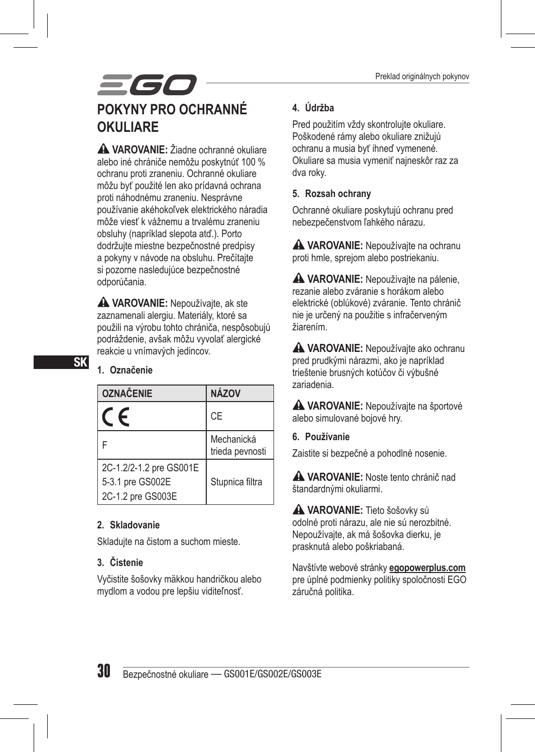# POKYNY PRO OCHRANNÉ OKULIARE

⚠ **VAROVANIE:** Žiadne ochranné okuliare alebo iné chrániče nemôžu poskytnúť 100 % ochranu proti zraneniu. Ochranné okuliare môžu byť použité len ako prídavná ochrana proti náhodnému zraneniu. Nesprávne používanie akéhokoľvek elektrického náradia môže viesť k vážnemu a trvalému zraneniu obsluhy (napríklad slepota atď.). Porto dodržujte miestne bezpečnostné predpisy a pokyny v návode na obsluhu. Prečítajte si pozorne nasledujúce bezpečnostné odporúčania.

⚠ **VAROVANIE:** Nepoužívajte, ak ste zaznamenali alergiu. Materiály, ktoré sa použili na výrobu tohto chrániča, nespôsobujú podráždenie, avšak môžu vyvolať alergické reakcie u vnímavých jedincov.

## 1. Označenie

| OZNAČENIE | NÁZOV |
|---|---|
| CE | CE |
| F | Mechanická trieda pevnosti |
| 2C-1.2/2-1.2 pre GS001E<br>5-3.1 pre GS002E<br>2C-1.2 pre GS003E | Stupnica filtra |

## 2. Skladovanie

Skladujte na čistom a suchom mieste.

## 3. Čistenie

Vyčistite šošovky mäkkou handričkou alebo mydlom a vodou pre lepšiu viditeľnosť.

## 4. Údržba

Pred použitím vždy skontrolujte okuliare. Poškodené rámy alebo okuliare znižujú ochranu a musia byť ihneď vymenené. Okuliare sa musia vymeniť najneskôr raz za dva roky.

## 5. Rozsah ochrany

Ochranné okuliare poskytujú ochranu pred nebezpečenstvom ľahkého nárazu.

⚠ **VAROVANIE:** Nepoužívajte na ochranu proti hmle, sprejom alebo postriekaniu.

⚠ **VAROVANIE:** Nepoužívajte na pálenie, rezanie alebo zváranie s horákom alebo elektrické (oblúkové) zváranie. Tento chránič nie je určený na použitie s infračerveným žiarením.

⚠ **VAROVANIE:** Nepoužívajte ako ochranu pred prudkými nárazmi, ako je napríklad trieštenie brusných kotúčov či výbušné zariadenia.

⚠ **VAROVANIE:** Nepoužívajte na športové alebo simulované bojové hry.

## 6. Používanie

Zaistite si bezpečné a pohodlné nosenie.

⚠ **VAROVANIE:** Noste tento chránič nad štandardnými okuliarmi.

⚠ **VAROVANIE:** Tieto šošovky sú odolné proti nárazu, ale nie sú nerozbitné. Nepoužívajte, ak má šošovka dierku, je prasknutá alebo poškriabaná.

Navštívte webové stránky **egopowerplus.com** pre úplné podmienky politiky spoločnosti EGO záručná politika.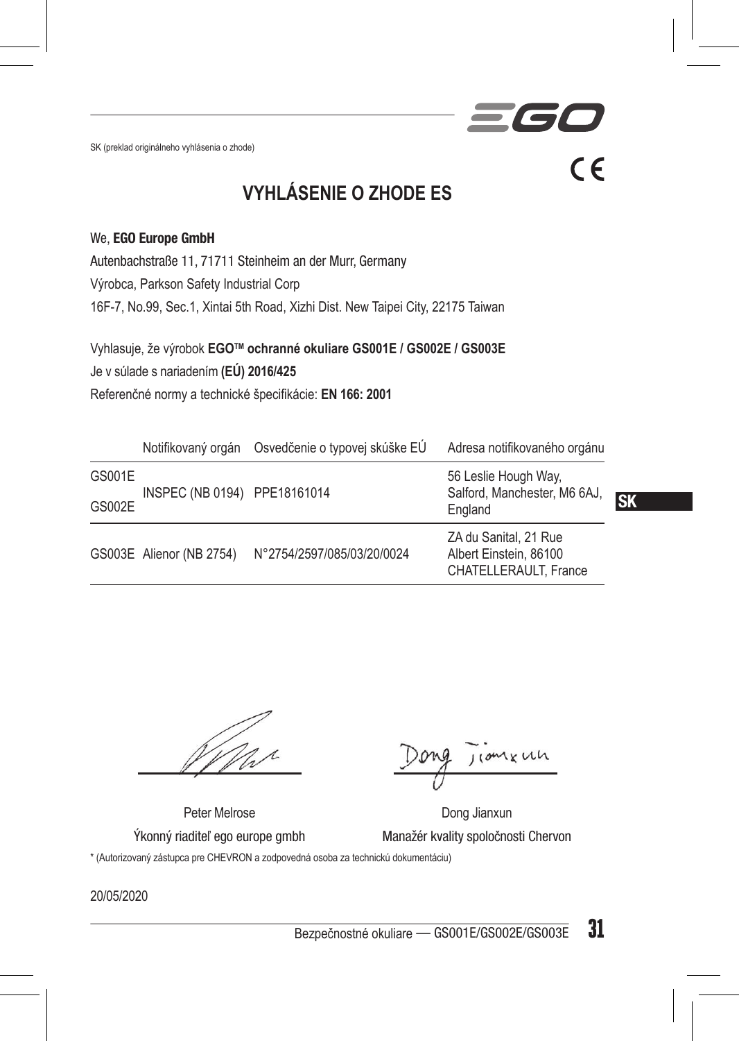SK (preklad originálneho vyhlásenia o zhode)

# VYHLÁSENIE O ZHODE ES

We, **EGO Europe GmbH**

Autenbachstraße 11, 71711 Steinheim an der Murr, Germany

Výrobca, Parkson Safety Industrial Corp

16F-7, No.99, Sec.1, Xintai 5th Road, Xizhi Dist. New Taipei City, 22175 Taiwan

Vyhlasuje, že výrobok **EGO™ ochranné okuliare GS001E / GS002E / GS003E**

Je v súlade s nariadením **(EÚ) 2016/425**

Referenčné normy a technické špecifikácie: **EN 166: 2001**

| | Notifikovaný orgán | Osvedčenie o typovej skúške EÚ | Adresa notifikovaného orgánu |
|---|---|---|---|
| GS001E<br>GS002E | INSPEC (NB 0194) | PPE18161014 | 56 Leslie Hough Way, Salford, Manchester, M6 6AJ, England |
| GS003E | Alienor (NB 2754) | N°2754/2597/085/03/20/0024 | ZA du Sanital, 21 Rue Albert Einstein, 86100 CHATELLERAULT, France |

Peter Melrose
Ýkonný riaditeľ ego europe gmbh

Dong Jianxun
Manažér kvality spoločnosti Chervon

\* (Autorizovaný zástupca pre CHEVRON a zodpovedná osoba za technickú dokumentáciu)

20/05/2020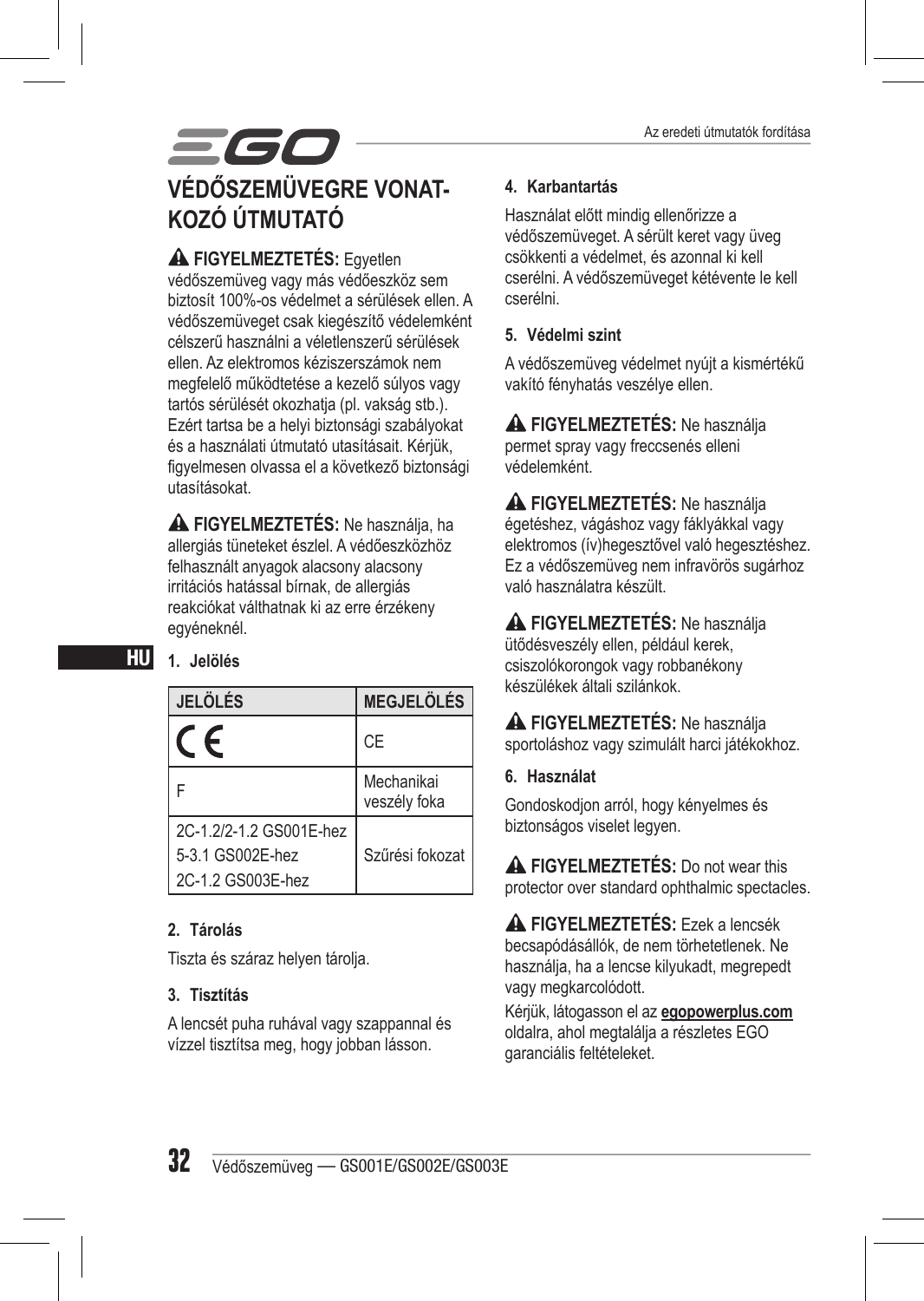# VÉDŐSZEMÜVEGRE VONATKOZÓ ÚTMUTATÓ

⚠ **FIGYELMEZTETÉS:** Egyetlen védőszemüveg vagy más védőeszköz sem biztosít 100%-os védelmet a sérülések ellen. A védőszemüveget csak kiegészítő védelemként célszerű használni a véletlenszerű sérülések ellen. Az elektromos kéziszerszámok nem megfelelő működtetése a kezelő súlyos vagy tartós sérülését okozhatja (pl. vakság stb.). Ezért tartsa be a helyi biztonsági szabályokat és a használati útmutató utasításait. Kérjük, figyelmesen olvassa el a következő biztonsági utasításokat.

⚠ **FIGYELMEZTETÉS:** Ne használja, ha allergiás tüneteket észlel. A védőeszközhöz felhasznált anyagok alacsony alacsony irritációs hatással bírnak, de allergiás reakciókat válthatnak ki az erre érzékeny egyéneknél.

### 1. Jelölés

| JELÖLÉS | MEGJELÖLÉS |
|---|---|
| CE | CE |
| F | Mechanikai veszély foka |
| 2C-1.2/2-1.2 GS001E-hez<br>5-3.1 GS002E-hez<br>2C-1.2 GS003E-hez | Szűrési fokozat |

### 2. Tárolás

Tiszta és száraz helyen tárolja.

### 3. Tisztítás

A lencsét puha ruhával vagy szappannal és vízzel tisztítsa meg, hogy jobban lásson.

### 4. Karbantartás

Használat előtt mindig ellenőrizze a védőszemüveget. A sérült keret vagy üveg csökkenti a védelmet, és azonnal ki kell cserélni. A védőszemüveget kétévente le kell cserélni.

### 5. Védelmi szint

A védőszemüveg védelmet nyújt a kismértékű vakító fényhatás veszélye ellen.

⚠ **FIGYELMEZTETÉS:** Ne használja permet spray vagy freccsenés elleni védelemként.

⚠ **FIGYELMEZTETÉS:** Ne használja égetéshez, vágáshoz vagy fáklyákkal vagy elektromos (ív)hegesztővel való hegesztéshez. Ez a védőszemüveg nem infravörös sugárhoz való használatra készült.

⚠ **FIGYELMEZTETÉS:** Ne használja ütődésveszély ellen, például kerek, csiszolókorongok vagy robbanékony készülékek általi szilánkok.

⚠ **FIGYELMEZTETÉS:** Ne használja sportoláshoz vagy szimulált harci játékokhoz.

### 6. Használat

Gondoskodjon arról, hogy kényelmes és biztonságos viselet legyen.

⚠ **FIGYELMEZTETÉS:** Do not wear this protector over standard ophthalmic spectacles.

⚠ **FIGYELMEZTETÉS:** Ezek a lencsék becsapódásállók, de nem törhetetlenek. Ne használja, ha a lencse kilyukadt, megrepedt vagy megkarcolódott.

Kérjük, látogasson el az **egopowerplus.com** oldalra, ahol megtalálja a részletes EGO garanciális feltételeket.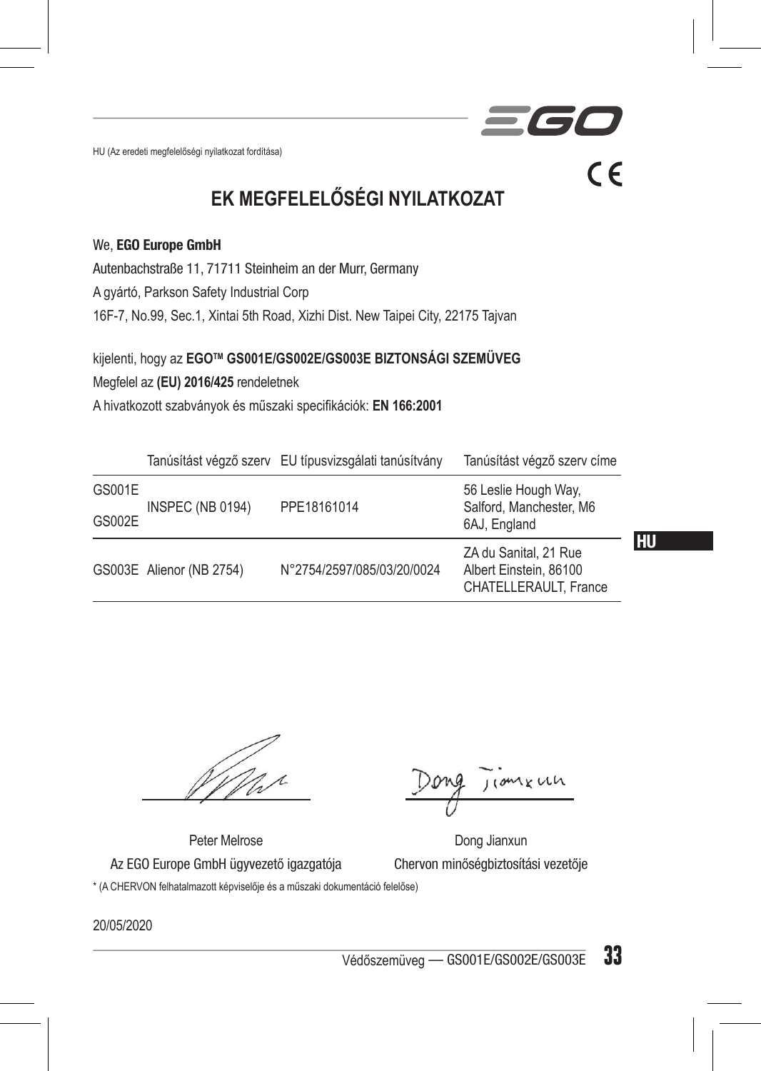HU (Az eredeti megfelelőségi nyilatkozat fordítása)

# EK MEGFELELŐSÉGI NYILATKOZAT

We, **EGO Europe GmbH**

Autenbachstraße 11, 71711 Steinheim an der Murr, Germany

A gyártó, Parkson Safety Industrial Corp

16F-7, No.99, Sec.1, Xintai 5th Road, Xizhi Dist. New Taipei City, 22175 Tajvan

kijelenti, hogy az **EGO™ GS001E/GS002E/GS003E BIZTONSÁGI SZEMÜVEG**

Megfelel az **(EU) 2016/425** rendeletnek

A hivatkozott szabványok és műszaki specifikációk: **EN 166:2001**

| | Tanúsítást végző szerv | EU típusvizsgálati tanúsítvány | Tanúsítást végző szerv címe |
|---|---|---|---|
| GS001E<br>GS002E | INSPEC (NB 0194) | PPE18161014 | 56 Leslie Hough Way, Salford, Manchester, M6 6AJ, England |
| GS003E | Alienor (NB 2754) | N°2754/2597/085/03/20/0024 | ZA du Sanital, 21 Rue Albert Einstein, 86100 CHATELLERAULT, France |

Peter Melrose
Az EGO Europe GmbH ügyvezető igazgatója

Dong Jianxun
Chervon minőségbiztosítási vezetője

\* (A CHERVON felhatalmazott képviselője és a műszaki dokumentáció felelőse)

20/05/2020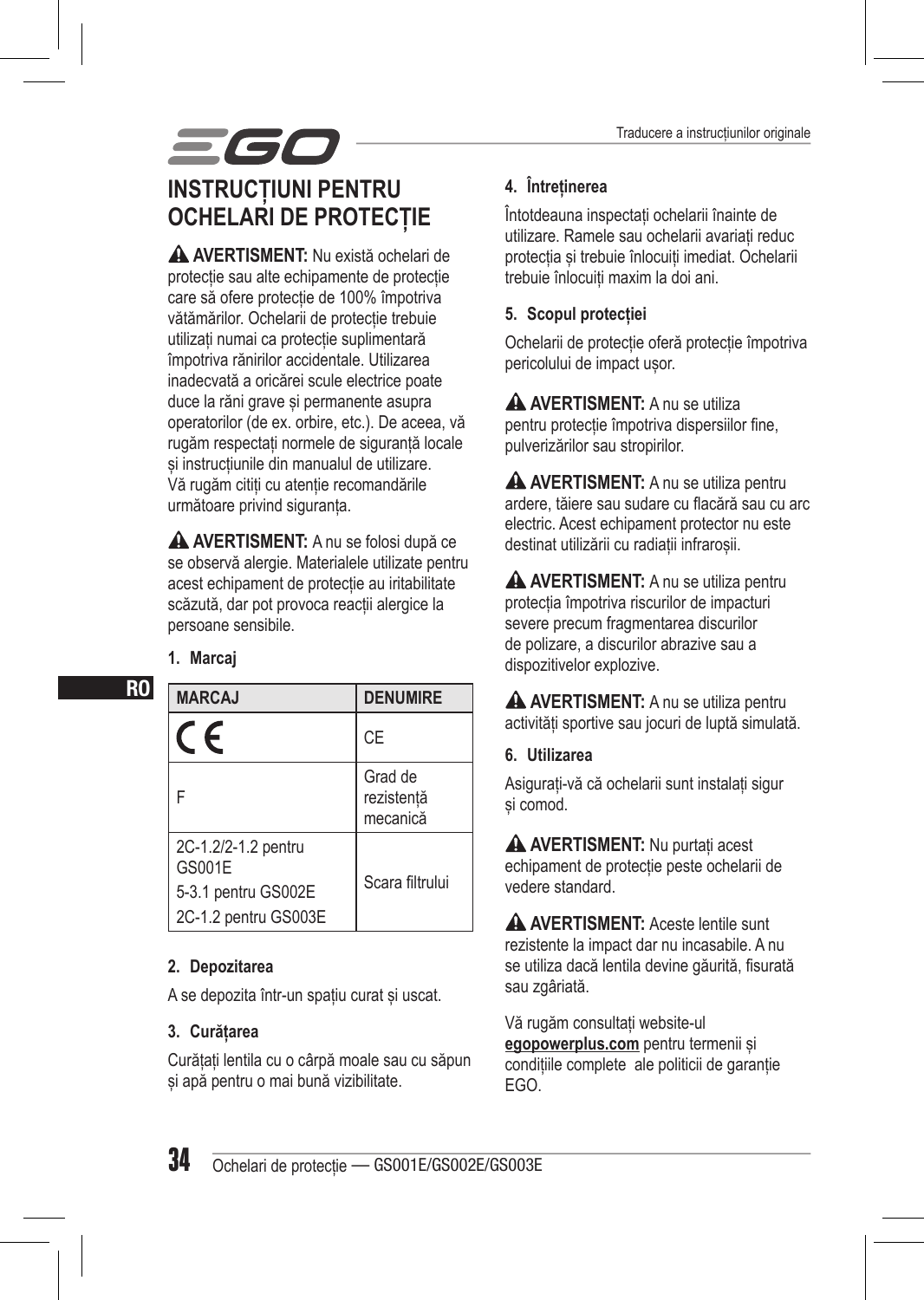# INSTRUCȚIUNI PENTRU OCHELARI DE PROTECȚIE

⚠ **AVERTISMENT:** Nu există ochelari de protecție sau alte echipamente de protecție care să ofere protecție de 100% împotriva vătămărilor. Ochelarii de protecție trebuie utilizați numai ca protecție suplimentară împotriva rănirilor accidentale. Utilizarea inadecvată a oricărei scule electrice poate duce la răni grave și permanente asupra operatorilor (de ex. orbire, etc.). De aceea, vă rugăm respectați normele de siguranță locale și instrucțiunile din manualul de utilizare. Vă rugăm citiți cu atenție recomandările următoare privind siguranța.

⚠ **AVERTISMENT:** A nu se folosi după ce se observă alergie. Materialele utilizate pentru acest echipament de protecție au iritabilitate scăzută, dar pot provoca reacții alergice la persoane sensibile.

### 1. Marcaj

| MARCAJ | DENUMIRE |
|---|---|
| CE | CE |
| F | Grad de rezistență mecanică |
| 2C-1.2/2-1.2 pentru GS001E<br>5-3.1 pentru GS002E<br>2C-1.2 pentru GS003E | Scara filtrului |

### 2. Depozitarea

A se depozita într-un spațiu curat și uscat.

### 3. Curățarea

Curățați lentila cu o cârpă moale sau cu săpun și apă pentru o mai bună vizibilitate.

### 4. Întreținerea

Întotdeauna inspectați ochelarii înainte de utilizare. Ramele sau ochelarii avariați reduc protecția și trebuie înlocuiți imediat. Ochelarii trebuie înlocuiți maxim la doi ani.

### 5. Scopul protecției

Ochelarii de protecție oferă protecție împotriva pericolului de impact ușor.

⚠ **AVERTISMENT:** A nu se utiliza pentru protecție împotriva dispersiilor fine, pulverizărilor sau stropirilor.

⚠ **AVERTISMENT:** A nu se utiliza pentru ardere, tăiere sau sudare cu flacără sau cu arc electric. Acest echipament protector nu este destinat utilizării cu radiații infraroșii.

⚠ **AVERTISMENT:** A nu se utiliza pentru protecția împotriva riscurilor de impacturi severe precum fragmentarea discurilor de polizare, a discurilor abrazive sau a dispozitivelor explozive.

⚠ **AVERTISMENT:** A nu se utiliza pentru activități sportive sau jocuri de luptă simulată.

### 6. Utilizarea

Asigurați-vă că ochelarii sunt instalați sigur și comod.

⚠ **AVERTISMENT:** Nu purtați acest echipament de protecție peste ochelarii de vedere standard.

⚠ **AVERTISMENT:** Aceste lentile sunt rezistente la impact dar nu incasabile. A nu se utiliza dacă lentila devine găurită, fisurată sau zgâriată.

Vă rugăm consultați website-ul **egopowerplus.com** pentru termenii și condițiile complete ale politicii de garanție EGO.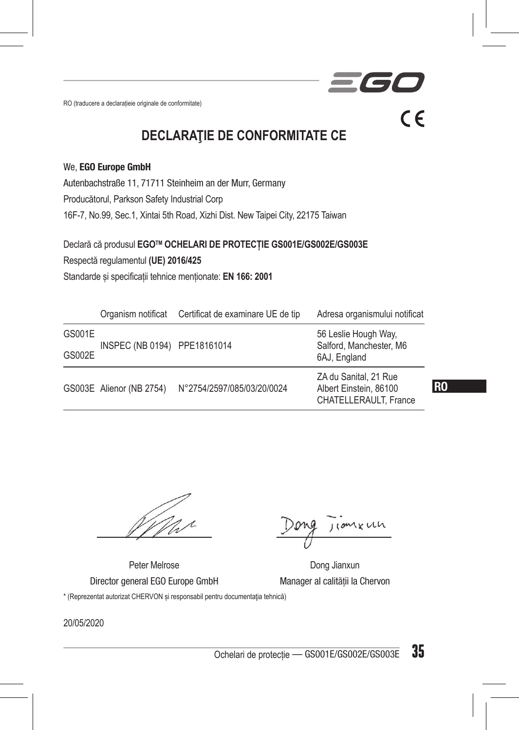RO (traducere a declarației originale de conformitate)

# DECLARAŢIE DE CONFORMITATE CE

We, **EGO Europe GmbH**

Autenbachstraße 11, 71711 Steinheim an der Murr, Germany

Producătorul, Parkson Safety Industrial Corp

16F-7, No.99, Sec.1, Xintai 5th Road, Xizhi Dist. New Taipei City, 22175 Taiwan

Declară că produsul **EGO™ OCHELARI DE PROTECȚIE GS001E/GS002E/GS003E**

Respectă regulamentul **(UE) 2016/425**

Standarde și specificații tehnice menționate: **EN 166: 2001**

| | Organism notificat | Certificat de examinare UE de tip | Adresa organismului notificat |
|---|---|---|---|
| GS001E GS002E | INSPEC (NB 0194) | PPE18161014 | 56 Leslie Hough Way, Salford, Manchester, M6 6AJ, England |
| GS003E | Alienor (NB 2754) | N°2754/2597/085/03/20/0024 | ZA du Sanital, 21 Rue Albert Einstein, 86100 CHATELLERAULT, France |

Peter Melrose
Director general EGO Europe GmbH

Dong Jianxun
Manager al calității la Chervon

\* (Reprezentat autorizat CHERVON și responsabil pentru documentaţia tehnică)

20/05/2020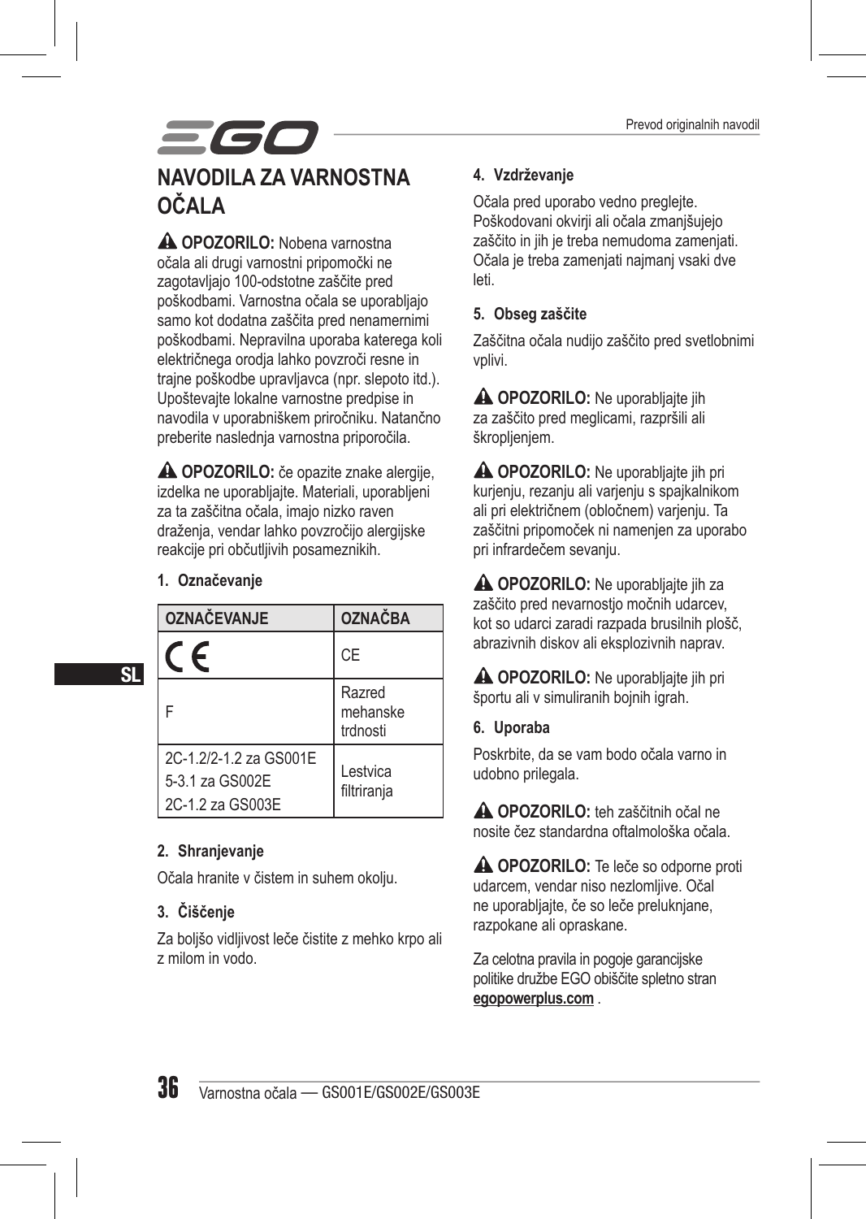# NAVODILA ZA VARNOSTNA OČALA

⚠ **OPOZORILO:** Nobena varnostna očala ali drugi varnostni pripomočki ne zagotavljajo 100-odstotne zaščite pred poškodbami. Varnostna očala se uporabljajo samo kot dodatna zaščita pred nenamernimi poškodbami. Nepravilna uporaba katerega koli električnega orodja lahko povzroči resne in trajne poškodbe upravljavca (npr. slepoto itd.). Upoštevajte lokalne varnostne predpise in navodila v uporabniškem priročniku. Natančno preberite naslednja varnostna priporočila.

⚠ **OPOZORILO:** če opazite znake alergije, izdelka ne uporabljajte. Materiali, uporabljeni za ta zaščitna očala, imajo nizko raven draženja, vendar lahko povzročijo alergijske reakcije pri občutljivih posameznikih.

**1. Označevanje**

| OZNAČEVANJE | OZNAČBA |
|---|---|
| CE | CE |
| F | Razred mehanske trdnosti |
| 2C-1.2/2-1.2 za GS001E<br>5-3.1 za GS002E<br>2C-1.2 za GS003E | Lestvica filtriranja |

**2. Shranjevanje**

Očala hranite v čistem in suhem okolju.

**3. Čiščenje**

Za boljšo vidljivost leče čistite z mehko krpo ali z milom in vodo.

**4. Vzdrževanje**

Očala pred uporabo vedno preglejte. Poškodovani okvirji ali očala zmanjšujejo zaščito in jih je treba nemudoma zamenjati. Očala je treba zamenjati najmanj vsaki dve leti.

**5. Obseg zaščite**

Zaščitna očala nudijo zaščito pred svetlobnimi vplivi.

⚠ **OPOZORILO:** Ne uporabljajte jih za zaščito pred meglicami, razpršili ali škropljenjem.

⚠ **OPOZORILO:** Ne uporabljajte jih pri kurjenju, rezanju ali varjenju s spajkalnikom ali pri električnem (obločnem) varjenju. Ta zaščitni pripomoček ni namenjen za uporabo pri infrardečem sevanju.

⚠ **OPOZORILO:** Ne uporabljajte jih za zaščito pred nevarnostjo močnih udarcev, kot so udarci zaradi razpada brusilnih plošč, abrazivnih diskov ali eksplozivnih naprav.

⚠ **OPOZORILO:** Ne uporabljajte jih pri športu ali v simuliranih bojnih igrah.

**6. Uporaba**

Poskrbite, da se vam bodo očala varno in udobno prilegala.

⚠ **OPOZORILO:** teh zaščitnih očal ne nosite čez standardna oftalmološka očala.

⚠ **OPOZORILO:** Te leče so odporne proti udarcem, vendar niso nezlomljive. Očal ne uporabljajte, če so leče preluknjane, razpokane ali opraskane.

Za celotna pravila in pogoje garancijske politike družbe EGO obiščite spletno stran **egopowerplus.com** .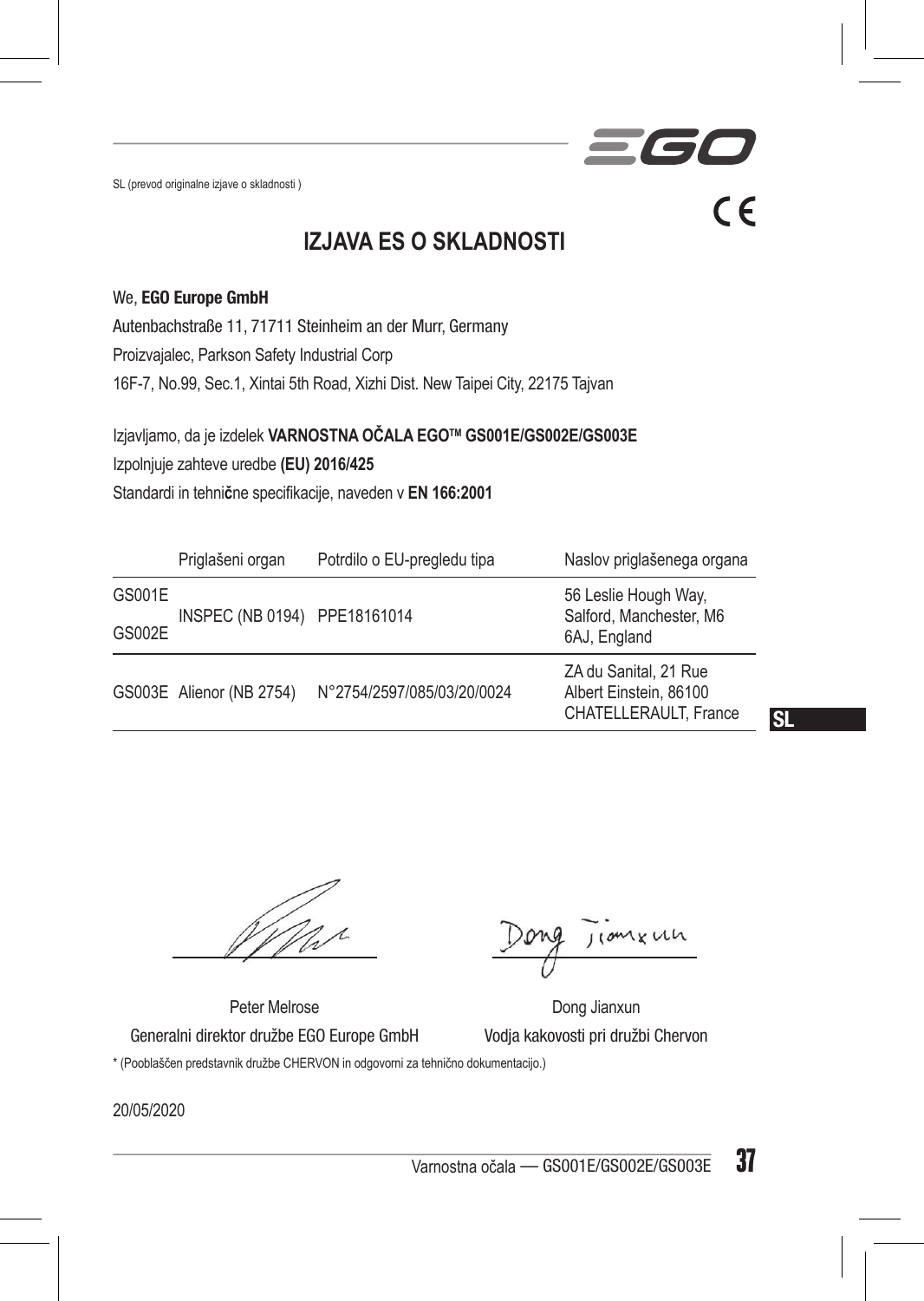SL (prevod originalne izjave o skladnosti )

# IZJAVA ES O SKLADNOSTI

We, **EGO Europe GmbH**

Autenbachstraße 11, 71711 Steinheim an der Murr, Germany

Proizvajalec, Parkson Safety Industrial Corp

16F-7, No.99, Sec.1, Xintai 5th Road, Xizhi Dist. New Taipei City, 22175 Tajvan

Izjavljamo, da je izdelek **VARNOSTNA OČALA EGO™ GS001E/GS002E/GS003E**

Izpolnjuje zahteve uredbe **(EU) 2016/425**

Standardi in tehnične specifikacije, naveden v **EN 166:2001**

| | Priglašeni organ | Potrdilo o EU-pregledu tipa | Naslov priglašenega organa |
|---|---|---|---|
| GS001E GS002E | INSPEC (NB 0194) | PPE18161014 | 56 Leslie Hough Way, Salford, Manchester, M6 6AJ, England |
| GS003E | Alienor (NB 2754) | N°2754/2597/085/03/20/0024 | ZA du Sanital, 21 Rue Albert Einstein, 86100 CHATELLERAULT, France |

Peter Melrose
Generalni direktor družbe EGO Europe GmbH

Dong Jianxun
Vodja kakovosti pri družbi Chervon

\* (Pooblaščen predstavnik družbe CHERVON in odgovorni za tehnično dokumentacijo.)

20/05/2020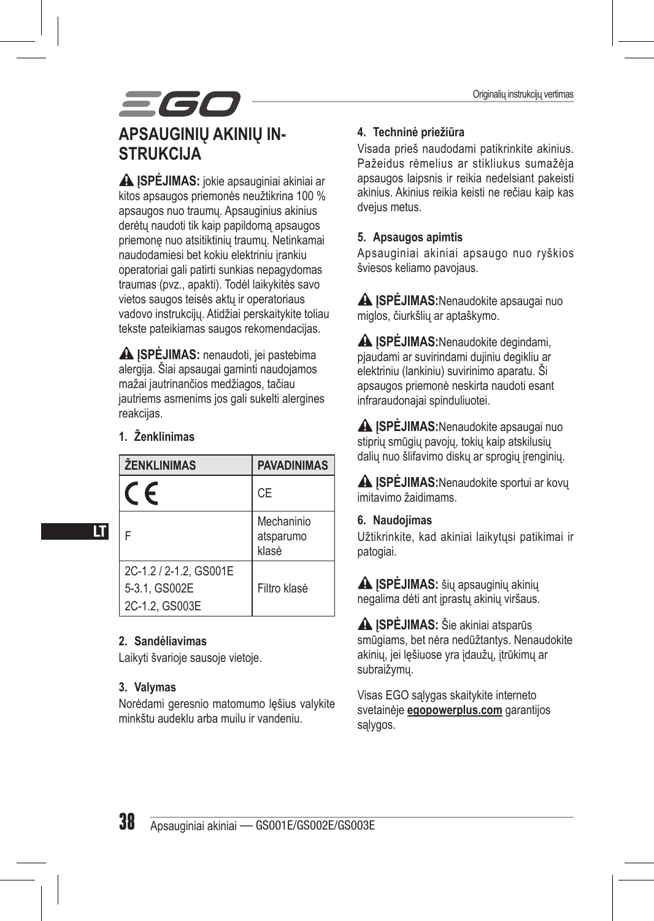# APSAUGINIŲ AKINIŲ INSTRUKCIJA

⚠ **ĮSPĖJIMAS:** jokie apsauginiai akiniai ar kitos apsaugos priemonės neužtikrina 100 % apsaugos nuo traumų. Apsauginius akinius derėtų naudoti tik kaip papildomą apsaugos priemonę nuo atsitiktinių traumų. Netinkamai naudodamiesi bet kokiu elektriniu įrankiu operatoriai gali patirti sunkias nepagydomas traumas (pvz., apakti). Todėl laikykitės savo vietos saugos teisės aktų ir operatoriaus vadovo instrukcijų. Atidžiai perskaitykite toliau tekste pateikiamas saugos rekomendacijas.

⚠ **ĮSPĖJIMAS:** nenaudoti, jei pastebima alergija. Šiai apsaugai gaminti naudojamos mažai jautrinančios medžiagos, tačiau jautriems asmenims jos gali sukelti alergines reakcijas.

## 1. Ženklinimas

| ŽENKLINIMAS | PAVADINIMAS |
|---|---|
| CE | CE |
| F | Mechaninio atsparumo klasė |
| 2C-1.2 / 2-1.2, GS001E<br>5-3.1, GS002E<br>2C-1.2, GS003E | Filtro klasė |

## 2. Sandėliavimas

Laikyti švarioje sausoje vietoje.

## 3. Valymas

Norėdami geresnio matomumo lęšius valykite minkštu audeklu arba muilu ir vandeniu.

## 4. Techninė priežiūra

Visada prieš naudodami patikrinkite akinius. Pažeidus rėmelius ar stikliukus sumažėja apsaugos laipsnis ir reikia nedelsiant pakeisti akinius. Akinius reikia keisti ne rečiau kaip kas dvejus metus.

## 5. Apsaugos apimtis

Apsauginiai akiniai apsaugo nuo ryškios šviesos keliamo pavojaus.

⚠ **ĮSPĖJIMAS:** Nenaudokite apsaugai nuo miglos, čiurkšlių ar aptaškymo.

⚠ **ĮSPĖJIMAS:** Nenaudokite degindami, pjaudami ar suvirindami dujiniu degikliu ar elektriniu (lankiniu) suvirinimo aparatu. Ši apsaugos priemonė neskirta naudoti esant infraraudonajai spinduliuotei.

⚠ **ĮSPĖJIMAS:** Nenaudokite apsaugai nuo stiprių smūgių pavojų, tokių kaip atskilusių dalių nuo šlifavimo diskų ar sprogių įrenginių.

⚠ **ĮSPĖJIMAS:** Nenaudokite sportui ar kovų imitavimo žaidimams.

## 6. Naudojimas

Užtikrinkite, kad akiniai laikytųsi patikimai ir patogiai.

⚠ **ĮSPĖJIMAS:** šių apsauginių akinių negalima dėti ant įprastų akinių viršaus.

⚠ **ĮSPĖJIMAS:** Šie akiniai atsparūs smūgiams, bet nėra nedūžtantys. Nenaudokite akinių, jei lęšiuose yra įdaužų, įtrūkimų ar subraižymų.

Visas EGO sąlygas skaitykite interneto svetainėje **egopowerplus.com** garantijos sąlygos.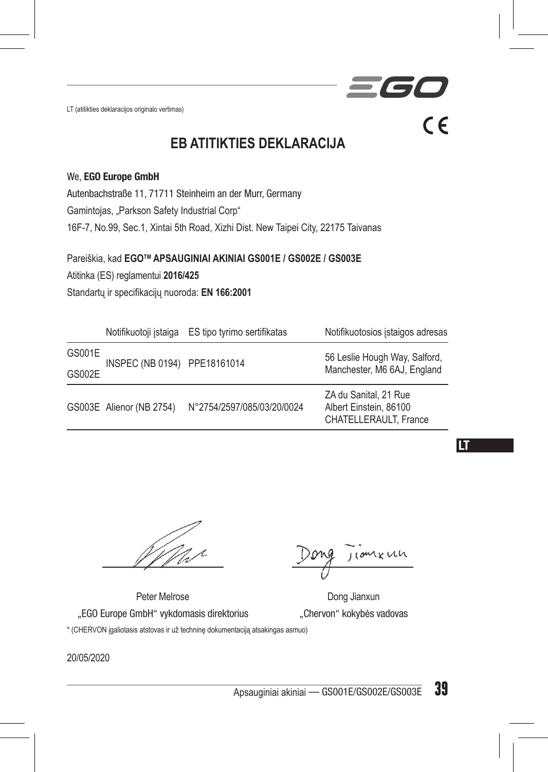LT (atitikties deklaracijos originalo vertimas)

# EB ATITIKTIES DEKLARACIJA

We, **EGO Europe GmbH**

Autenbachstraße 11, 71711 Steinheim an der Murr, Germany

Gamintojas, „Parkson Safety Industrial Corp“

16F-7, No.99, Sec.1, Xintai 5th Road, Xizhi Dist. New Taipei City, 22175 Taivanas

Pareiškia, kad **EGO™ APSAUGINIAI AKINIAI GS001E / GS002E / GS003E**

Atitinka (ES) reglamentui **2016/425**

Standartų ir specifikacijų nuoroda: **EN 166:2001**

| | Notifikuotoji įstaiga | ES tipo tyrimo sertifikatas | Notifikuotosios įstaigos adresas |
|---|---|---|---|
| GS001E<br>GS002E | INSPEC (NB 0194) | PPE18161014 | 56 Leslie Hough Way, Salford, Manchester, M6 6AJ, England |
| GS003E | Alienor (NB 2754) | N°2754/2597/085/03/20/0024 | ZA du Sanital, 21 Rue Albert Einstein, 86100 CHATELLERAULT, France |

Peter Melrose
„EGO Europe GmbH“ vykdomasis direktorius

Dong Jianxun
„Chervon“ kokybės vadovas

* (CHERVON įgaliotasis atstovas ir už techninę dokumentaciją atsakingas asmuo)

20/05/2020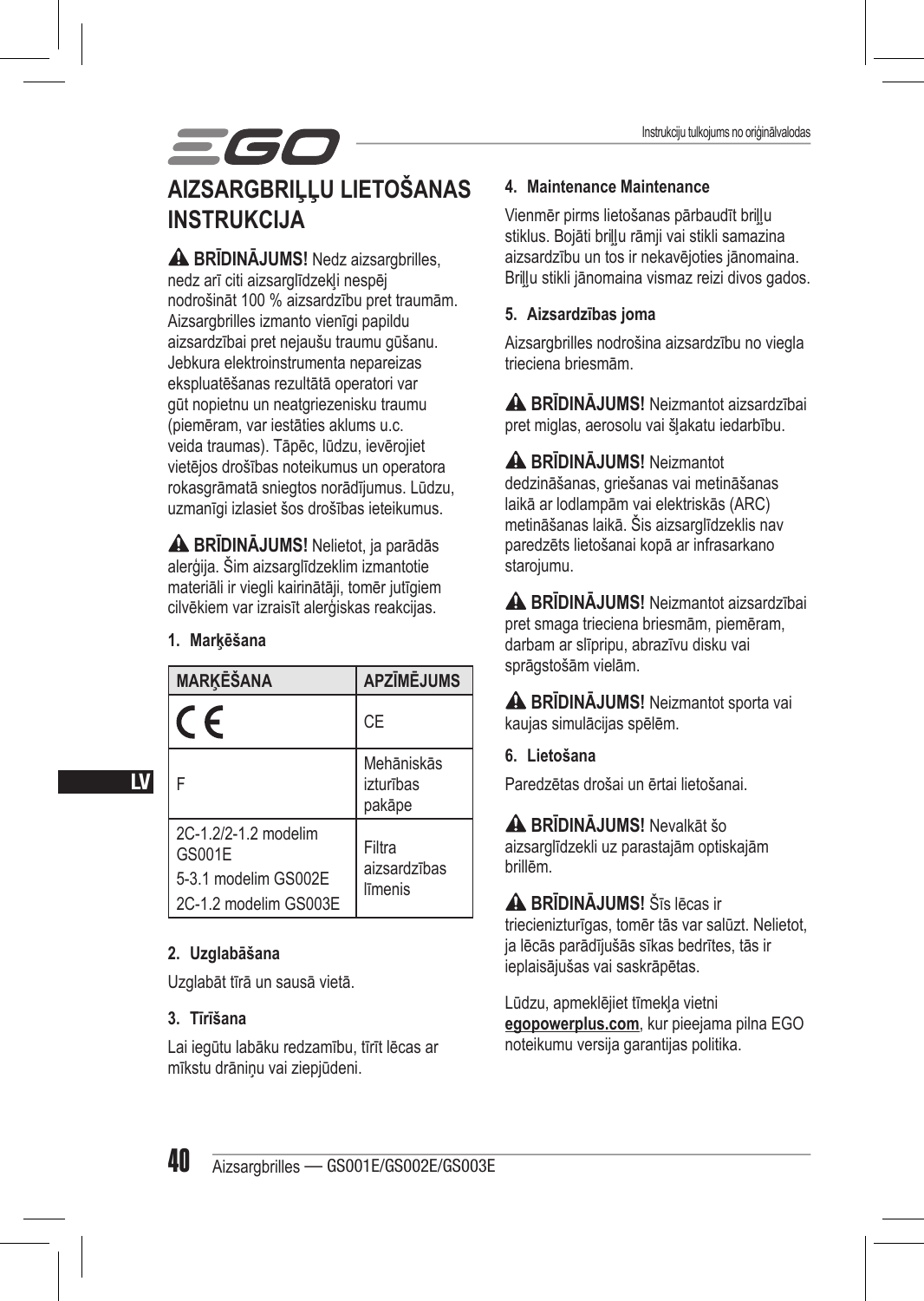# AIZSARGBRIĻĻU LIETOŠANAS INSTRUKCIJA

⚠ **BRĪDINĀJUMS!** Nedz aizsargbrilles, nedz arī citi aizsarglīdzekļi nespēj nodrošināt 100 % aizsardzību pret traumām. Aizsargbrilles izmanto vienīgi papildu aizsardzībai pret nejaušu traumu gūšanu. Jebkura elektroinstrumenta nepareizas ekspluatēšanas rezultātā operatori var gūt nopietnu un neatgriezenisku traumu (piemēram, var iestāties aklums u.c. veida traumas). Tāpēc, lūdzu, ievērojiet vietējos drošības noteikumus un operatora rokasgrāmatā sniegtos norādījumus. Lūdzu, uzmanīgi izlasiet šos drošības ieteikumus.

⚠ **BRĪDINĀJUMS!** Nelietot, ja parādās alerģija. Šim aizsarglīdzeklim izmantotie materiāli ir viegli kairinātāji, tomēr jutīgiem cilvēkiem var izraisīt alerģiskas reakcijas.

### 1. Marķēšana

| MARĶĒŠANA | APZĪMĒJUMS |
|---|---|
| CE | CE |
| F | Mehāniskās izturības pakāpe |
| 2C-1.2/2-1.2 modelim GS001E<br>5-3.1 modelim GS002E<br>2C-1.2 modelim GS003E | Filtra aizsardzības līmenis |

### 2. Uzglabāšana

Uzglabāt tīrā un sausā vietā.

### 3. Tīrīšana

Lai iegūtu labāku redzamību, tīrīt lēcas ar mīkstu drāniņu vai ziepjūdeni.

### 4. Maintenance Maintenance

Vienmēr pirms lietošanas pārbaudīt briļļu stiklus. Bojāti briļļu rāmji vai stikli samazina aizsardzību un tos ir nekavējoties jānomaina. Briļļu stikli jānomaina vismaz reizi divos gados.

### 5. Aizsardzības joma

Aizsargbrilles nodrošina aizsardzību no viegla trieciena briesmām.

⚠ **BRĪDINĀJUMS!** Neizmantot aizsardzībai pret miglas, aerosolu vai šļakatu iedarbību.

⚠ **BRĪDINĀJUMS!** Neizmantot dedzināšanas, griešanas vai metināšanas laikā ar lodlampām vai elektriskās (ARC) metināšanas laikā. Šis aizsarglīdzeklis nav paredzēts lietošanai kopā ar infrasarkano starojumu.

⚠ **BRĪDINĀJUMS!** Neizmantot aizsardzībai pret smaga trieciena briesmām, piemēram, darbam ar slīpripu, abrazīvu disku vai sprāgstošām vielām.

⚠ **BRĪDINĀJUMS!** Neizmantot sporta vai kaujas simulācijas spēlēm.

### 6. Lietošana

Paredzētas drošai un ērtai lietošanai.

⚠ **BRĪDINĀJUMS!** Nevalkāt šo aizsarglīdzekli uz parastajām optiskajām brillēm.

⚠ **BRĪDINĀJUMS!** Šīs lēcas ir triecienizturīgas, tomēr tās var salūzt. Nelietot, ja lēcās parādījušās sīkas bedrītes, tās ir ieplaisājušas vai saskrāpētas.

Lūdzu, apmeklējiet tīmekļa vietni **egopowerplus.com**, kur pieejama pilna EGO noteikumu versija garantijas politika.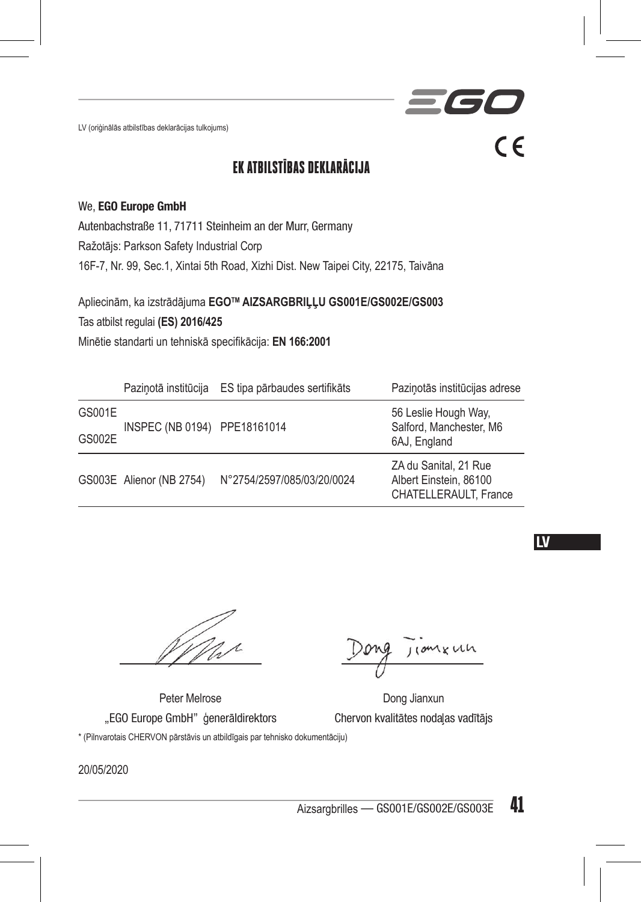LV (oriģinālās atbilstības deklarācijas tulkojums)

# EK ATBILSTĪBAS DEKLARĀCIJA

We, **EGO Europe GmbH**

Autenbachstraße 11, 71711 Steinheim an der Murr, Germany

Ražotājs: Parkson Safety Industrial Corp

16F-7, Nr. 99, Sec.1, Xintai 5th Road, Xizhi Dist. New Taipei City, 22175, Taivāna

Apliecinām, ka izstrādājuma **EGO™ AIZSARGBRIĻĻU GS001E/GS002E/GS003**

Tas atbilst regulai **(ES) 2016/425**

Minētie standarti un tehniskā specifikācija: **EN 166:2001**

| | Paziņotā institūcija | ES tipa pārbaudes sertifikāts | Paziņotās institūcijas adrese |
|---|---|---|---|
| GS001E<br>GS002E | INSPEC (NB 0194) | PPE18161014 | 56 Leslie Hough Way, Salford, Manchester, M6 6AJ, England |
| GS003E | Alienor (NB 2754) | N°2754/2597/085/03/20/0024 | ZA du Sanital, 21 Rue Albert Einstein, 86100 CHATELLERAULT, France |

Peter Melrose
„EGO Europe GmbH" ģenerāldirektors

Dong Jianxun
Chervon kvalitātes nodaļas vadītājs

\* (Pilnvarotais CHERVON pārstāvis un atbildīgais par tehnisko dokumentāciju)

20/05/2020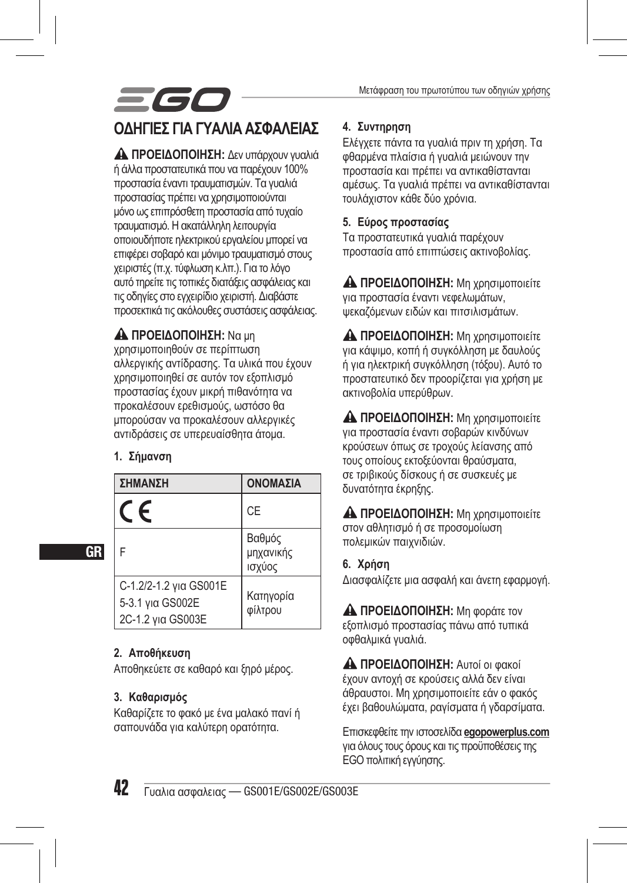Μετάφραση του πρωτοτύπου των οδηγιών χρήσης

# ΟΔΗΓΙΕΣ ΓΙΑ ΓΥΑΛΙΑ ΑΣΦΑΛΕΙΑΣ

⚠ **ΠΡΟΕΙΔΟΠΟΙΗΣΗ:** Δεν υπάρχουν γυαλιά ή άλλα προστατευτικά που να παρέχουν 100% προστασία έναντι τραυματισμών. Τα γυαλιά προστασίας πρέπει να χρησιμοποιούνται μόνο ως επιπρόσθετη προστασία από τυχαίο τραυματισμό. Η ακατάλληλη λειτουργία οποιουδήποτε ηλεκτρικού εργαλείου μπορεί να επιφέρει σοβαρό και μόνιμο τραυματισμό στους χειριστές (π.χ. τύφλωση κ.λπ.). Για το λόγο αυτό τηρείτε τις τοπικές διατάξεις ασφάλειας και τις οδηγίες στο εγχειρίδιο χειριστή. Διαβάστε προσεκτικά τις ακόλουθες συστάσεις ασφάλειας.

⚠ **ΠΡΟΕΙΔΟΠΟΙΗΣΗ:** Να μη χρησιμοποιηθούν σε περίπτωση αλλεργικής αντίδρασης. Τα υλικά που έχουν χρησιμοποιηθεί σε αυτόν τον εξοπλισμό προστασίας έχουν μικρή πιθανότητα να προκαλέσουν ερεθισμούς, ωστόσο θα μπορούσαν να προκαλέσουν αλλεργικές αντιδράσεις σε υπερευαίσθητα άτομα.

### 1. Σήμανση

| ΣΗΜΑΝΣΗ | ΟΝΟΜΑΣΙΑ |
|---|---|
| CE | CE |
| F | Βαθμός μηχανικής ισχύος |
| C-1.2/2-1.2 για GS001E<br>5-3.1 για GS002E<br>2C-1.2 για GS003E | Κατηγορία φίλτρου |

### 2. Αποθήκευση

Αποθηκεύετε σε καθαρό και ξηρό μέρος.

### 3. Καθαρισμός

Καθαρίζετε το φακό με ένα μαλακό πανί ή σαπουνάδα για καλύτερη ορατότητα.

### 4. Συντηρηση

Ελέγχετε πάντα τα γυαλιά πριν τη χρήση. Τα φθαρμένα πλαίσια ή γυαλιά μειώνουν την προστασία και πρέπει να αντικαθίστανται αμέσως. Τα γυαλιά πρέπει να αντικαθίστανται τουλάχιστον κάθε δύο χρόνια.

### 5. Εύρος προστασίας

Τα προστατευτικά γυαλιά παρέχουν προστασία από επιπτώσεις ακτινοβολίας.

⚠ **ΠΡΟΕΙΔΟΠΟΙΗΣΗ:** Μη χρησιμοποιείτε για προστασία έναντι νεφελωμάτων, ψεκαζόμενων ειδών και πιτσιλισμάτων.

⚠ **ΠΡΟΕΙΔΟΠΟΙΗΣΗ:** Μη χρησιμοποιείτε για κάψιμο, κοπή ή συγκόλληση με δαυλούς ή για ηλεκτρική συγκόλληση (τόξου). Αυτό το προστατευτικό δεν προορίζεται για χρήση με ακτινοβολία υπερύθρων.

⚠ **ΠΡΟΕΙΔΟΠΟΙΗΣΗ:** Μη χρησιμοποιείτε για προστασία έναντι σοβαρών κινδύνων κρούσεων όπως σε τροχούς λείανσης από τους οποίους εκτοξεύονται θραύσματα, σε τριβικούς δίσκους ή σε συσκευές με δυνατότητα έκρηξης.

⚠ **ΠΡΟΕΙΔΟΠΟΙΗΣΗ:** Μη χρησιμοποιείτε στον αθλητισμό ή σε προσομοίωση πολεμικών παιχνιδιών.

### 6. Χρήση

Διασφαλίζετε μια ασφαλή και άνετη εφαρμογή.

⚠ **ΠΡΟΕΙΔΟΠΟΙΗΣΗ:** Μη φοράτε τον εξοπλισμό προστασίας πάνω από τυπικά οφθαλμικά γυαλιά.

⚠ **ΠΡΟΕΙΔΟΠΟΙΗΣΗ:** Αυτοί οι φακοί έχουν αντοχή σε κρούσεις αλλά δεν είναι άθραυστοι. Μη χρησιμοποιείτε εάν ο φακός έχει βαθουλώματα, ραγίσματα ή γδαρσίματα.

Επισκεφθείτε την ιστοσελίδα **egopowerplus.com** για όλους τους όρους και τις προϋποθέσεις της EGO πολιτική εγγύησης.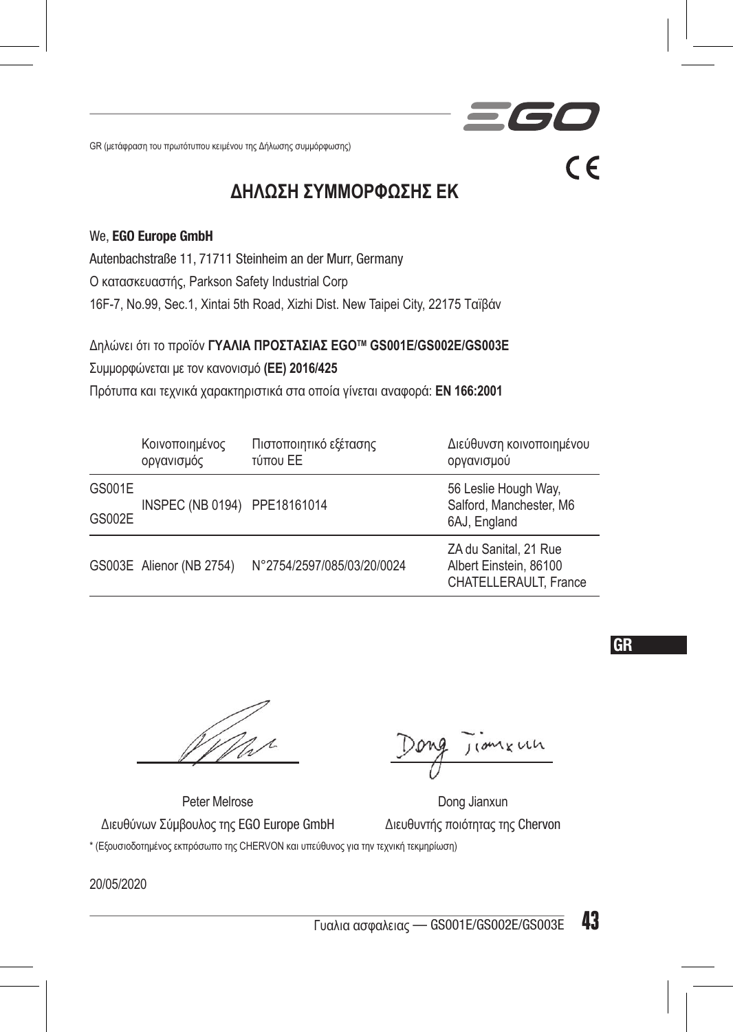GR (μετάφραση του πρωτότυπου κειμένου της Δήλωσης συμμόρφωσης)

CE

# ΔΗΛΩΣΗ ΣΥΜΜΟΡΦΩΣΗΣ ΕΚ

We, **EGO Europe GmbH**

Autenbachstraße 11, 71711 Steinheim an der Murr, Germany

Ο κατασκευαστής, Parkson Safety Industrial Corp

16F-7, No.99, Sec.1, Xintai 5th Road, Xizhi Dist. New Taipei City, 22175 Ταϊβάν

Δηλώνει ότι το προϊόν **ΓΥΑΛΙΑ ΠΡΟΣΤΑΣΙΑΣ EGO™ GS001E/GS002E/GS003E**

Συμμορφώνεται με τον κανονισμό **(ΕΕ) 2016/425**

Πρότυπα και τεχνικά χαρακτηριστικά στα οποία γίνεται αναφορά: **EN 166:2001**

| | Κοινοποιημένος οργανισμός | Πιστοποιητικό εξέτασης τύπου ΕΕ | Διεύθυνση κοινοποιημένου οργανισμού |
|---|---|---|---|
| GS001E<br>GS002E | INSPEC (NB 0194) | PPE18161014 | 56 Leslie Hough Way, Salford, Manchester, M6 6AJ, England |
| GS003E | Alienor (NB 2754) | N°2754/2597/085/03/20/0024 | ZA du Sanital, 21 Rue Albert Einstein, 86100 CHATELLERAULT, France |

GR

Peter Melrose
Διευθύνων Σύμβουλος της EGO Europe GmbH

Dong Jianxun
Διευθυντής ποιότητας της Chervon

\* (Εξουσιοδοτημένος εκπρόσωπο της CHERVON και υπεύθυνος για την τεχνική τεκμηρίωση)

20/05/2020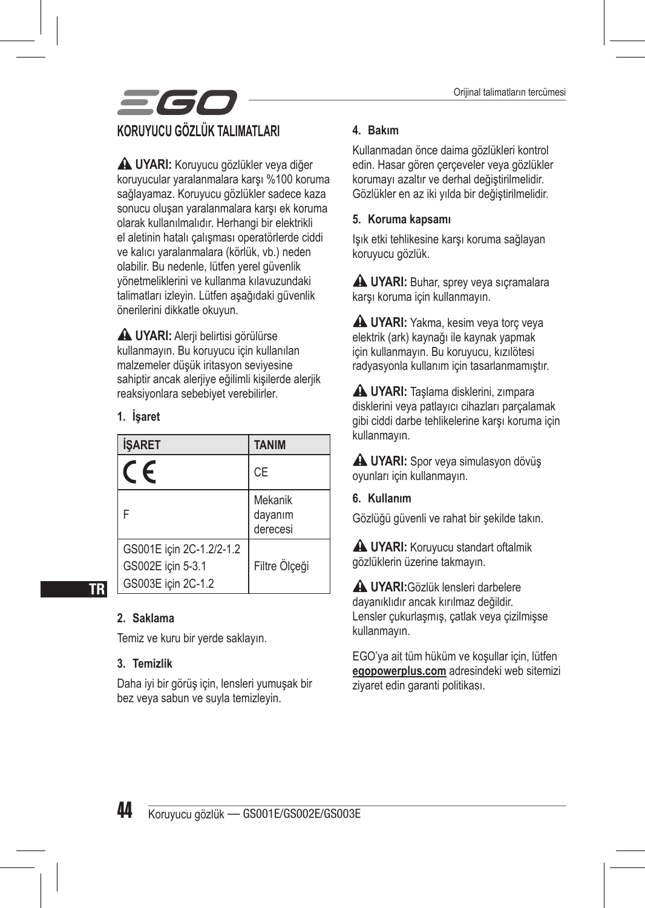# KORUYUCU GÖZLÜK TALIMATLARI

⚠ **UYARI:** Koruyucu gözlükler veya diğer koruyucular yaralanmalara karşı %100 koruma sağlayamaz. Koruyucu gözlükler sadece kaza sonucu oluşan yaralanmalara karşı ek koruma olarak kullanılmalıdır. Herhangi bir elektrikli el aletinin hatalı çalışması operatörlerde ciddi ve kalıcı yaralanmalara (körlük, vb.) neden olabilir. Bu nedenle, lütfen yerel güvenlik yönetmeliklerini ve kullanma kılavuzundaki talimatları izleyin. Lütfen aşağıdaki güvenlik önerilerini dikkatle okuyun.

⚠ **UYARI:** Alerji belirtisi görülürse kullanmayın. Bu koruyucu için kullanılan malzemeler düşük iritasyon seviyesine sahiptir ancak alerjiye eğilimli kişilerde alerjik reaksiyonlara sebebiyet verebilirler.

### 1. İşaret

| İŞARET | TANIM |
|---|---|
| CE | CE |
| F | Mekanik dayanım derecesi |
| GS001E için 2C-1.2/2-1.2<br>GS002E için 5-3.1<br>GS003E için 2C-1.2 | Filtre Ölçeği |

### 2. Saklama

Temiz ve kuru bir yerde saklayın.

### 3. Temizlik

Daha iyi bir görüş için, lensleri yumuşak bir bez veya sabun ve suyla temizleyin.

### 4. Bakım

Kullanmadan önce daima gözlükleri kontrol edin. Hasar gören çerçeveler veya gözlükler korumayı azaltır ve derhal değiştirilmelidir. Gözlükler en az iki yılda bir değiştirilmelidir.

### 5. Koruma kapsamı

Işık etki tehlikesine karşı koruma sağlayan koruyucu gözlük.

⚠ **UYARI:** Buhar, sprey veya sıçramalara karşı koruma için kullanmayın.

⚠ **UYARI:** Yakma, kesim veya torç veya elektrik (ark) kaynağı ile kaynak yapmak için kullanmayın. Bu koruyucu, kızılötesi radyasyonla kullanım için tasarlanmamıştır.

⚠ **UYARI:** Taşlama disklerini, zımpara disklerini veya patlayıcı cihazları parçalamak gibi ciddi darbe tehlikelerine karşı koruma için kullanmayın.

⚠ **UYARI:** Spor veya simulasyon dövüş oyunları için kullanmayın.

### 6. Kullanım

Gözlüğü güvenli ve rahat bir şekilde takın.

⚠ **UYARI:** Koruyucu standart oftalmik gözlüklerin üzerine takmayın.

⚠ **UYARI:**Gözlük lensleri darbelere dayanıklıdır ancak kırılmaz değildir. Lensler çukurlaşmış, çatlak veya çizilmişse kullanmayın.

EGO'ya ait tüm hüküm ve koşullar için, lütfen **egopowerplus.com** adresindeki web sitemizi ziyaret edin garanti politikası.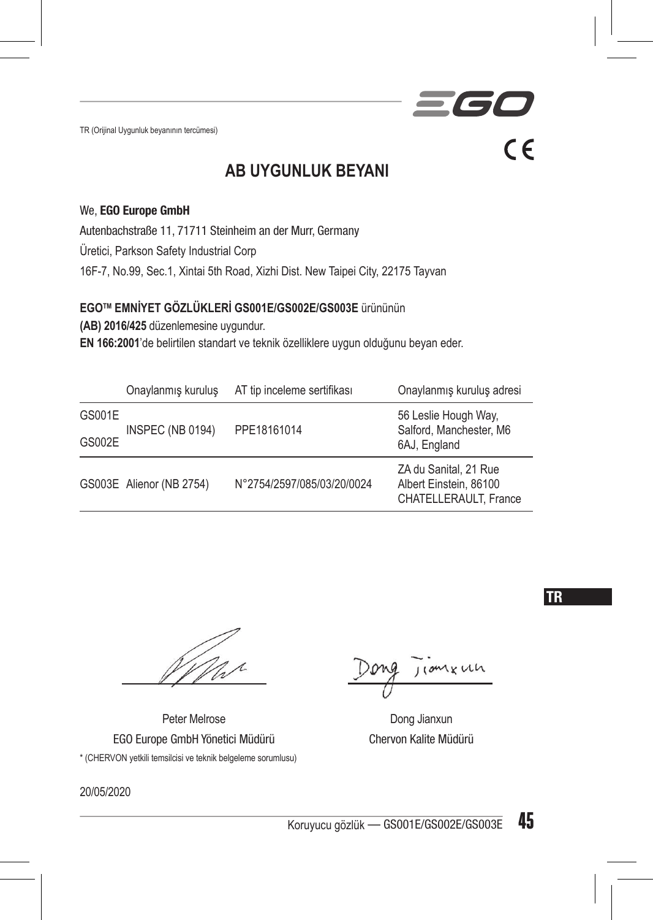TR (Orijinal Uygunluk beyanının tercümesi)

# AB UYGUNLUK BEYANI

We, **EGO Europe GmbH**

Autenbachstraße 11, 71711 Steinheim an der Murr, Germany

Üretici, Parkson Safety Industrial Corp

16F-7, No.99, Sec.1, Xintai 5th Road, Xizhi Dist. New Taipei City, 22175 Tayvan

**EGO™ EMNİYET GÖZLÜKLERİ GS001E/GS002E/GS003E** ürününün

**(AB) 2016/425** düzenlemesine uygundur.

**EN 166:2001**'de belirtilen standart ve teknik özelliklere uygun olduğunu beyan eder.

| | Onaylanmış kuruluş | AT tip inceleme sertifikası | Onaylanmış kuruluş adresi |
|---|---|---|---|
| GS001E GS002E | INSPEC (NB 0194) | PPE18161014 | 56 Leslie Hough Way, Salford, Manchester, M6 6AJ, England |
| GS003E | Alienor (NB 2754) | N°2754/2597/085/03/20/0024 | ZA du Sanital, 21 Rue Albert Einstein, 86100 CHATELLERAULT, France |

Peter Melrose
EGO Europe GmbH Yönetici Müdürü

Dong Jianxun
Chervon Kalite Müdürü

\* (CHERVON yetkili temsilcisi ve teknik belgeleme sorumlusu)

20/05/2020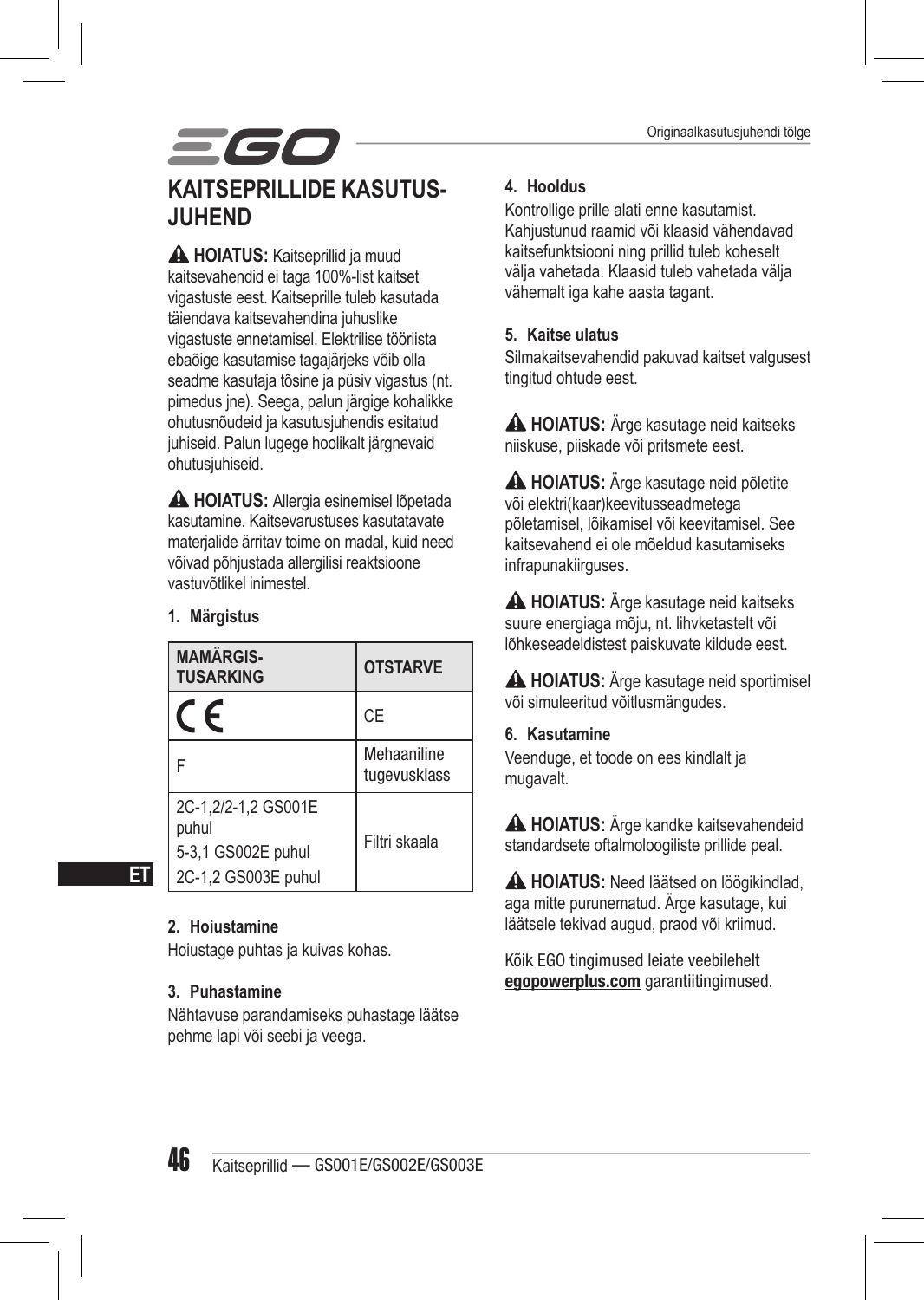# KAITSEPRILLIDE KASUTUSJUHEND

⚠ **HOIATUS:** Kaitseprillid ja muud kaitsevahendid ei taga 100%-list kaitset vigastuste eest. Kaitseprille tuleb kasutada täiendava kaitsevahendina juhuslike vigastuste ennetamisel. Elektrilise tööriista ebaõige kasutamise tagajärjeks võib olla seadme kasutaja tõsine ja püsiv vigastus (nt. pimedus jne). Seega, palun järgige kohalikke ohutusnõudeid ja kasutusjuhendis esitatud juhiseid. Palun lugege hoolikalt järgnevaid ohutusjuhiseid.

⚠ **HOIATUS:** Allergia esinemisel lõpetada kasutamine. Kaitsevarustuses kasutatavate materjalide ärritav toime on madal, kuid need võivad põhjustada allergilisi reaktsioone vastuvõtlikel inimestel.

## 1. Märgistus

| MAMÄRGISTUSARKING | OTSTARVE |
|---|---|
| CE | CE |
| F | Mehaaniline tugevusklass |
| 2C-1,2/2-1,2 GS001E puhul<br>5-3,1 GS002E puhul<br>2C-1,2 GS003E puhul | Filtri skaala |

## 2. Hoiustamine

Hoiustage puhtas ja kuivas kohas.

## 3. Puhastamine

Nähtavuse parandamiseks puhastage läätse pehme lapi või seebi ja veega.

## 4. Hooldus

Kontrollige prille alati enne kasutamist. Kahjustunud raamid või klaasid vähendavad kaitsefunktsiooni ning prillid tuleb koheselt välja vahetada. Klaasid tuleb vahetada välja vähemalt iga kahe aasta tagant.

## 5. Kaitse ulatus

Silmakaitsevahendid pakuvad kaitset valgusest tingitud ohtude eest.

⚠ **HOIATUS:** Ärge kasutage neid kaitseks niiskuse, piiskade või pritsmete eest.

⚠ **HOIATUS:** Ärge kasutage neid põletite või elektri(kaar)keevitusseadmetega põletamisel, lõikamisel või keevitamisel. See kaitsevahend ei ole mõeldud kasutamiseks infrapunakiirguses.

⚠ **HOIATUS:** Ärge kasutage neid kaitseks suure energiaga mõju, nt. lihvketastelt või lõhkeseadeldistest paiskuvate kildude eest.

⚠ **HOIATUS:** Ärge kasutage neid sportimisel või simuleeritud võitlusmängudes.

## 6. Kasutamine

Veenduge, et toode on ees kindlalt ja mugavalt.

⚠ **HOIATUS:** Ärge kandke kaitsevahendeid standardsete oftalmoloogiliste prillide peal.

⚠ **HOIATUS:** Need läätsed on löögikindlad, aga mitte purunematud. Ärge kasutage, kui läätsele tekivad augud, praod või kriimud.

Kõik EGO tingimused leiate veebilehelt **egopowerplus.com** garantiitingimused.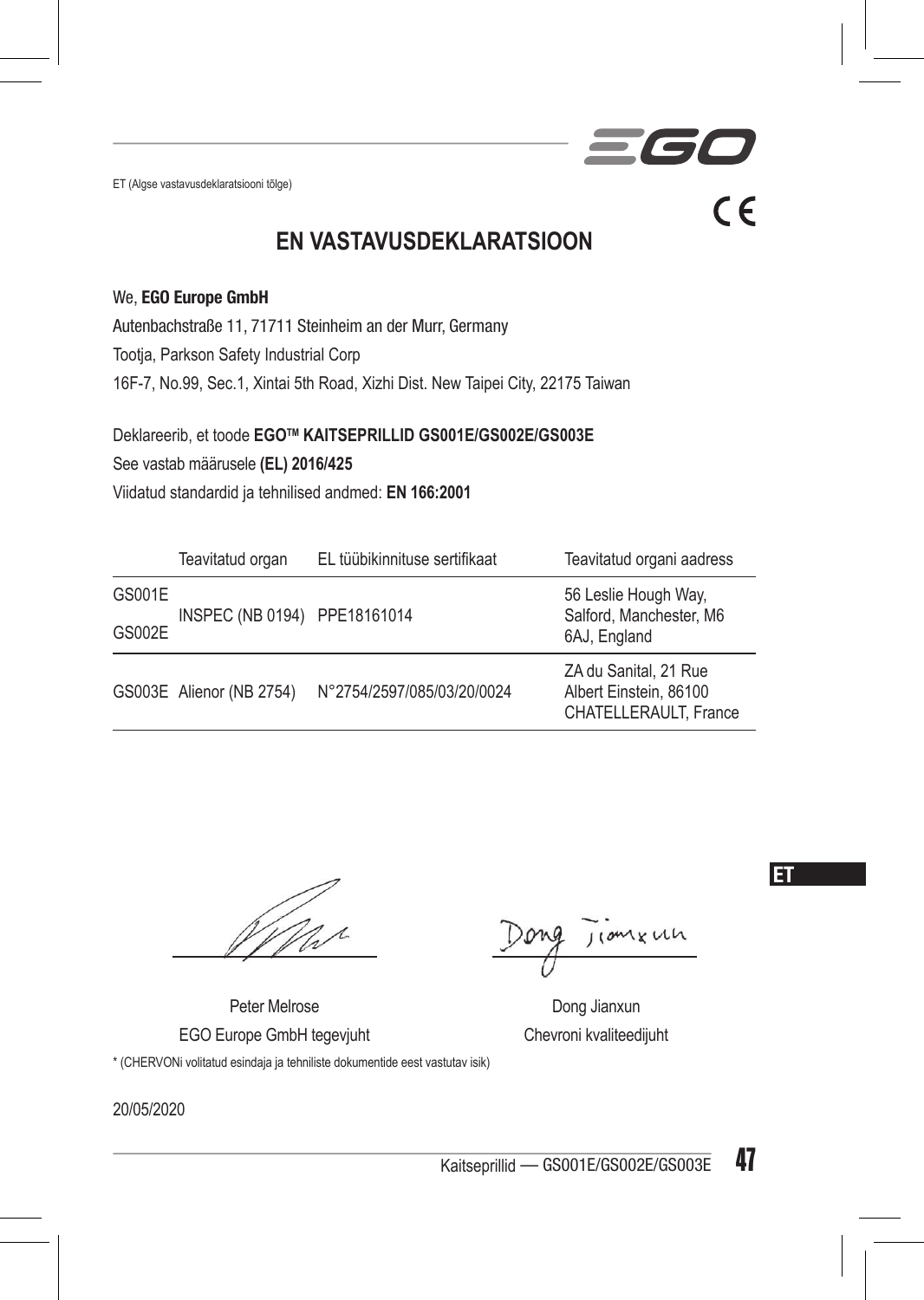ET (Algse vastavusdeklaratsiooni tõlge)

# EN VASTAVUSDEKLARATSIOON

We, **EGO Europe GmbH**

Autenbachstraße 11, 71711 Steinheim an der Murr, Germany

Tootja, Parkson Safety Industrial Corp

16F-7, No.99, Sec.1, Xintai 5th Road, Xizhi Dist. New Taipei City, 22175 Taiwan

Deklareerib, et toode **EGO™ KAITSEPRILLID GS001E/GS002E/GS003E**

See vastab määrusele **(EL) 2016/425**

Viidatud standardid ja tehnilised andmed: **EN 166:2001**

| | Teavitatud organ | EL tüübikinnituse sertifikaat | Teavitatud organi aadress |
|---|---|---|---|
| GS001E GS002E | INSPEC (NB 0194) | PPE18161014 | 56 Leslie Hough Way, Salford, Manchester, M6 6AJ, England |
| GS003E | Alienor (NB 2754) | N°2754/2597/085/03/20/0024 | ZA du Sanital, 21 Rue Albert Einstein, 86100 CHATELLERAULT, France |

Peter Melrose
EGO Europe GmbH tegevjuht

Dong Jianxun
Chevroni kvaliteedijuht

\* (CHERVONi volitatud esindaja ja tehniliste dokumentide eest vastutav isik)

20/05/2020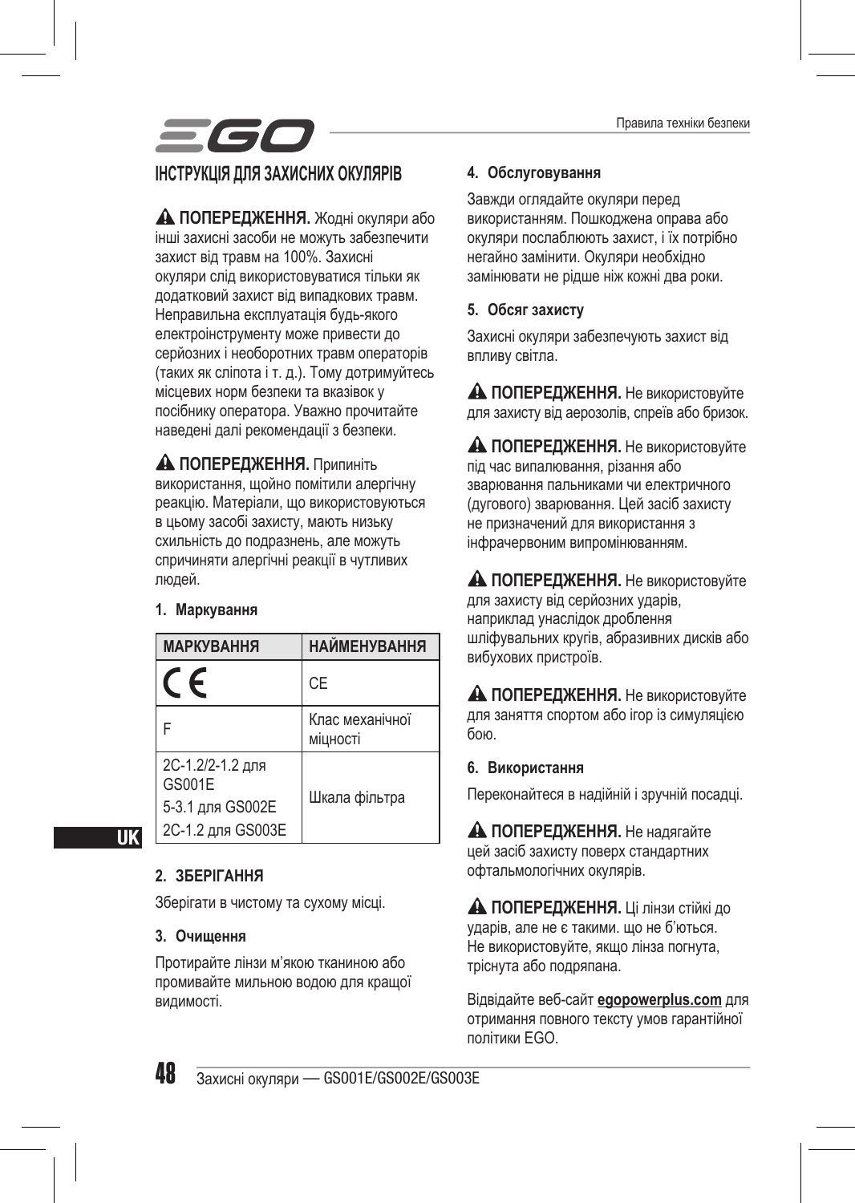# ІНСТРУКЦІЯ ДЛЯ ЗАХИСНИХ ОКУЛЯРІВ

⚠ **ПОПЕРЕДЖЕННЯ.** Жодні окуляри або інші захисні засоби не можуть забезпечити захист від травм на 100%. Захисні окуляри слід використовуватися тільки як додатковий захист від випадкових травм. Неправильна експлуатація будь-якого електроінструменту може привести до серйозних і необоротних травм операторів (таких як сліпота і т. д.). Тому дотримуйтесь місцевих норм безпеки та вказівок у посібнику оператора. Уважно прочитайте наведені далі рекомендації з безпеки.

⚠ **ПОПЕРЕДЖЕННЯ.** Припиніть використання, щойно помітили алергічну реакцію. Матеріали, що використовуються в цьому засобі захисту, мають низьку схильність до подразнень, але можуть спричиняти алергічні реакції в чутливих людей.

### 1. Маркування

| МАРКУВАННЯ | НАЙМЕНУВАННЯ |
|---|---|
| CE | CE |
| F | Клас механічної міцності |
| 2C-1.2/2-1.2 для GS001E<br>5-3.1 для GS002E<br>2C-1.2 для GS003E | Шкала фільтра |

### 2. ЗБЕРІГАННЯ

Зберігати в чистому та сухому місці.

### 3. Очищення

Протирайте лінзи м’якою тканиною або промивайте мильною водою для кращої видимості.

### 4. Обслуговування

Завжди оглядайте окуляри перед використанням. Пошкоджена оправа або окуляри послаблюють захист, і їх потрібно негайно замінити. Окуляри необхідно замінювати не рідше ніж кожні два роки.

### 5. Обсяг захисту

Захисні окуляри забезпечують захист від впливу світла.

⚠ **ПОПЕРЕДЖЕННЯ.** Не використовуйте для захисту від аерозолів, спреїв або бризок.

⚠ **ПОПЕРЕДЖЕННЯ.** Не використовуйте під час випалювання, різання або зварювання пальниками чи електричного (дугового) зварювання. Цей засіб захисту не призначений для використання з інфрачервоним випромінюванням.

⚠ **ПОПЕРЕДЖЕННЯ.** Не використовуйте для захисту від серйозних ударів, наприклад унаслідок дроблення шліфувальних кругів, абразивних дисків або вибухових пристроїв.

⚠ **ПОПЕРЕДЖЕННЯ.** Не використовуйте для заняття спортом або ігор із симуляцією бою.

### 6. Використання

Переконайтеся в надійній і зручній посадці.

⚠ **ПОПЕРЕДЖЕННЯ.** Не надягайте цей засіб захисту поверх стандартних офтальмологічних окулярів.

⚠ **ПОПЕРЕДЖЕННЯ.** Ці лінзи стійкі до ударів, але не є такими. що не б’ються. Не використовуйте, якщо лінза погнута, тріснута або подряпана.

Відвідайте веб-сайт **egopowerplus.com** для отримання повного тексту умов гарантійної політики EGO.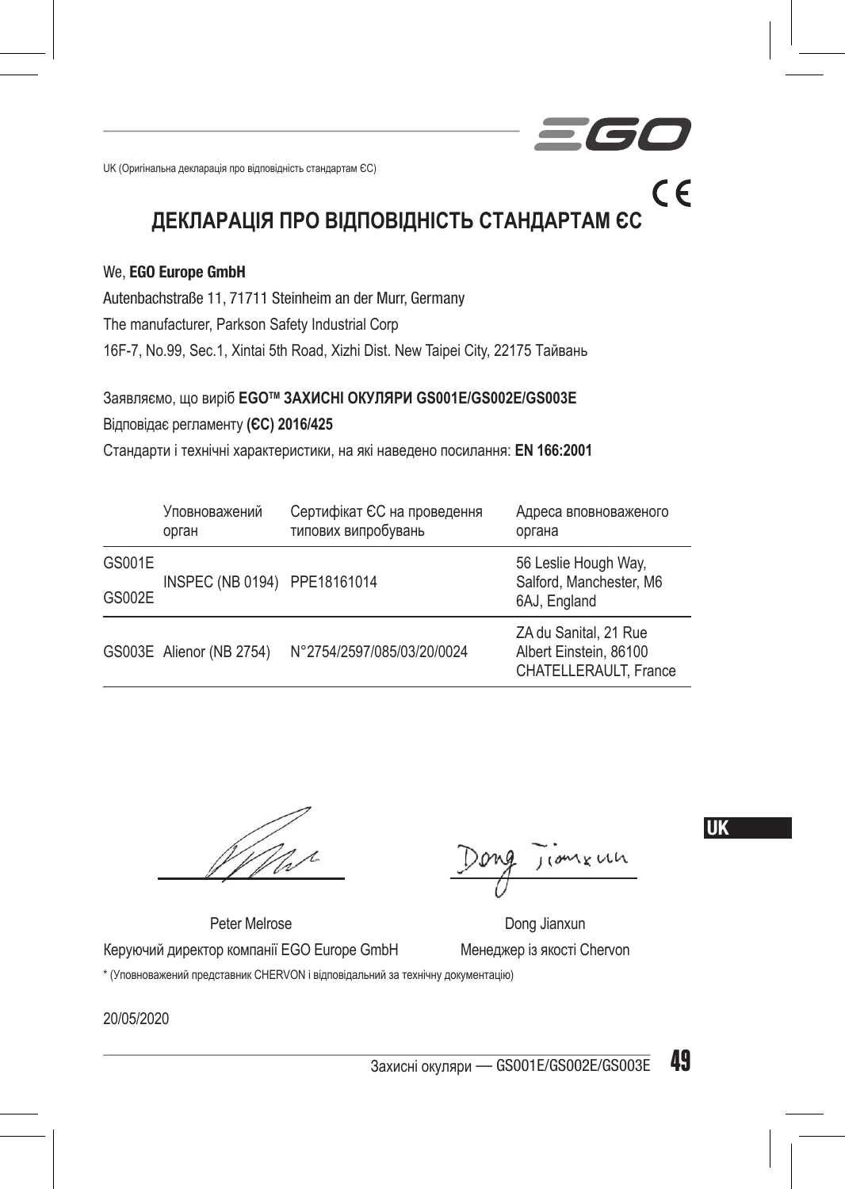UK (Оригінальна декларація про відповідність стандартам ЄС)

# ДЕКЛАРАЦІЯ ПРО ВІДПОВІДНІСТЬ СТАНДАРТАМ ЄС

We, **EGO Europe GmbH**

Autenbachstraße 11, 71711 Steinheim an der Murr, Germany

The manufacturer, Parkson Safety Industrial Corp

16F-7, No.99, Sec.1, Xintai 5th Road, Xizhi Dist. New Taipei City, 22175 Тайвань

Заявляємо, що виріб **EGO™ ЗАХИСНІ ОКУЛЯРИ GS001E/GS002E/GS003E**

Відповідає регламенту **(ЄС) 2016/425**

Стандарти і технічні характеристики, на які наведено посилання: **EN 166:2001**

| | Уповноважений орган | Сертифікат ЄС на проведення типових випробувань | Адреса вповноваженого органа |
|---|---|---|---|
| GS001E<br>GS002E | INSPEC (NB 0194) | PPE18161014 | 56 Leslie Hough Way, Salford, Manchester, M6 6AJ, England |
| GS003E | Alienor (NB 2754) | N°2754/2597/085/03/20/0024 | ZA du Sanital, 21 Rue Albert Einstein, 86100 CHATELLERAULT, France |

Peter Melrose

Керуючий директор компанії EGO Europe GmbH

Dong Jianxun

Менеджер із якості Chervon

\* (Уповноважений представник CHERVON і відповідальний за технічну документацію)

20/05/2020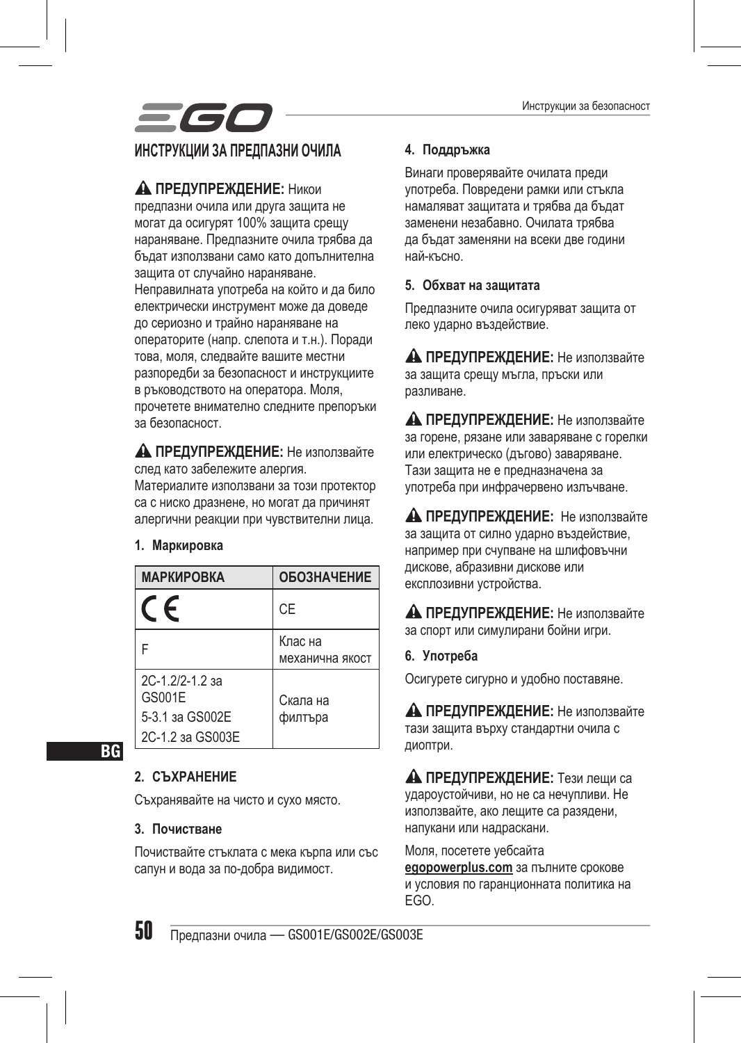# ИНСТРУКЦИИ ЗА ПРЕДПАЗНИ ОЧИЛА

⚠ **ПРЕДУПРЕЖДЕНИЕ:** Никои предпазни очила или друга защита не могат да осигурят 100% защита срещу нараняване. Предпазните очила трябва да бъдат използвани само като допълнителна защита от случайно нараняване. Неправилната употреба на който и да било електрически инструмент може да доведе до сериозно и трайно нараняване на операторите (напр. слепота и т.н.). Поради това, моля, следвайте вашите местни разпоредби за безопасност и инструкциите в ръководството на оператора. Моля, прочетете внимателно следните препоръки за безопасност.

⚠ **ПРЕДУПРЕЖДЕНИЕ:** Не използвайте след като забележите алергия. Материалите използвани за този протектор са с ниско дразнене, но могат да причинят алергични реакции при чувствителни лица.

**1. Маркировка**

| МАРКИРОВКА | ОБОЗНАЧЕНИЕ |
|---|---|
| CE | CE |
| F | Клас на механична якост |
| 2C-1.2/2-1.2 за GS001E<br>5-3.1 за GS002E<br>2C-1.2 за GS003E | Скала на филтъра |

**2. СЪХРАНЕНИЕ**

Съхранявайте на чисто и сухо място.

**3. Почистване**

Почиствайте стъклата с мека кърпа или със сапун и вода за по-добра видимост.

**4. Поддръжка**

Винаги проверявайте очилата преди употреба. Повредени рамки или стъкла намаляват защитата и трябва да бъдат заменени незабавно. Очилата трябва да бъдат заменяни на всеки две години най-късно.

**5. Обхват на защитата**

Предпазните очила осигуряват защита от леко ударно въздействие.

⚠ **ПРЕДУПРЕЖДЕНИЕ:** Не използвайте за защита срещу мъгла, пръски или разливане.

⚠ **ПРЕДУПРЕЖДЕНИЕ:** Не използвайте за горене, рязане или заваряване с горелки или електрическо (дъгово) заваряване. Тази защита не е предназначена за употреба при инфрачервено излъчване.

⚠ **ПРЕДУПРЕЖДЕНИЕ:** Не използвайте за защита от силно ударно въздействие, например при счупване на шлифовъчни дискове, абразивни дискове или експлозивни устройства.

⚠ **ПРЕДУПРЕЖДЕНИЕ:** Не използвайте за спорт или симулирани бойни игри.

**6. Употреба**

Осигурете сигурно и удобно поставяне.

⚠ **ПРЕДУПРЕЖДЕНИЕ:** Не използвайте тази защита върху стандартни очила с диоптри.

⚠ **ПРЕДУПРЕЖДЕНИЕ:** Тези лещи са удароустойчиви, но не са нечупливи. Не използвайте, ако лещите са разядени, напукани или надраскани.

Моля, посетете уебсайта **egopowerplus.com** за пълните срокове и условия по гаранционната политика на EGO.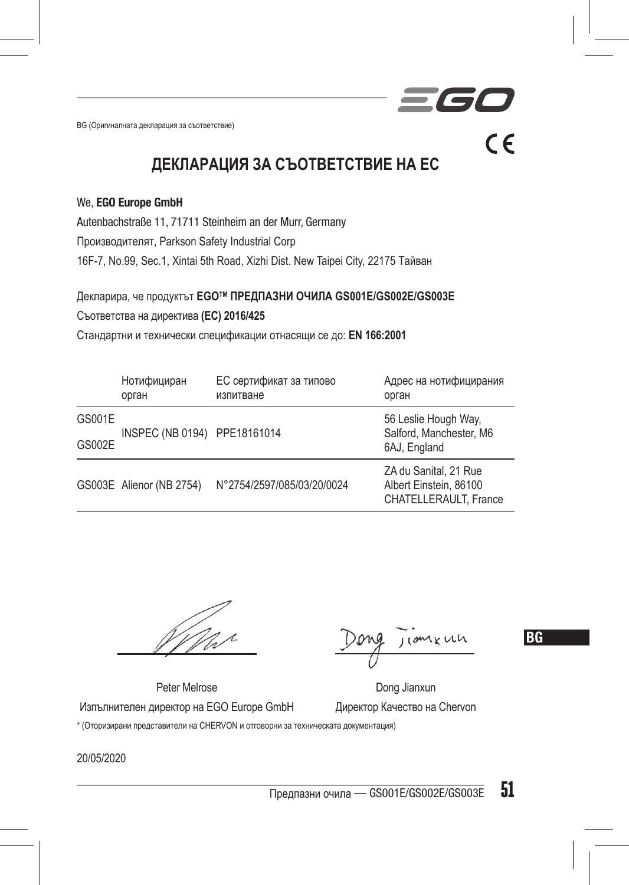BG (Оригиналната декларация за съответствие)

CE

# ДЕКЛАРАЦИЯ ЗА СЪОТВЕТСТВИЕ НА ЕС

We, **EGO Europe GmbH**

Autenbachstraße 11, 71711 Steinheim an der Murr, Germany

Производителят, Parkson Safety Industrial Corp

16F-7, No.99, Sec.1, Xintai 5th Road, Xizhi Dist. New Taipei City, 22175 Тайван

Декларира, че продуктът **EGO™ ПРЕДПАЗНИ ОЧИЛА GS001E/GS002E/GS003E**

Съответства на директива **(EC) 2016/425**

Стандартни и технически спецификации отнасящи се до: **EN 166:2001**

| | Нотифициран орган | ЕС сертификат за типово изпитване | Адрес на нотифицирания орган |
|---|---|---|---|
| GS001E GS002E | INSPEC (NB 0194) | PPE18161014 | 56 Leslie Hough Way, Salford, Manchester, M6 6AJ, England |
| GS003E | Alienor (NB 2754) | N°2754/2597/085/03/20/0024 | ZA du Sanital, 21 Rue Albert Einstein, 86100 CHATELLERAULT, France |

Peter Melrose
Изпълнителен директор на EGO Europe GmbH

Dong Jianxun
Директор Качество на Chervon

\* (Оторизирани представители на CHERVON и отговорни за техническата документация)

20/05/2020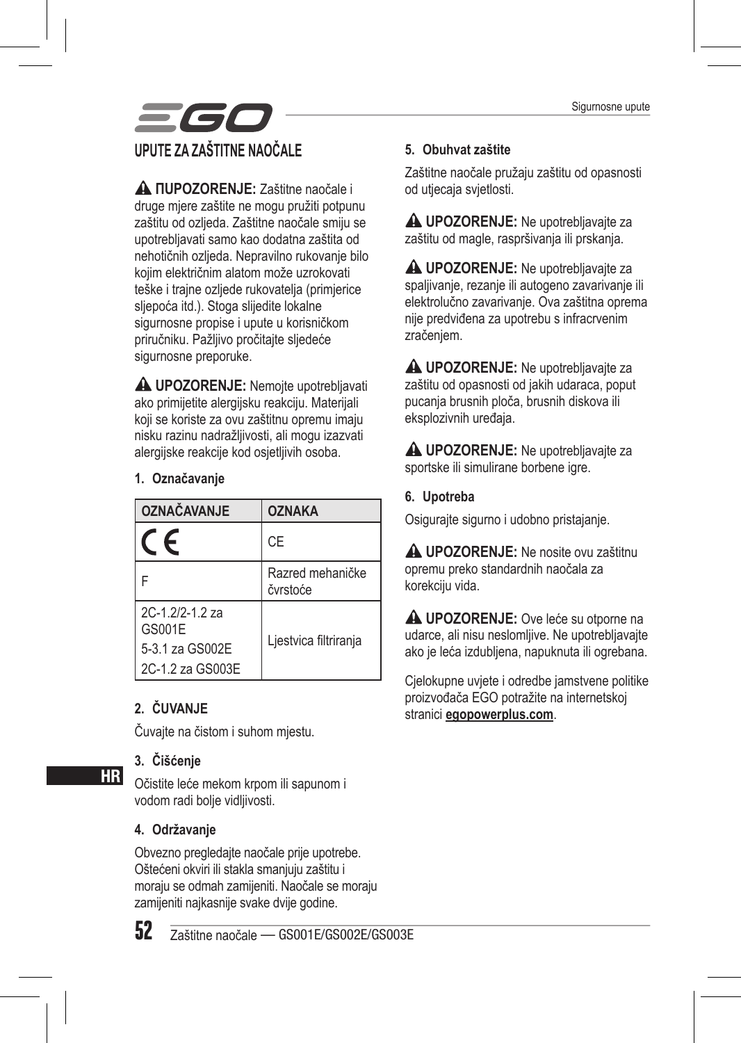# UPUTE ZA ZAŠTITNE NAOČALE

⚠ **ΠUPOZORENJE:** Zaštitne naočale i druge mjere zaštite ne mogu pružiti potpunu zaštitu od ozljeda. Zaštitne naočale smiju se upotrebljavati samo kao dodatna zaštita od nehotičnih ozljeda. Nepravilno rukovanje bilo kojim električnim alatom može uzrokovati teške i trajne ozljede rukovatelja (primjerice sljepoća itd.). Stoga slijedite lokalne sigurnosne propise i upute u korisničkom priručniku. Pažljivo pročitajte sljedeće sigurnosne preporuke.

⚠ **UPOZORENJE:** Nemojte upotrebljavati ako primijetite alergijsku reakciju. Materijali koji se koriste za ovu zaštitnu opremu imaju nisku razinu nadražljivosti, ali mogu izazvati alergijske reakcije kod osjetljivih osoba.

### 1. Označavanje

| OZNAČAVANJE | OZNAKA |
|---|---|
| CE | CE |
| F | Razred mehaničke čvrstoće |
| 2C-1.2/2-1.2 za GS001E<br>5-3.1 za GS002E<br>2C-1.2 za GS003E | Ljestvica filtriranja |

### 2. ČUVANJE

Čuvajte na čistom i suhom mjestu.

### 3. Čišćenje

Očistite leće mekom krpom ili sapunom i vodom radi bolje vidljivosti.

### 4. Održavanje

Obvezno pregledajte naočale prije upotrebe. Oštećeni okviri ili stakla smanjuju zaštitu i moraju se odmah zamijeniti. Naočale se moraju zamijeniti najkasnije svake dvije godine.

### 5. Obuhvat zaštite

Zaštitne naočale pružaju zaštitu od opasnosti od utjecaja svjetlosti.

⚠ **UPOZORENJE:** Ne upotrebljavajte za zaštitu od magle, raspršivanja ili prskanja.

⚠ **UPOZORENJE:** Ne upotrebljavajte za spaljivanje, rezanje ili autogeno zavarivanje ili elektrolučno zavarivanje. Ova zaštitna oprema nije predviđena za upotrebu s infracrvenim zračenjem.

⚠ **UPOZORENJE:** Ne upotrebljavajte za zaštitu od opasnosti od jakih udaraca, poput pucanja brusnih ploča, brusnih diskova ili eksplozivnih uređaja.

⚠ **UPOZORENJE:** Ne upotrebljavajte za sportske ili simulirane borbene igre.

### 6. Upotreba

Osigurajte sigurno i udobno pristajanje.

⚠ **UPOZORENJE:** Ne nosite ovu zaštitnu opremu preko standardnih naočala za korekciju vida.

⚠ **UPOZORENJE:** Ove leće su otporne na udarce, ali nisu neslomljive. Ne upotrebljavajte ako je leća izdubljena, napuknuta ili ogrebana.

Cjelokupne uvjete i odredbe jamstvene politike proizvođača EGO potražite na internetskoj stranici **egopowerplus.com**.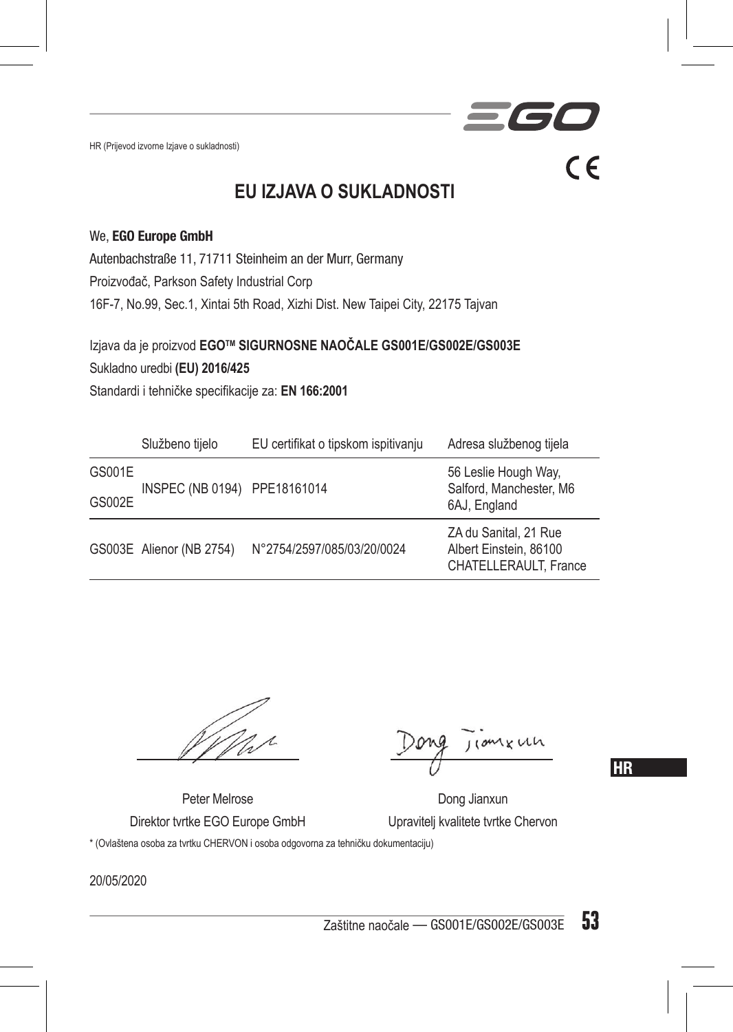HR (Prijevod izvorne Izjave o sukladnosti)

# EU IZJAVA O SUKLADNOSTI

We, **EGO Europe GmbH**

Autenbachstraße 11, 71711 Steinheim an der Murr, Germany

Proizvođač, Parkson Safety Industrial Corp

16F-7, No.99, Sec.1, Xintai 5th Road, Xizhi Dist. New Taipei City, 22175 Tajvan

Izjava da je proizvod **EGO™ SIGURNOSNE NAOČALE GS001E/GS002E/GS003E**

Sukladno uredbi **(EU) 2016/425**

Standardi i tehničke specifikacije za: **EN 166:2001**

| | Službeno tijelo | EU certifikat o tipskom ispitivanju | Adresa službenog tijela |
|---|---|---|---|
| GS001E GS002E | INSPEC (NB 0194) | PPE18161014 | 56 Leslie Hough Way, Salford, Manchester, M6 6AJ, England |
| GS003E | Alienor (NB 2754) | N°2754/2597/085/03/20/0024 | ZA du Sanital, 21 Rue Albert Einstein, 86100 CHATELLERAULT, France |

Peter Melrose
Direktor tvrtke EGO Europe GmbH

Dong Jianxun
Upravitelj kvalitete tvrtke Chervon

\* (Ovlaštena osoba za tvrtku CHERVON i osoba odgovorna za tehničku dokumentaciju)

20/05/2020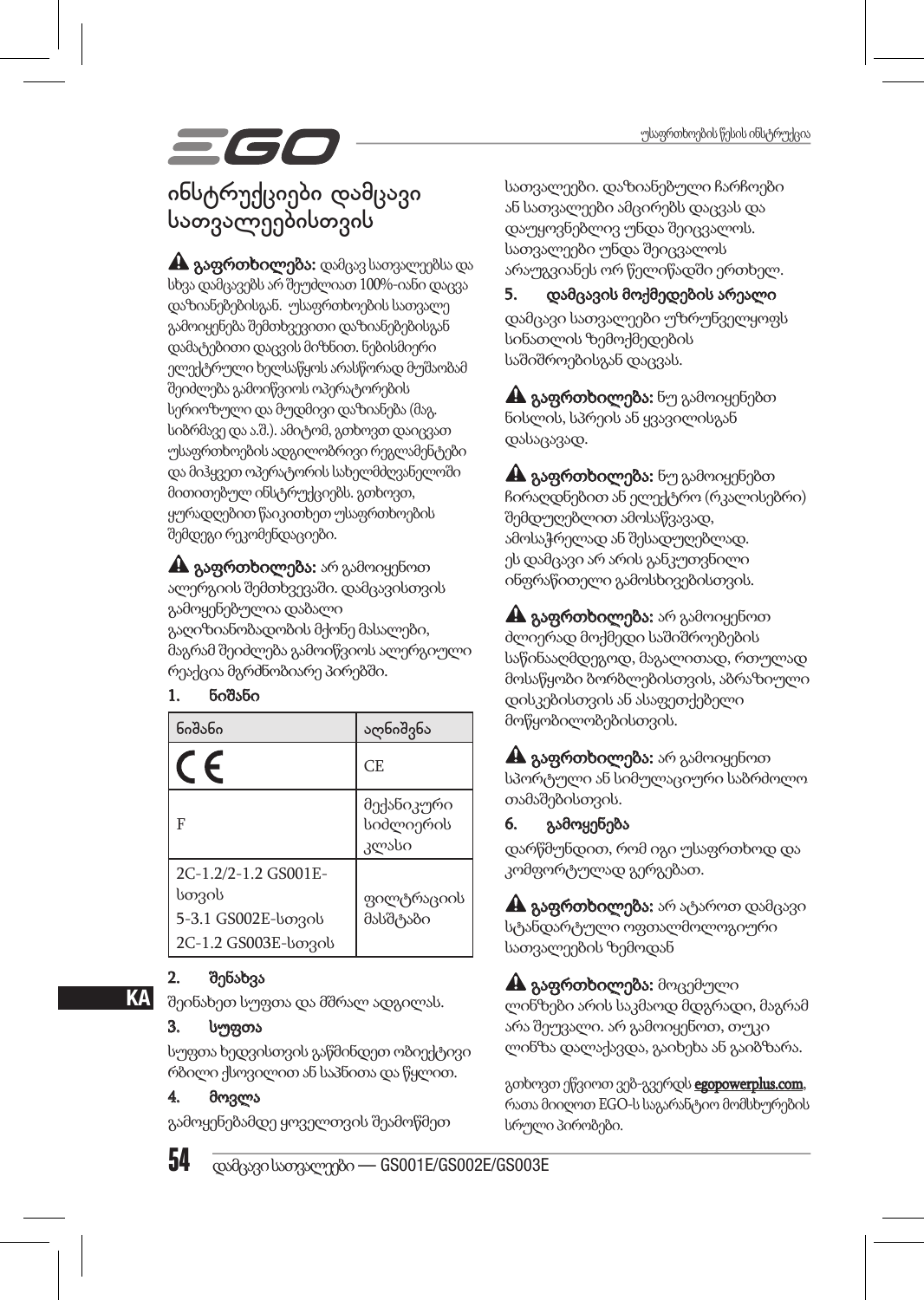# ინსტრუქციები დამცავი სათვალეებისთვის

⚠ **გაფრთხილება:** დამცავ სათვალეებსა და სხვა დამცავებს არ შეუძლიათ 100%-იანი დაცვა დაზიანებებისგან. უსაფრთხოების სათვალე გამოიყენება შემთხვევითი დაზიანებებისგან დამატებითი დაცვის მიზნით. ნებისმიერი ელექტრული ხელსაწყოს არასწორად მუშაობამ შეიძლება გამოიწვიოს ოპერატორების სერიოზული და მუდმივი დაზიანება (მაგ. სიბრმავე და ა.შ.). ამიტომ, გთხოვთ დაიცვათ უსაფრთხოების ადგილობრივი რეგლამენტები და მიჰყევით ოპერატორის სახელმძღვანელოში მითითებულ ინსტრუქციებს. გთხოვთ, ყურადღებით წაიკითხეთ უსაფრთხოების შემდეგი რეკომენდაციები.

⚠ **გაფრთხილება:** არ გამოიყენოთ ალერგიის შემთხვევაში. დამცავისთვის გამოყენებულია დაბალი გაღიზიანობადობის მქონე მასალები, მაგრამ შეიძლება გამოიწვიოს ალერგიული რეაქცია მგრძნობიარე პირებში.

## 1. ნიშანი

| ნიშანი | აღნიშვნა |
|---|---|
| CE | CE |
| F | მექანიკური სიძლიერის კლასი |
| 2C-1.2/2-1.2 GS001E-სთვის<br>5-3.1 GS002E-სთვის<br>2C-1.2 GS003E-სთვის | ფილტრაციის მასშტაბი |

## 2. შენახვა

შეინახეთ სუფთა და მშრალ ადგილას.

## 3. სუფთა

სუფთა ხედვისთვის გაწმინდეთ ობიექტივი რბილი ქსოვილით ან საპნითა და წყლით.

## 4. მოვლა

გამოყენებამდე ყოველთვის შეამოწმეთ სათვალეები. დაზიანებული ჩარჩოები ან სათვალეები ამცირებს დაცვას და დაუყოვნებლივ უნდა შეიცვალოს. სათვალეები უნდა შეიცვალოს არაუგვიანეს ორ წელიწადში ერთხელ.

## 5. დამცავის მოქმედების არეალი

დამცავი სათვალეები უზრუნველყოფს სინათლის ზემოქმედების საშიშროებისგან დაცვას.

⚠ **გაფრთხილება:** ნუ გამოიყენებთ ნისლის, სპრეის ან ყვავილისგან დასაცავად.

⚠ **გაფრთხილება:** ნუ გამოიყენებთ ჩირაღდნებით ან ელექტრო (რკალისებრი) შემდუღებლით ამოსაწვავად, ამოსაჭრელად ან შესადუღებლად. ეს დამცავი არ არის განკუთვნილი ინფრაწითელი გამოსხივებისთვის.

⚠ **გაფრთხილება:** არ გამოიყენოთ ძლიერად მოქმედი საშიშროებების საწინააღმდეგოდ, მაგალითად, რთულად მოსაწყობი ბორბლებისთვის, აბრაზიული დისკებისთვის ან ასაფეთქებელი მოწყობილობებისთვის.

⚠ **გაფრთხილება:** არ გამოიყენოთ სპორტული ან სიმულაციური საბრძოლო თამაშებისთვის.

## 6. გამოყენება

დარწმუნდით, რომ იგი უსაფრთხოდ და კომფორტულად გერგებათ.

⚠ **გაფრთხილება:** არ ატაროთ დამცავი სტანდარტული ოფთალმოლოგიური სათვალეების ზემოდან

⚠ **გაფრთხილება:** მოცემული ლინზები არის საკმაოდ მდგრადი, მაგრამ არა შეუვალი. არ გამოიყენოთ, თუკი ლინზა დალაქავდა, გაიხეხა ან გაიბზარა.

გთხოვთ ეწვიოთ ვებ-გვერდს **egopowerplus.com**, რათა მიიღოთ EGO-ს საგარანტიო მომსახურების სრული პირობები.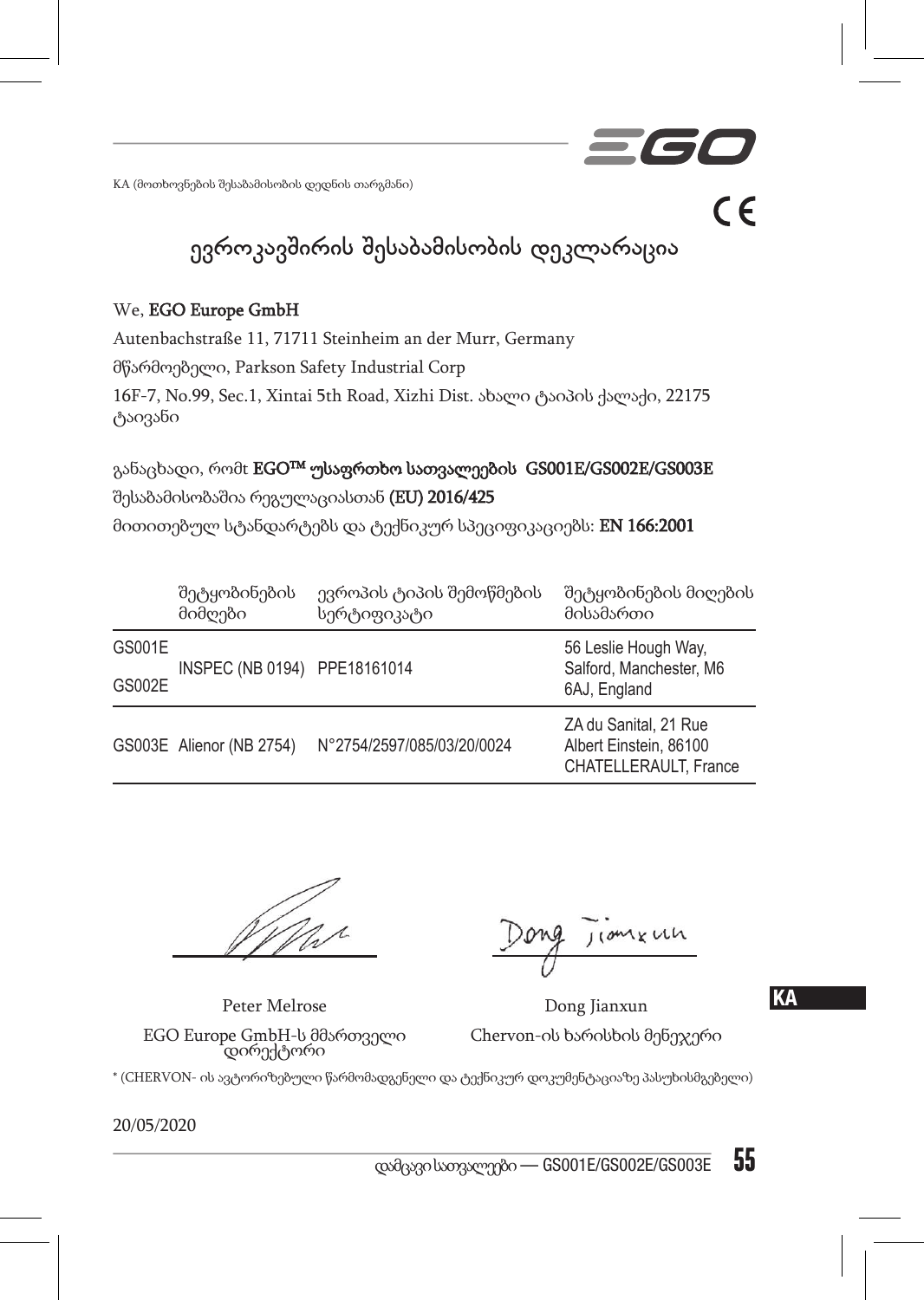KA (მოთხოვნების შესაბამისობის დედნის თარგმანი)

# ევროკავშირის შესაბამისობის დეკლარაცია

We, **EGO Europe GmbH**

Autenbachstraße 11, 71711 Steinheim an der Murr, Germany

მწარმოებელი, Parkson Safety Industrial Corp

16F-7, No.99, Sec.1, Xintai 5th Road, Xizhi Dist. ახალი ტაიპის ქალაქი, 22175 ტაივანი

განაცხადი, რომt **EGO™ უსაფრთხო სათვალეების GS001E/GS002E/GS003E**

შესაბამისობაშია რეგულაციასთან **(EU) 2016/425**

მითითებულ სტანდარტებს და ტექნიკურ სპეციფიკაციებს: **EN 166:2001**

| | შეტყობინების მიმღები | ევროპის ტიპის შემოწმების სერტიფიკატი | შეტყობინების მიღების მისამართი |
|---|---|---|---|
| GS001E<br>GS002E | INSPEC (NB 0194) | PPE18161014 | 56 Leslie Hough Way, Salford, Manchester, M6 6AJ, England |
| GS003E | Alienor (NB 2754) | N°2754/2597/085/03/20/0024 | ZA du Sanital, 21 Rue Albert Einstein, 86100 CHATELLERAULT, France |

Peter Melrose
EGO Europe GmbH-ს მმართველი დირექტორი

Dong Jianxun
Chervon-ის ხარისხის მენეჯერი

* (CHERVON- ის ავტორიზებული წარმომადგენელი და ტექნიკურ დოკუმენტაციაზე პასუხისმგებელი)

20/05/2020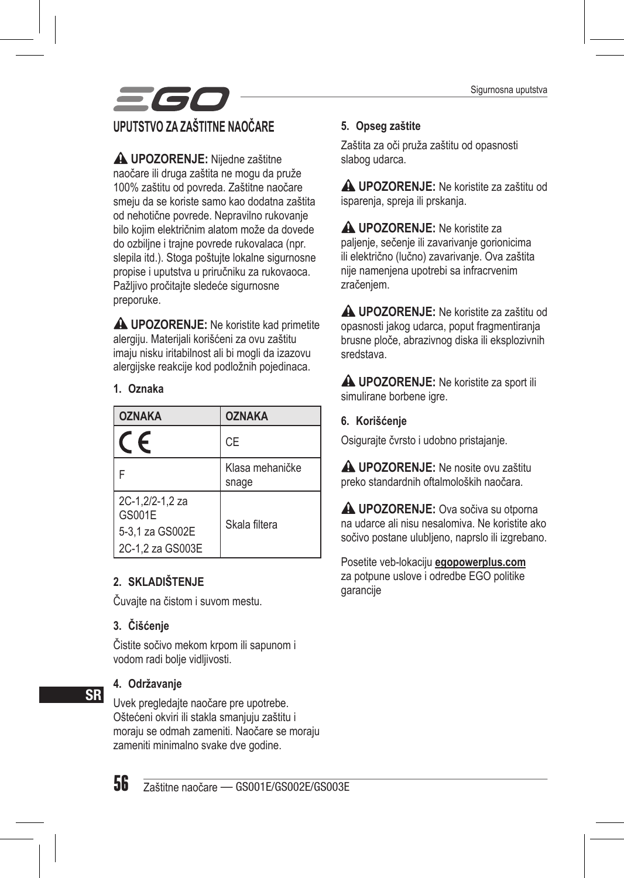# UPUTSTVO ZA ZAŠTITNE NAOČARE

⚠ **UPOZORENJE:** Nijedne zaštitne naočare ili druga zaštita ne mogu da pruže 100% zaštitu od povreda. Zaštitne naočare smeju da se koriste samo kao dodatna zaštita od nehotične povrede. Nepravilno rukovanje bilo kojim električnim alatom može da dovede do ozbiljne i trajne povrede rukovalaca (npr. slepila itd.). Stoga poštujte lokalne sigurnosne propise i uputstva u priručniku za rukovaoca. Pažljivo pročitajte sledeće sigurnosne preporuke.

⚠ **UPOZORENJE:** Ne koristite kad primetite alergiju. Materijali korišćeni za ovu zaštitu imaju nisku iritabilnost ali bi mogli da izazovu alergijske reakcije kod podložnih pojedinaca.

### 1. Oznaka

| OZNAKA | OZNAKA |
|---|---|
| CE | CE |
| F | Klasa mehaničke snage |
| 2C-1,2/2-1,2 za GS001E<br>5-3,1 za GS002E<br>2C-1,2 za GS003E | Skala filtera |

### 2. SKLADIŠTENJE

Čuvajte na čistom i suvom mestu.

### 3. Čišćenje

Čistite sočivo mekom krpom ili sapunom i vodom radi bolje vidljivosti.

### 4. Održavanje

Uvek pregledajte naočare pre upotrebe. Oštećeni okviri ili stakla smanjuju zaštitu i moraju se odmah zameniti. Naočare se moraju zameniti minimalno svake dve godine.

### 5. Opseg zaštite

Zaštita za oči pruža zaštitu od opasnosti slabog udarca.

⚠ **UPOZORENJE:** Ne koristite za zaštitu od isparenja, spreja ili prskanja.

⚠ **UPOZORENJE:** Ne koristite za paljenje, sečenje ili zavarivanje gorionicima ili električno (lučno) zavarivanje. Ova zaštita nije namenjena upotrebi sa infracrvenim zračenjem.

⚠ **UPOZORENJE:** Ne koristite za zaštitu od opasnosti jakog udarca, poput fragmentiranja brusne ploče, abrazivnog diska ili eksplozivnih sredstava.

⚠ **UPOZORENJE:** Ne koristite za sport ili simulirane borbene igre.

### 6. Korišćenje

Osigurajte čvrsto i udobno pristajanje.

⚠ **UPOZORENJE:** Ne nosite ovu zaštitu preko standardnih oftalmoloških naočara.

⚠ **UPOZORENJE:** Ova sočiva su otporna na udarce ali nisu nesalomiva. Ne koristite ako sočivo postane ulubljeno, naprslo ili izgrebano.

Posetite veb-lokaciju **egopowerplus.com** za potpune uslove i odredbe EGO politike garancije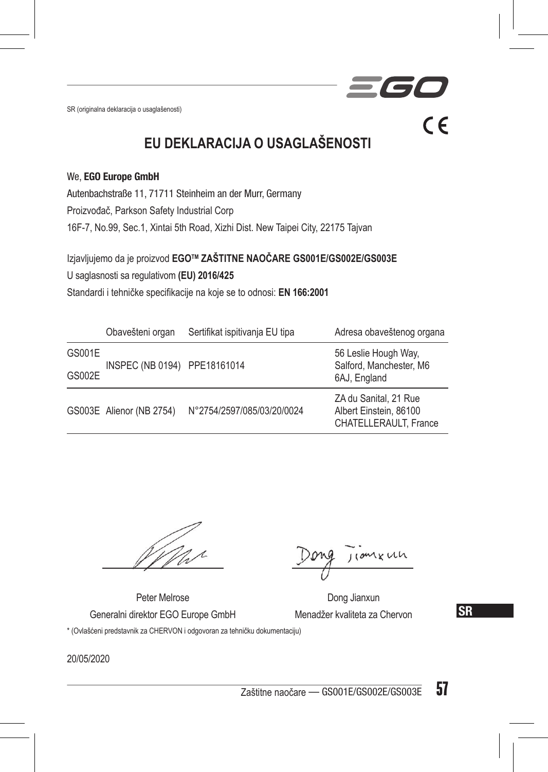SR (originalna deklaracija o usaglašenosti)

# EU DEKLARACIJA O USAGLAŠENOSTI

We, **EGO Europe GmbH**

Autenbachstraße 11, 71711 Steinheim an der Murr, Germany

Proizvođač, Parkson Safety Industrial Corp

16F-7, No.99, Sec.1, Xintai 5th Road, Xizhi Dist. New Taipei City, 22175 Tajvan

Izjavljujemo da je proizvod **EGO™ ZAŠTITNE NAOČARE GS001E/GS002E/GS003E**

U saglasnosti sa regulativom **(EU) 2016/425**

Standardi i tehničke specifikacije na koje se to odnosi: **EN 166:2001**

| | Obavešteni organ | Sertifikat ispitivanja EU tipa | Adresa obaveštenog organa |
|---|---|---|---|
| GS001E GS002E | INSPEC (NB 0194) | PPE18161014 | 56 Leslie Hough Way, Salford, Manchester, M6 6AJ, England |
| GS003E | Alienor (NB 2754) | N°2754/2597/085/03/20/0024 | ZA du Sanital, 21 Rue Albert Einstein, 86100 CHATELLERAULT, France |

Peter Melrose
Generalni direktor EGO Europe GmbH

Dong Jianxun
Menadžer kvaliteta za Chervon

* (Ovlašćeni predstavnik za CHERVON i odgovoran za tehničku dokumentaciju)

20/05/2020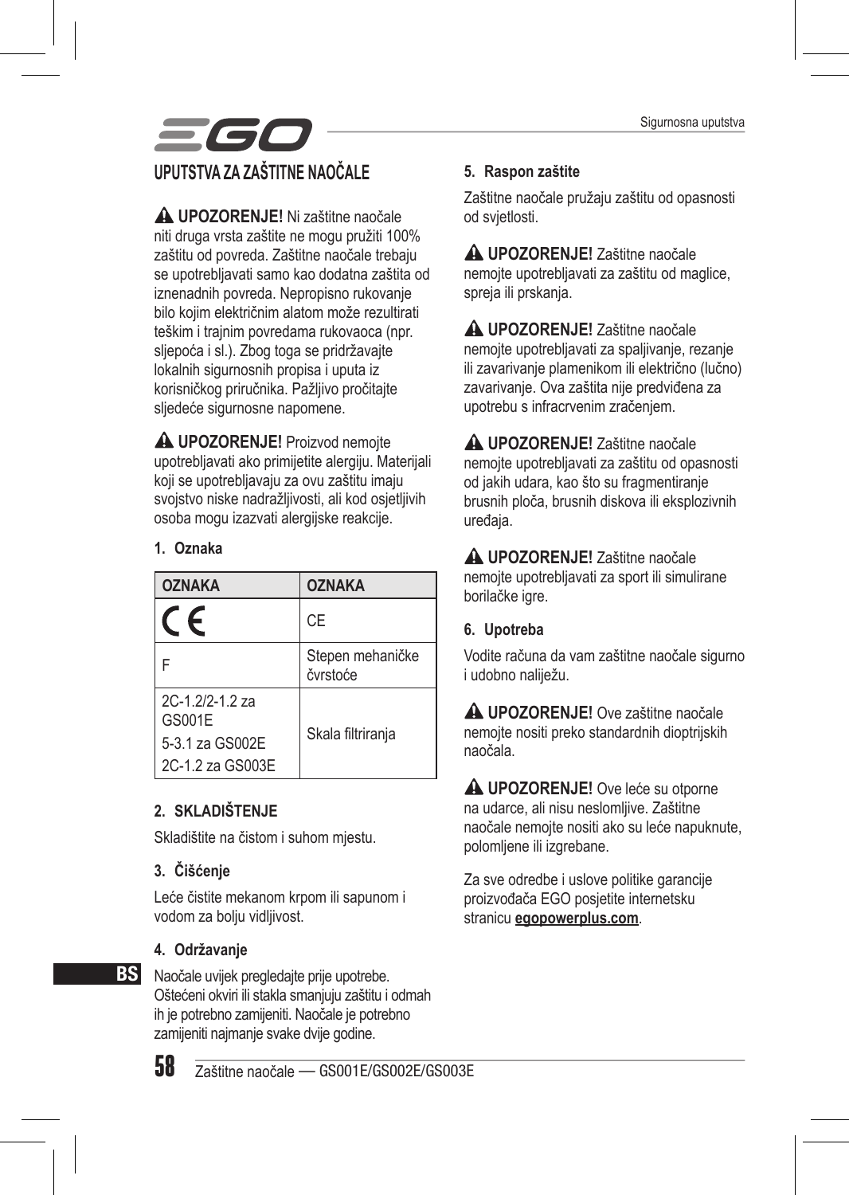# UPUTSTVA ZA ZAŠTITNE NAOČALE

⚠ **UPOZORENJE!** Ni zaštitne naočale niti druga vrsta zaštite ne mogu pružiti 100% zaštitu od povreda. Zaštitne naočale trebaju se upotrebljavati samo kao dodatna zaštita od iznenadnih povreda. Nepropisno rukovanje bilo kojim električnim alatom može rezultirati teškim i trajnim povredama rukovaoca (npr. sljepoća i sl.). Zbog toga se pridržavajte lokalnih sigurnosnih propisa i uputa iz korisničkog priručnika. Pažljivo pročitajte sljedeće sigurnosne napomene.

⚠ **UPOZORENJE!** Proizvod nemojte upotrebljavati ako primijetite alergiju. Materijali koji se upotrebljavaju za ovu zaštitu imaju svojstvo niske nadražljivosti, ali kod osjetljivih osoba mogu izazvati alergijske reakcije.

**1. Oznaka**

| OZNAKA | OZNAKA |
|---|---|
| CE | CE |
| F | Stepen mehaničke čvrstoće |
| 2C-1.2/2-1.2 za GS001E<br>5-3.1 za GS002E<br>2C-1.2 za GS003E | Skala filtriranja |

**2. SKLADIŠTENJE**

Skladištite na čistom i suhom mjestu.

**3. Čišćenje**

Leće čistite mekanom krpom ili sapunom i vodom za bolju vidljivost.

**4. Održavanje**

Naočale uvijek pregledajte prije upotrebe. Oštećeni okviri ili stakla smanjuju zaštitu i odmah ih je potrebno zamijeniti. Naočale je potrebno zamijeniti najmanje svake dvije godine.

**5. Raspon zaštite**

Zaštitne naočale pružaju zaštitu od opasnosti od svjetlosti.

⚠ **UPOZORENJE!** Zaštitne naočale nemojte upotrebljavati za zaštitu od maglice, spreja ili prskanja.

⚠ **UPOZORENJE!** Zaštitne naočale nemojte upotrebljavati za spaljivanje, rezanje ili zavarivanje plamenikom ili električno (lučno) zavarivanje. Ova zaštita nije predviđena za upotrebu s infracrvenim zračenjem.

⚠ **UPOZORENJE!** Zaštitne naočale nemojte upotrebljavati za zaštitu od opasnosti od jakih udara, kao što su fragmentiranje brusnih ploča, brusnih diskova ili eksplozivnih uređaja.

⚠ **UPOZORENJE!** Zaštitne naočale nemojte upotrebljavati za sport ili simulirane borilačke igre.

**6. Upotreba**

Vodite računa da vam zaštitne naočale sigurno i udobno naliježu.

⚠ **UPOZORENJE!** Ove zaštitne naočale nemojte nositi preko standardnih dioptrijskih naočala.

⚠ **UPOZORENJE!** Ove leće su otporne na udarce, ali nisu neslomljive. Zaštitne naočale nemojte nositi ako su leće napuknute, polomljene ili izgrebane.

Za sve odredbe i uslove politike garancije proizvođača EGO posjetite internetsku stranicu **egopowerplus.com**.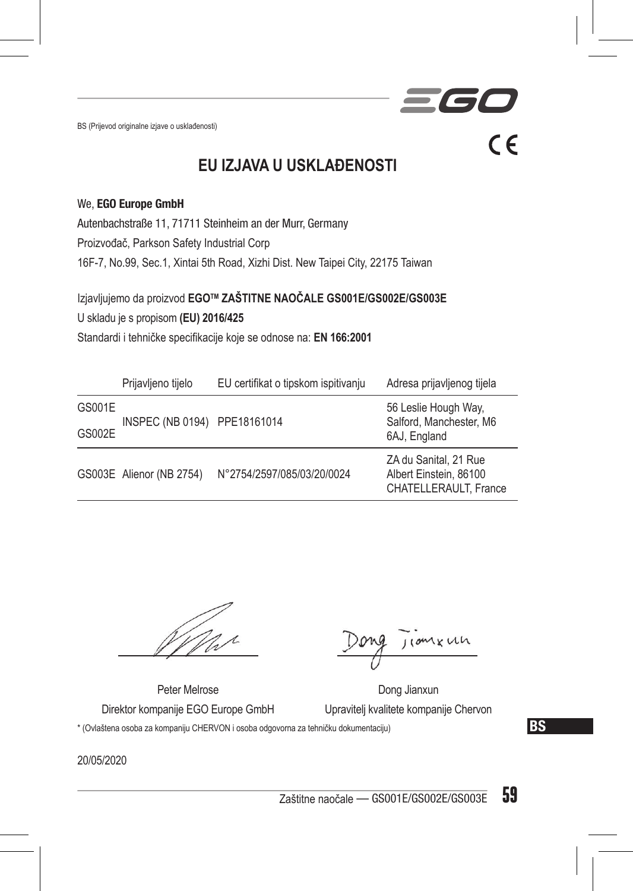BS (Prijevod originalne izjave o usklađenosti)

# EU IZJAVA U USKLAĐENOSTI

We, **EGO Europe GmbH**

Autenbachstraße 11, 71711 Steinheim an der Murr, Germany

Proizvođač, Parkson Safety Industrial Corp

16F-7, No.99, Sec.1, Xintai 5th Road, Xizhi Dist. New Taipei City, 22175 Taiwan

Izjavljujemo da proizvod **EGO™ ZAŠTITNE NAOČALE GS001E/GS002E/GS003E**

U skladu je s propisom **(EU) 2016/425**

Standardi i tehničke specifikacije koje se odnose na: **EN 166:2001**

| | Prijavljeno tijelo | EU certifikat o tipskom ispitivanju | Adresa prijavljenog tijela |
|---|---|---|---|
| GS001E GS002E | INSPEC (NB 0194) | PPE18161014 | 56 Leslie Hough Way, Salford, Manchester, M6 6AJ, England |
| GS003E | Alienor (NB 2754) | N°2754/2597/085/03/20/0024 | ZA du Sanital, 21 Rue Albert Einstein, 86100 CHATELLERAULT, France |

Peter Melrose
Direktor kompanije EGO Europe GmbH

Dong Jianxun
Upravitelj kvalitete kompanije Chervon

* (Ovlaštena osoba za kompaniju CHERVON i osoba odgovorna za tehničku dokumentaciju)

20/05/2020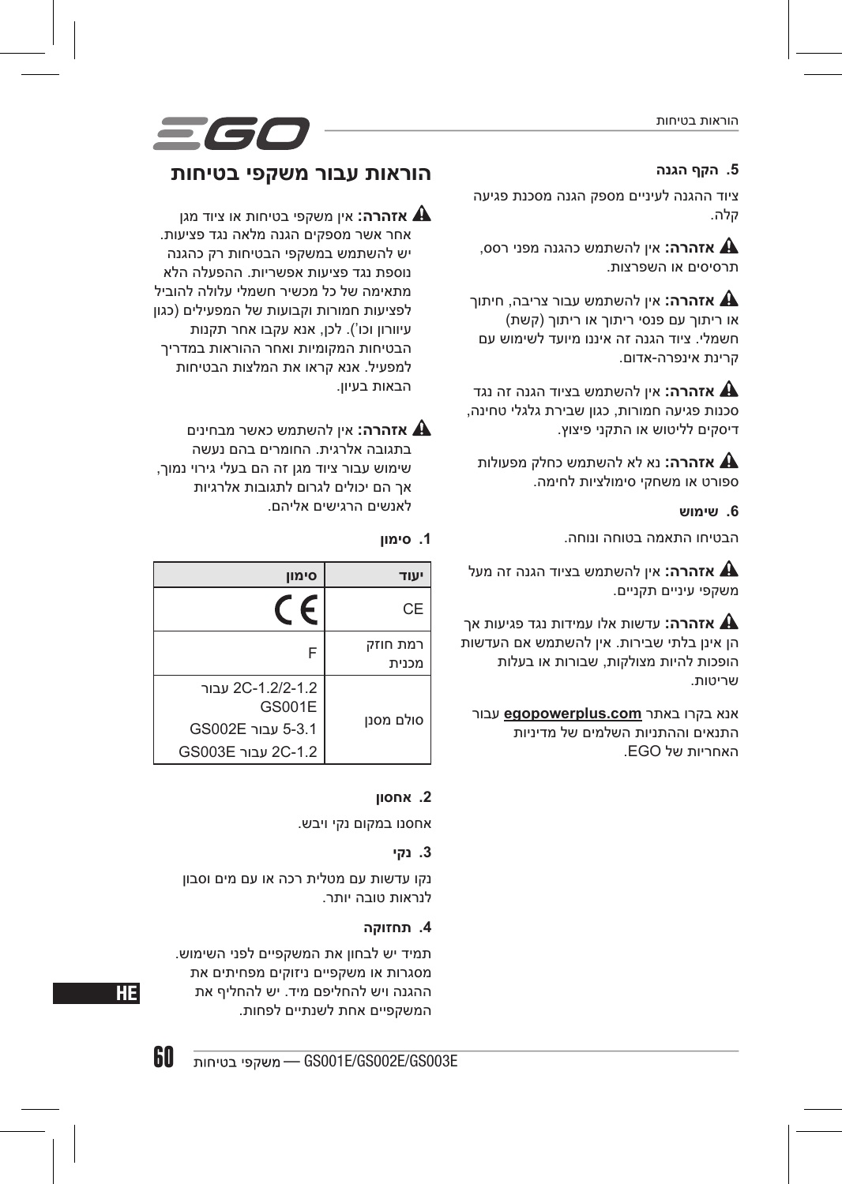# הוראות בטיחות עבור משקפי בטיחות

⚠ **אזהרה:** אין משקפי בטיחות או ציוד מגן אחר אשר מספקים הגנה מלאה נגד פציעות. יש להשתמש במשקפי הבטיחות רק כהגנה נוספת נגד פציעות אפשריות. ההפעלה הלא מתאימה של כל מכשיר חשמלי עלולה להוביל לפציעות חמורות וקבועות של המפעילים (כגון עיוורון וכו'). לכן, אנא עקבו אחר תקנות הבטיחות המקומיות ואחר ההוראות במדריך למפעיל. אנא קראו את המלצות הבטיחות הבאות בעיון.

⚠ **אזהרה:** אין להשתמש כאשר מבחינים בתגובה אלרגית. החומרים בהם נעשה שימוש עבור ציוד מגן זה הם בעלי גירוי נמוך, אך הם יכולים לגרום לתגובות אלרגיות לאנשים הרגישים אליהם.

### 1. סימון

| יעוד | סימון |
|---|---|
| CE | CE |
| רמת חוזק מכנית | F |
| סולם מסנן | 2C-1.2/2-1.2 עבור GS001E<br>5-3.1 עבור GS002E<br>2C-1.2 עבור GS003E |

### 2. אחסון

אחסנו במקום נקי ויבש.

### 3. נקי

נקו עדשות עם מטלית רכה או עם מים וסבון לנראות טובה יותר.

### 4. תחזוקה

תמיד יש לבחון את המשקפיים לפני השימוש. מסגרות או משקפיים ניזוקים מפחיתים את ההגנה ויש להחליפם מיד. יש להחליף את המשקפיים אחת לשנתיים לפחות.

### 5. היקף הגנה

ציוד ההגנה לעיניים מספק הגנה מסכנות פגיעה קלה.

⚠ **אזהרה:** אין להשתמש כהגנה מפני רסס, תרסיסים או השפרצות.

⚠ **אזהרה:** אין להשתמש עבור צריבה, חיתוך או ריתוך עם פנסי ריתוך או ריתוך (קשת) חשמלי. ציוד הגנה זה איננו מיועד לשימוש עם קרינת אינפרה-אדום.

⚠ **אזהרה:** אין להשתמש בציוד הגנה זה נגד סכנות פגיעה חמורות, כגון שבירת גלגלי טחינה, דיסקים לליטוש או התקני פיצוץ.

⚠ **אזהרה:** נא לא להשתמש כחלק מפעולות ספורט או משחקי סימולציות לחימה.

### 6. שימוש

הבטיחו התאמה בטוחה ונוחה.

⚠ **אזהרה:** אין להשתמש בציוד הגנה זה מעל משקפי עיניים תקניים.

⚠ **אזהרה:** עדשות אלו עמידות נגד פגיעות אך הן אינן בלתי שבירות. אין להשתמש אם העדשות הופכות להיות מצולקות, שבורות או בעלות שריטות.

אנא בקרו באתר **egopowerplus.com** עבור התנאים וההתניות השלמים של מדיניות האחריות של EGO.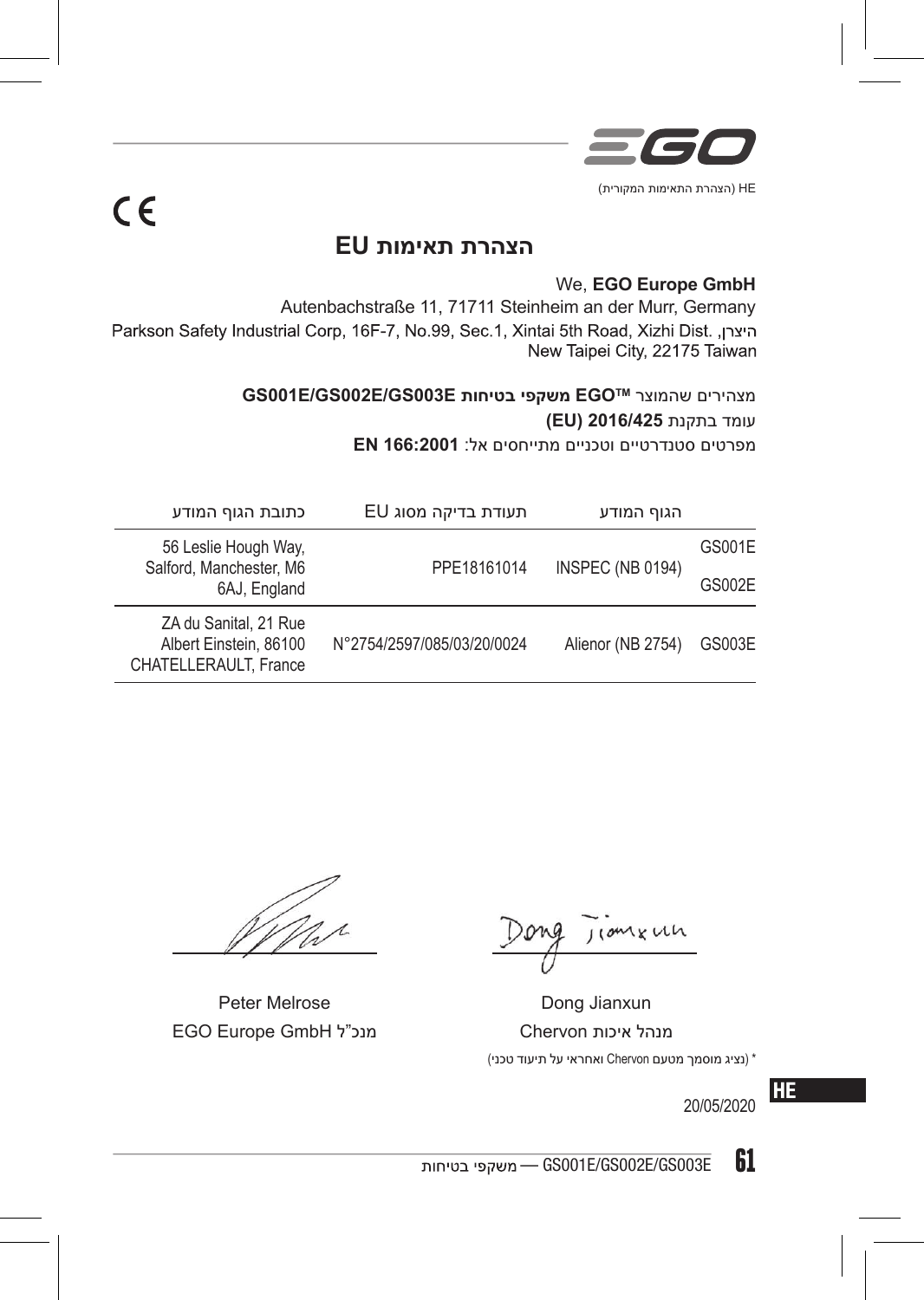HE (הצהרת התאימות המקורית)

CE

# הצהרת תאימות EU

We, **EGO Europe GmbH**

Autenbachstraße 11, 71711 Steinheim an der Murr, Germany

היצרן, Parkson Safety Industrial Corp, 16F-7, No.99, Sec.1, Xintai 5th Road, Xizhi Dist.
New Taipei City, 22175 Taiwan

מצהירים שהמוצר **EGO™ משקפי בטיחות GS001E/GS002E/GS003E**

עומד בתקנת **2016/425 (EU)**

מפרטים סטנדרטיים וטכניים מתייחסים אל: **EN 166:2001**

| | הגוף המודע | תעודת בדיקה מסוג EU | כתובת הגוף המודע |
|---|---|---|---|
| GS001E | INSPEC (NB 0194) | PPE18161014 | 56 Leslie Hough Way, Salford, Manchester, M6 6AJ, England |
| GS002E | | | |
| GS003E | Alienor (NB 2754) | N°2754/2597/085/03/20/0024 | ZA du Sanital, 21 Rue Albert Einstein, 86100 CHATELLERAULT, France |

Dong Jianxun
מנהל איכות Chervon
* (נציג מוסמך מטעם Chervon ואחראי על תיעוד טכני)

Peter Melrose
מנכ"ל EGO Europe GmbH

20/05/2020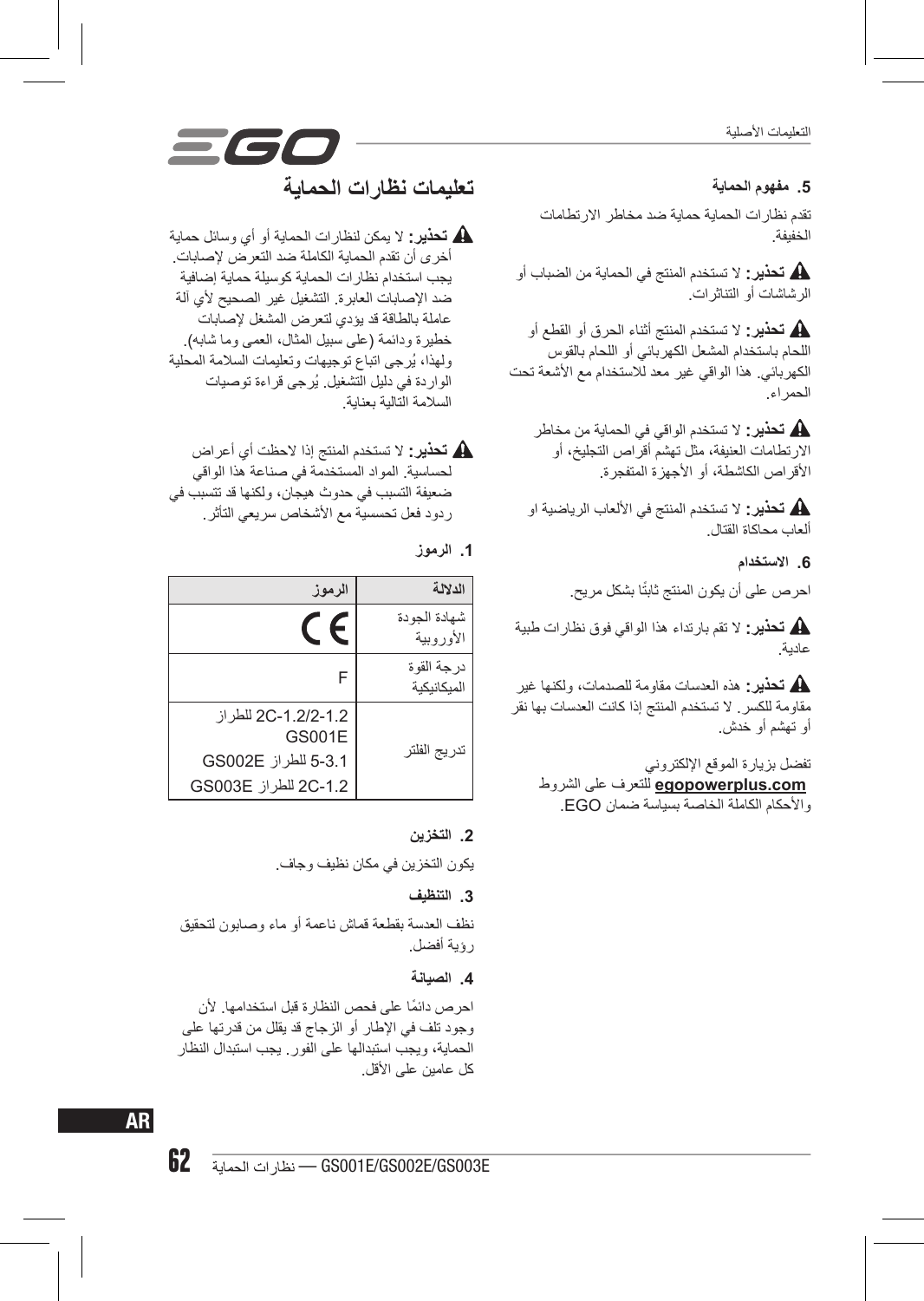# تعليمات نظارات الحماية

⚠ **تحذير:** لا يمكن لنظارات الحماية أو أي وسائل حماية أخرى أن تقدم الحماية الكاملة ضد التعرض لإصابات. يجب استخدام نظارات الحماية كوسيلة حماية إضافية ضد الإصابات العابرة. التشغيل غير الصحيح لأي آلة عاملة بالطاقة قد يؤدي لتعرض المشغل لإصابات خطيرة ودائمة (على سبيل المثال، العمى وما شابه). ولهذا، يُرجى اتباع توجيهات وتعليمات السلامة المحلية الواردة في دليل التشغيل. يُرجى قراءة توصيات السلامة التالية بعناية.

⚠ **تحذير:** لا تستخدم المنتج إذا لاحظت أي أعراض لحساسية. المواد المستخدمة في صناعة هذا الواقي ضعيفة التسبب في حدوث هيجان، ولكنها قد تتسبب في ردود فعل تحسسية مع الأشخاص سريعي التأثر.

## 1. الرموز

| الدلالة | الرموز |
|---|---|
| شهادة الجودة الأوروبية | CE |
| درجة القوة الميكانيكية | F |
| تدريج الفلتر | 2C-1.2/2-1.2 للطراز GS001E<br>5-3.1 للطراز GS002E<br>2C-1.2 للطراز GS003E |

## 2. التخزين

يكون التخزين في مكان نظيف وجاف.

## 3. التنظيف

نظف العدسة بقطعة قماش ناعمة أو ماء وصابون لتحقيق رؤية أفضل.

## 4. الصيانة

احرص دائمًا على فحص النظارة قبل استخدامها. لأن وجود تلف في الإطار أو الزجاج قد يقلل من قدرتها على الحماية، ويجب استبدالها على الفور. يجب استبدال النظار كل عامين على الأقل.

## 5. مفهوم الحماية

مقدم نظارات الحماية حماية ضد مخاطر الارتطامات الخفيفة.

⚠ **تحذير:** لا تستخدم المنتج في الحماية من الضباب أو الرشاشات أو التناثرات.

⚠ **تحذير:** لا تستخدم المنتج أثناء الحرق أو القطع أو اللحام باستخدام المشعل الكهربائي أو اللحام بالقوس الكهربائي. هذا الواقي غير معد للاستخدام مع الأشعة تحت الحمراء.

⚠ **تحذير:** لا تستخدم الواقي في الحماية من مخاطر الارتطامات العنيفة، مثل تهشم أقراص التجليخ، أو الأقراص الكاشطة، أو الأجهزة المتفجرة.

⚠ **تحذير:** لا تستخدم المنتج في الألعاب الرياضية او ألعاب محاكاة القتال.

## 6. الاستخدام

احرص على أن يكون المنتج ثابتًا بشكل مريح.

⚠ **تحذير:** لا تقم بارتداء هذا الواقي فوق نظارات طبية عادية.

⚠ **تحذير:** هذه العدسات مقاومة للصدمات، ولكنها غير مقاومة للكسر. لا تستخدم المنتج إذا كانت العدسات بها نقر أو تهشم أو خدش.

تفضل بزيارة الموقع الإلكتروني **egopowerplus.com** للتعرف على الشروط والأحكام الكاملة الخاصة بسياسة ضمان EGO.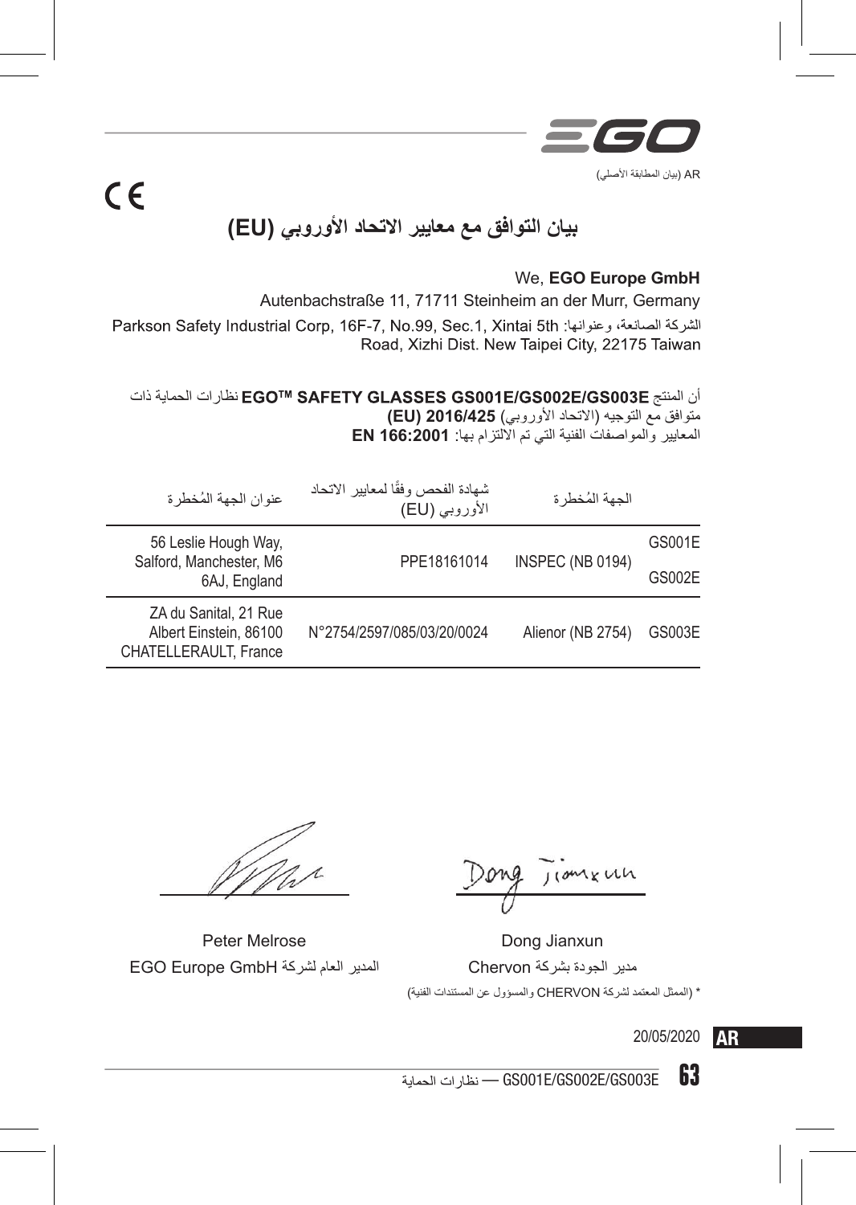AR (بيان المطابقة الأصلي)

CE

# بيان التوافق مع معايير الاتحاد الأوروبي (EU)

We, **EGO Europe GmbH**

Autenbachstraße 11, 71711 Steinheim an der Murr, Germany

الشركة الصانعة، وعنوانها: Parkson Safety Industrial Corp, 16F-7, No.99, Sec.1, Xintai 5th Road, Xizhi Dist. New Taipei City, 22175 Taiwan

أن المنتج **EGO™ SAFETY GLASSES GS001E/GS002E/GS003E** نظارات الحماية ذات
متوافق مع التوجيه (الاتحاد الأوروبي) **2016/425 (EU)**
المعايير والمواصفات الفنية التي تم الالتزام بها: **EN 166:2001**

| | الجهة المُخطرة | شهادة الفحص وفقًا لمعايير الاتحاد الأوروبي (EU) | عنوان الجهة المُخطرة |
|---|---|---|---|
| GS001E<br>GS002E | INSPEC (NB 0194) | PPE18161014 | 56 Leslie Hough Way, Salford, Manchester, M6 6AJ, England |
| GS003E | Alienor (NB 2754) | N°2754/2597/085/03/20/0024 | ZA du Sanital, 21 Rue Albert Einstein, 86100 CHATELLERAULT, France |

Dong Jianxun
مدير الجودة بشركة Chervon

Peter Melrose
المدير العام لشركة EGO Europe GmbH

* (الممثل المعتمد لشركة CHERVON والمسؤول عن المستندات الفنية)

20/05/2020